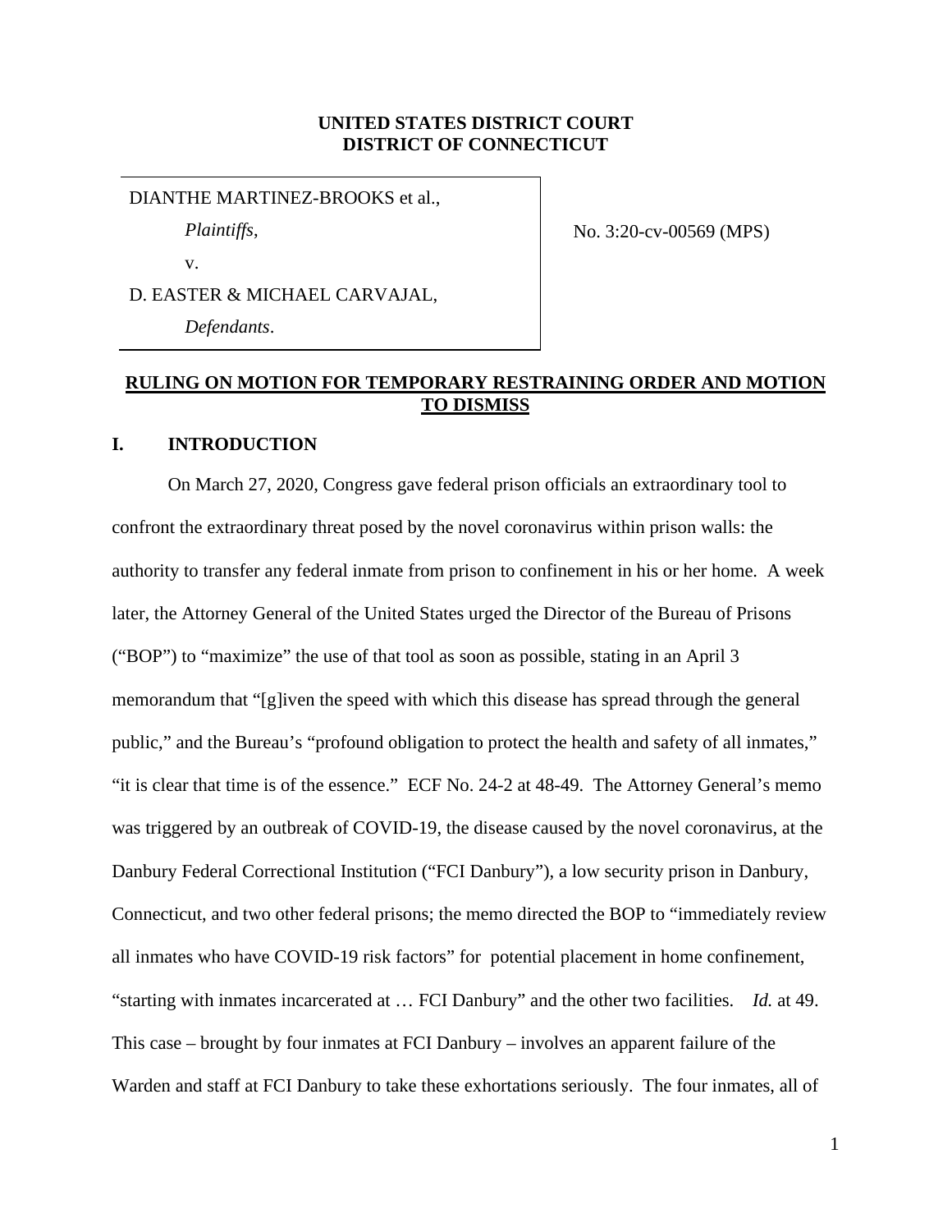**UNITED STATES DISTRICT COURT**
**DISTRICT OF CONNECTICUT**

DIANTHE MARTINEZ-BROOKS et al.,

*Plaintiffs*,

v.

D. EASTER & MICHAEL CARVAJAL,

*Defendants*.

No. 3:20-cv-00569 (MPS)

**RULING ON MOTION FOR TEMPORARY RESTRAINING ORDER AND MOTION TO DISMISS**

## I. INTRODUCTION

On March 27, 2020, Congress gave federal prison officials an extraordinary tool to confront the extraordinary threat posed by the novel coronavirus within prison walls: the authority to transfer any federal inmate from prison to confinement in his or her home. A week later, the Attorney General of the United States urged the Director of the Bureau of Prisons ("BOP") to "maximize" the use of that tool as soon as possible, stating in an April 3 memorandum that "[g]iven the speed with which this disease has spread through the general public," and the Bureau's "profound obligation to protect the health and safety of all inmates," "it is clear that time is of the essence." ECF No. 24-2 at 48-49. The Attorney General's memo was triggered by an outbreak of COVID-19, the disease caused by the novel coronavirus, at the Danbury Federal Correctional Institution ("FCI Danbury"), a low security prison in Danbury, Connecticut, and two other federal prisons; the memo directed the BOP to "immediately review all inmates who have COVID-19 risk factors" for potential placement in home confinement, "starting with inmates incarcerated at … FCI Danbury" and the other two facilities. *Id.* at 49. This case – brought by four inmates at FCI Danbury – involves an apparent failure of the Warden and staff at FCI Danbury to take these exhortations seriously. The four inmates, all of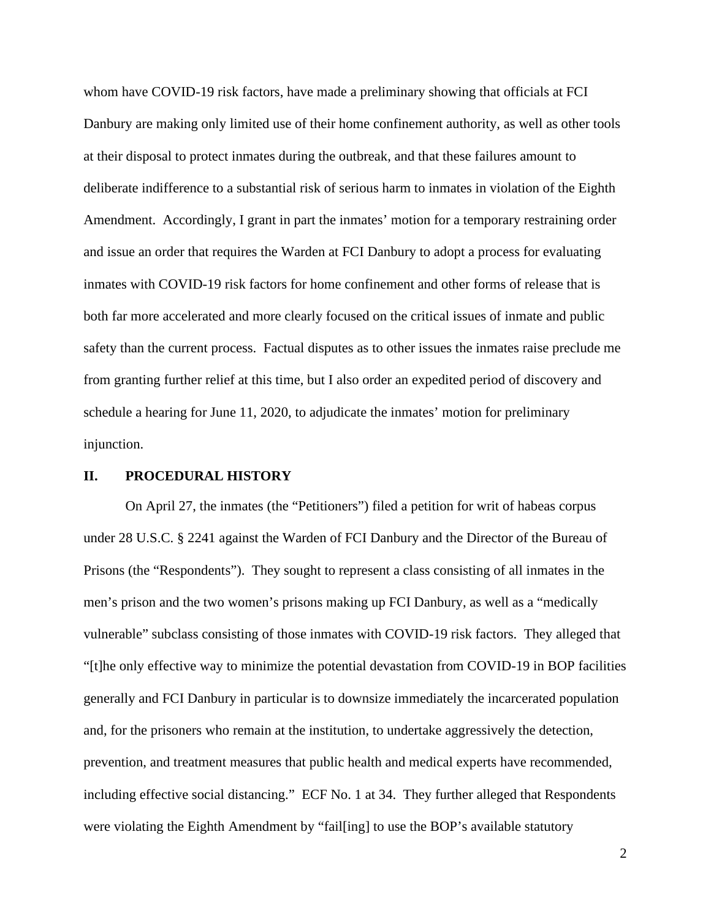whom have COVID-19 risk factors, have made a preliminary showing that officials at FCI Danbury are making only limited use of their home confinement authority, as well as other tools at their disposal to protect inmates during the outbreak, and that these failures amount to deliberate indifference to a substantial risk of serious harm to inmates in violation of the Eighth Amendment. Accordingly, I grant in part the inmates' motion for a temporary restraining order and issue an order that requires the Warden at FCI Danbury to adopt a process for evaluating inmates with COVID-19 risk factors for home confinement and other forms of release that is both far more accelerated and more clearly focused on the critical issues of inmate and public safety than the current process. Factual disputes as to other issues the inmates raise preclude me from granting further relief at this time, but I also order an expedited period of discovery and schedule a hearing for June 11, 2020, to adjudicate the inmates' motion for preliminary injunction.

## II. PROCEDURAL HISTORY

On April 27, the inmates (the "Petitioners") filed a petition for writ of habeas corpus under 28 U.S.C. § 2241 against the Warden of FCI Danbury and the Director of the Bureau of Prisons (the "Respondents"). They sought to represent a class consisting of all inmates in the men's prison and the two women's prisons making up FCI Danbury, as well as a "medically vulnerable" subclass consisting of those inmates with COVID-19 risk factors. They alleged that "[t]he only effective way to minimize the potential devastation from COVID-19 in BOP facilities generally and FCI Danbury in particular is to downsize immediately the incarcerated population and, for the prisoners who remain at the institution, to undertake aggressively the detection, prevention, and treatment measures that public health and medical experts have recommended, including effective social distancing." ECF No. 1 at 34. They further alleged that Respondents were violating the Eighth Amendment by "fail[ing] to use the BOP's available statutory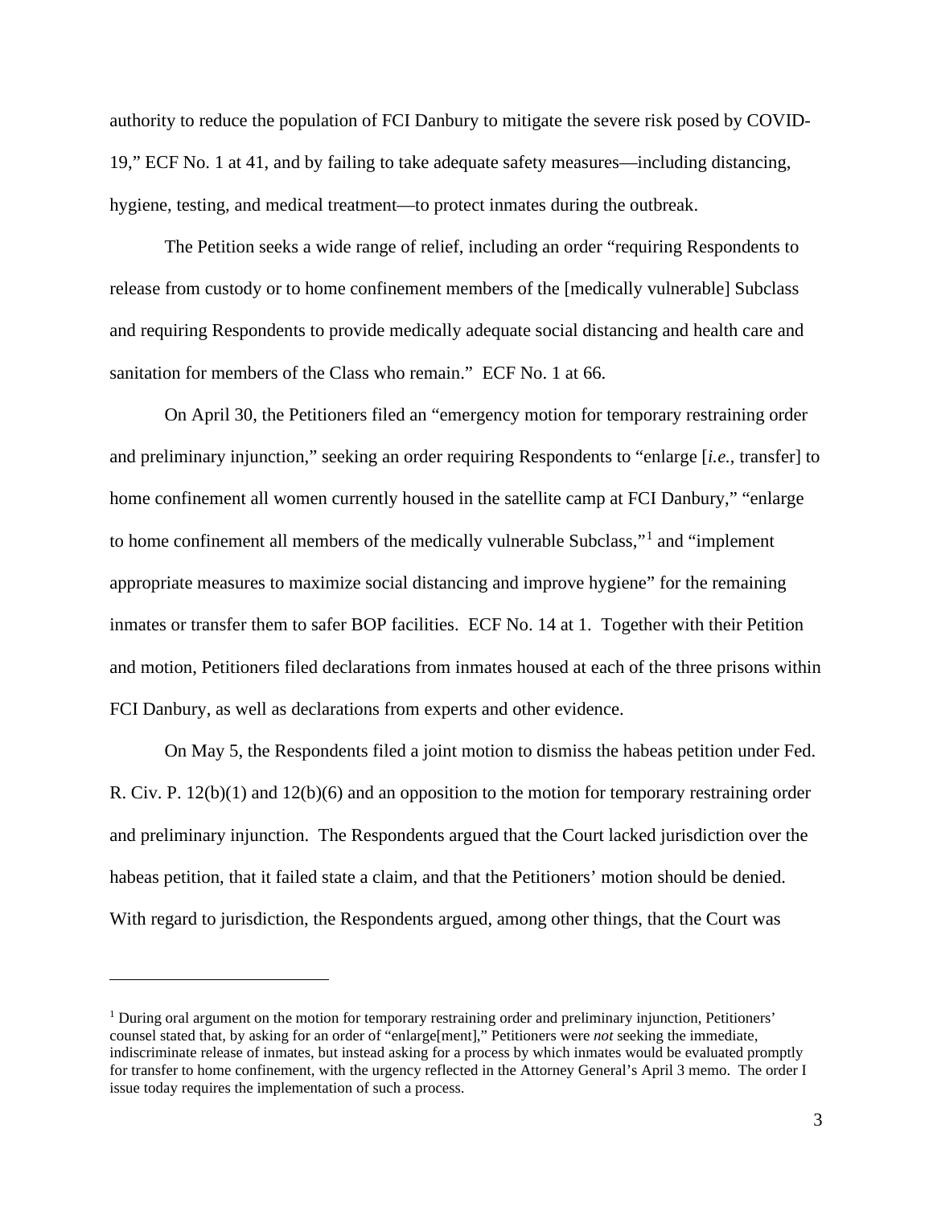authority to reduce the population of FCI Danbury to mitigate the severe risk posed by COVID-19," ECF No. 1 at 41, and by failing to take adequate safety measures—including distancing, hygiene, testing, and medical treatment—to protect inmates during the outbreak.

The Petition seeks a wide range of relief, including an order "requiring Respondents to release from custody or to home confinement members of the [medically vulnerable] Subclass and requiring Respondents to provide medically adequate social distancing and health care and sanitation for members of the Class who remain." ECF No. 1 at 66.

On April 30, the Petitioners filed an "emergency motion for temporary restraining order and preliminary injunction," seeking an order requiring Respondents to "enlarge [*i.e.*, transfer] to home confinement all women currently housed in the satellite camp at FCI Danbury," "enlarge to home confinement all members of the medically vulnerable Subclass,"[1] and "implement appropriate measures to maximize social distancing and improve hygiene" for the remaining inmates or transfer them to safer BOP facilities. ECF No. 14 at 1. Together with their Petition and motion, Petitioners filed declarations from inmates housed at each of the three prisons within FCI Danbury, as well as declarations from experts and other evidence.

On May 5, the Respondents filed a joint motion to dismiss the habeas petition under Fed. R. Civ. P. 12(b)(1) and 12(b)(6) and an opposition to the motion for temporary restraining order and preliminary injunction. The Respondents argued that the Court lacked jurisdiction over the habeas petition, that it failed state a claim, and that the Petitioners' motion should be denied. With regard to jurisdiction, the Respondents argued, among other things, that the Court was

[1] During oral argument on the motion for temporary restraining order and preliminary injunction, Petitioners' counsel stated that, by asking for an order of "enlarge[ment]," Petitioners were *not* seeking the immediate, indiscriminate release of inmates, but instead asking for a process by which inmates would be evaluated promptly for transfer to home confinement, with the urgency reflected in the Attorney General's April 3 memo. The order I issue today requires the implementation of such a process.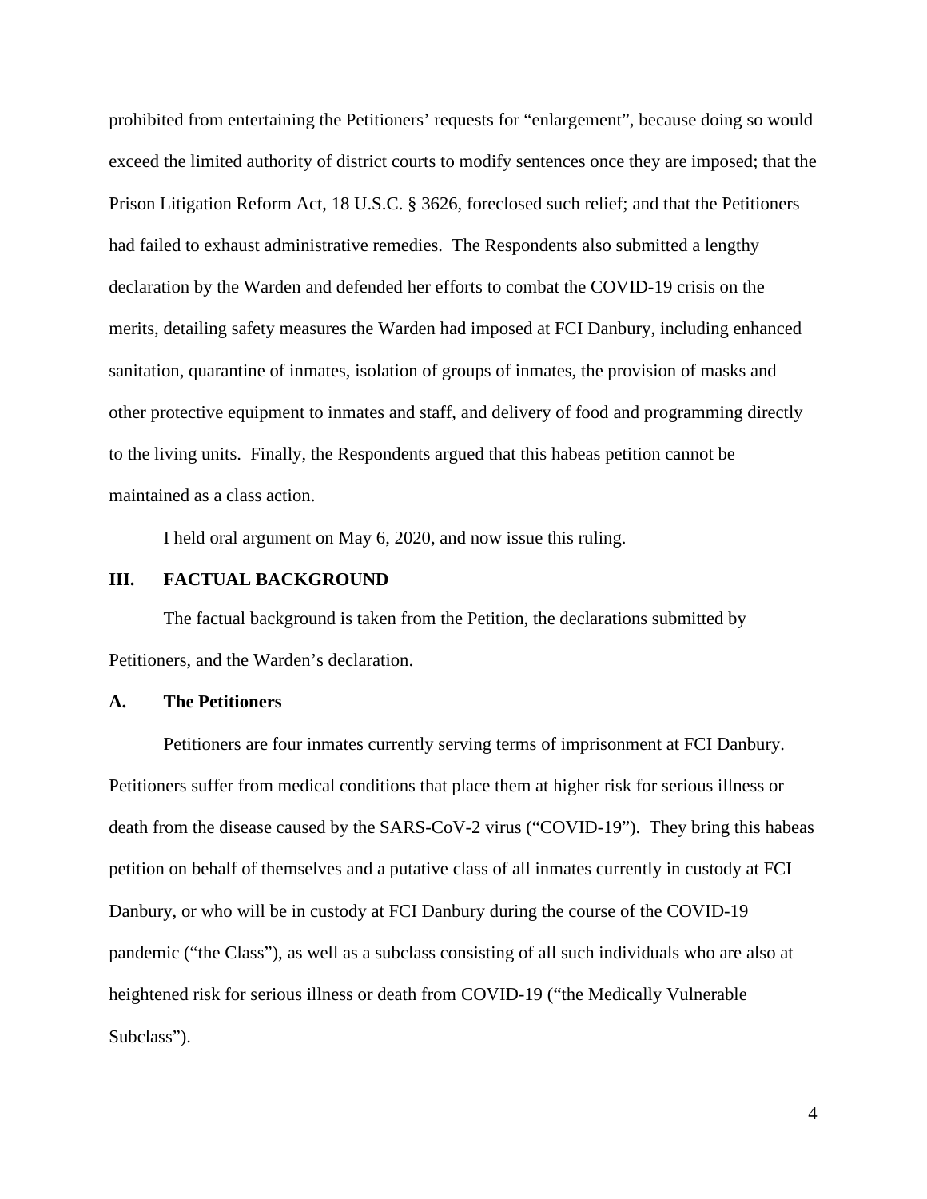prohibited from entertaining the Petitioners' requests for "enlargement", because doing so would exceed the limited authority of district courts to modify sentences once they are imposed; that the Prison Litigation Reform Act, 18 U.S.C. § 3626, foreclosed such relief; and that the Petitioners had failed to exhaust administrative remedies. The Respondents also submitted a lengthy declaration by the Warden and defended her efforts to combat the COVID-19 crisis on the merits, detailing safety measures the Warden had imposed at FCI Danbury, including enhanced sanitation, quarantine of inmates, isolation of groups of inmates, the provision of masks and other protective equipment to inmates and staff, and delivery of food and programming directly to the living units. Finally, the Respondents argued that this habeas petition cannot be maintained as a class action.

I held oral argument on May 6, 2020, and now issue this ruling.

## III. FACTUAL BACKGROUND

The factual background is taken from the Petition, the declarations submitted by Petitioners, and the Warden's declaration.

### A. The Petitioners

Petitioners are four inmates currently serving terms of imprisonment at FCI Danbury. Petitioners suffer from medical conditions that place them at higher risk for serious illness or death from the disease caused by the SARS-CoV-2 virus ("COVID-19"). They bring this habeas petition on behalf of themselves and a putative class of all inmates currently in custody at FCI Danbury, or who will be in custody at FCI Danbury during the course of the COVID-19 pandemic ("the Class"), as well as a subclass consisting of all such individuals who are also at heightened risk for serious illness or death from COVID-19 ("the Medically Vulnerable Subclass").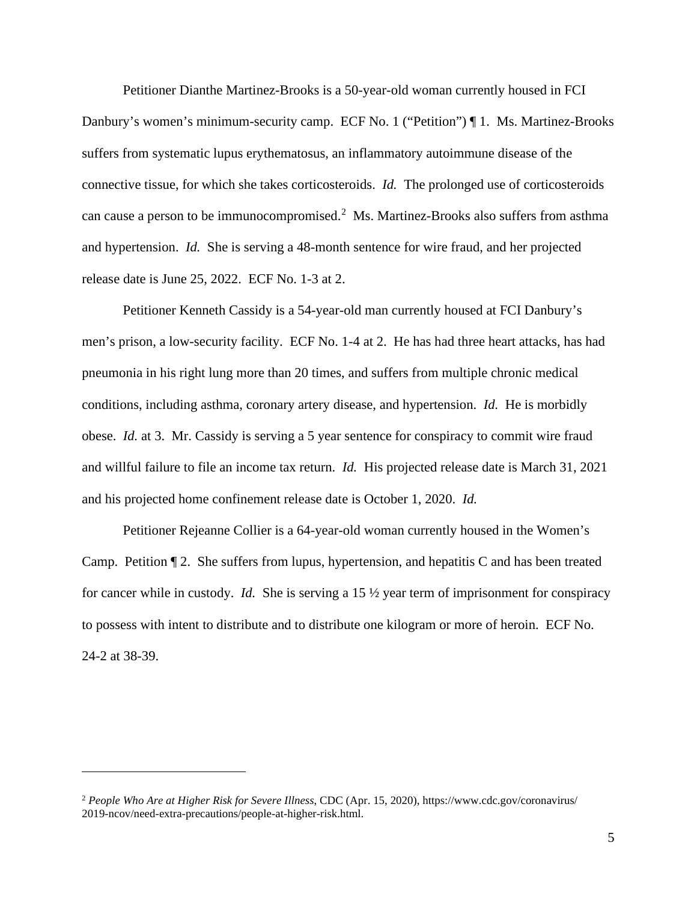Petitioner Dianthe Martinez-Brooks is a 50-year-old woman currently housed in FCI Danbury's women's minimum-security camp. ECF No. 1 ("Petition") ¶ 1. Ms. Martinez-Brooks suffers from systematic lupus erythematosus, an inflammatory autoimmune disease of the connective tissue, for which she takes corticosteroids. *Id.* The prolonged use of corticosteroids can cause a person to be immunocompromised.[2] Ms. Martinez-Brooks also suffers from asthma and hypertension. *Id.* She is serving a 48-month sentence for wire fraud, and her projected release date is June 25, 2022. ECF No. 1-3 at 2.

Petitioner Kenneth Cassidy is a 54-year-old man currently housed at FCI Danbury's men's prison, a low-security facility. ECF No. 1-4 at 2. He has had three heart attacks, has had pneumonia in his right lung more than 20 times, and suffers from multiple chronic medical conditions, including asthma, coronary artery disease, and hypertension. *Id.* He is morbidly obese. *Id.* at 3. Mr. Cassidy is serving a 5 year sentence for conspiracy to commit wire fraud and willful failure to file an income tax return. *Id.* His projected release date is March 31, 2021 and his projected home confinement release date is October 1, 2020. *Id.*

Petitioner Rejeanne Collier is a 64-year-old woman currently housed in the Women's Camp. Petition ¶ 2. She suffers from lupus, hypertension, and hepatitis C and has been treated for cancer while in custody. *Id.* She is serving a 15 ½ year term of imprisonment for conspiracy to possess with intent to distribute and to distribute one kilogram or more of heroin. ECF No. 24-2 at 38-39.

---

[2] *People Who Are at Higher Risk for Severe Illness*, CDC (Apr. 15, 2020), https://www.cdc.gov/coronavirus/2019-ncov/need-extra-precautions/people-at-higher-risk.html.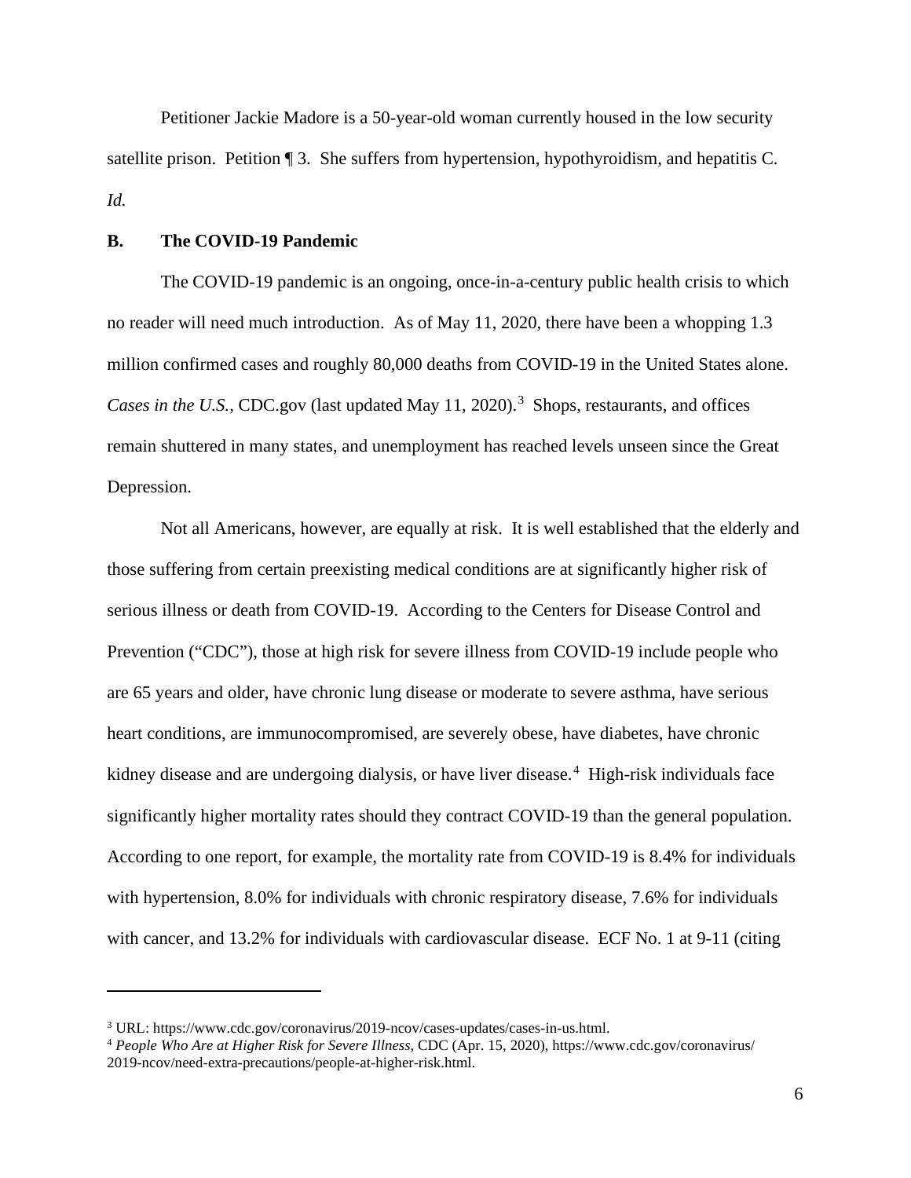Petitioner Jackie Madore is a 50-year-old woman currently housed in the low security satellite prison. Petition ¶ 3. She suffers from hypertension, hypothyroidism, and hepatitis C. *Id.*

### B. The COVID-19 Pandemic

The COVID-19 pandemic is an ongoing, once-in-a-century public health crisis to which no reader will need much introduction. As of May 11, 2020, there have been a whopping 1.3 million confirmed cases and roughly 80,000 deaths from COVID-19 in the United States alone. *Cases in the U.S.*, CDC.gov (last updated May 11, 2020).[3] Shops, restaurants, and offices remain shuttered in many states, and unemployment has reached levels unseen since the Great Depression.

Not all Americans, however, are equally at risk. It is well established that the elderly and those suffering from certain preexisting medical conditions are at significantly higher risk of serious illness or death from COVID-19. According to the Centers for Disease Control and Prevention ("CDC"), those at high risk for severe illness from COVID-19 include people who are 65 years and older, have chronic lung disease or moderate to severe asthma, have serious heart conditions, are immunocompromised, are severely obese, have diabetes, have chronic kidney disease and are undergoing dialysis, or have liver disease.[4] High-risk individuals face significantly higher mortality rates should they contract COVID-19 than the general population. According to one report, for example, the mortality rate from COVID-19 is 8.4% for individuals with hypertension, 8.0% for individuals with chronic respiratory disease, 7.6% for individuals with cancer, and 13.2% for individuals with cardiovascular disease. ECF No. 1 at 9-11 (citing

---

[3] URL: https://www.cdc.gov/coronavirus/2019-ncov/cases-updates/cases-in-us.html.

[4] *People Who Are at Higher Risk for Severe Illness*, CDC (Apr. 15, 2020), https://www.cdc.gov/coronavirus/2019-ncov/need-extra-precautions/people-at-higher-risk.html.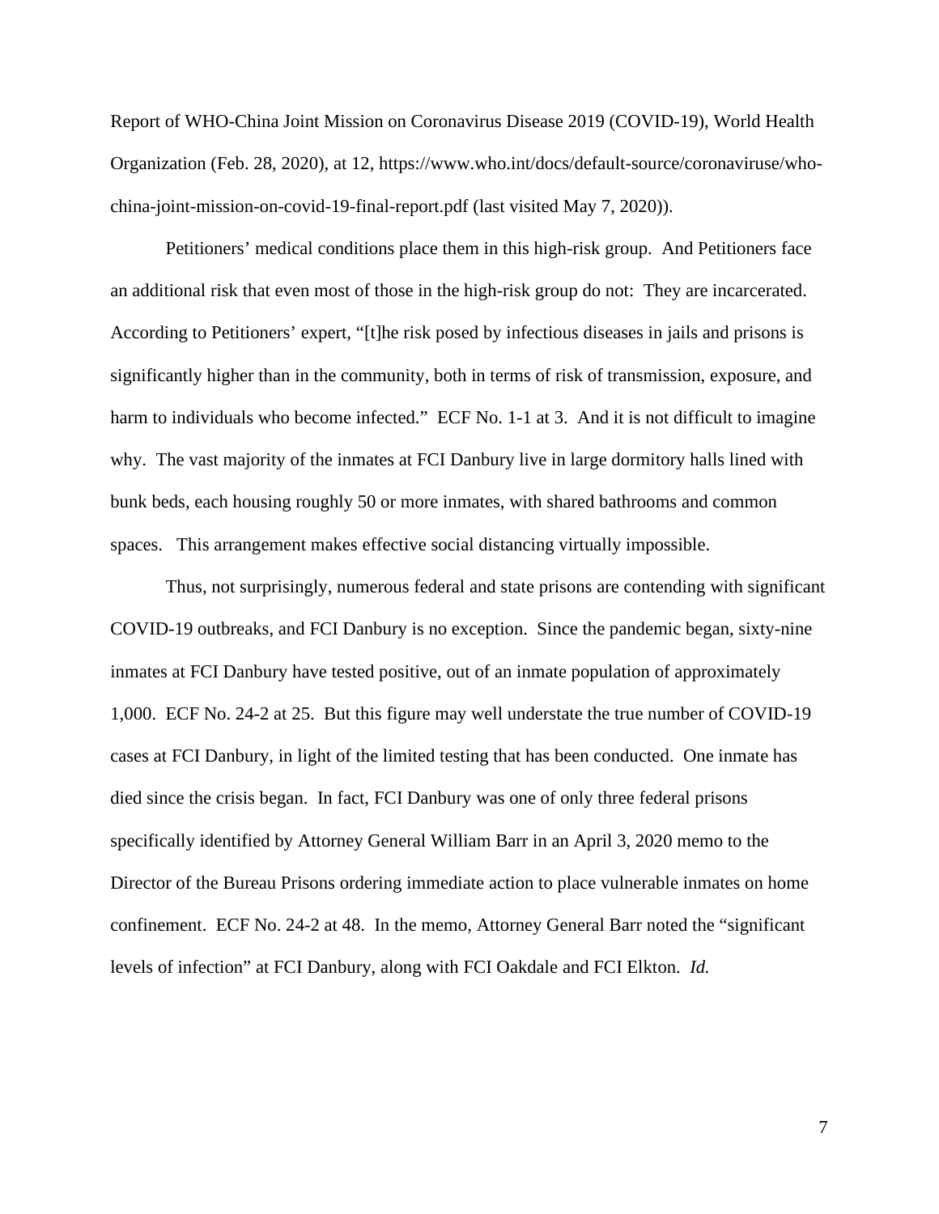Report of WHO-China Joint Mission on Coronavirus Disease 2019 (COVID-19), World Health Organization (Feb. 28, 2020), at 12, https://www.who.int/docs/default-source/coronaviruse/who-china-joint-mission-on-covid-19-final-report.pdf (last visited May 7, 2020)).

Petitioners' medical conditions place them in this high-risk group. And Petitioners face an additional risk that even most of those in the high-risk group do not: They are incarcerated. According to Petitioners' expert, "[t]he risk posed by infectious diseases in jails and prisons is significantly higher than in the community, both in terms of risk of transmission, exposure, and harm to individuals who become infected." ECF No. 1-1 at 3. And it is not difficult to imagine why. The vast majority of the inmates at FCI Danbury live in large dormitory halls lined with bunk beds, each housing roughly 50 or more inmates, with shared bathrooms and common spaces. This arrangement makes effective social distancing virtually impossible.

Thus, not surprisingly, numerous federal and state prisons are contending with significant COVID-19 outbreaks, and FCI Danbury is no exception. Since the pandemic began, sixty-nine inmates at FCI Danbury have tested positive, out of an inmate population of approximately 1,000. ECF No. 24-2 at 25. But this figure may well understate the true number of COVID-19 cases at FCI Danbury, in light of the limited testing that has been conducted. One inmate has died since the crisis began. In fact, FCI Danbury was one of only three federal prisons specifically identified by Attorney General William Barr in an April 3, 2020 memo to the Director of the Bureau Prisons ordering immediate action to place vulnerable inmates on home confinement. ECF No. 24-2 at 48. In the memo, Attorney General Barr noted the "significant levels of infection" at FCI Danbury, along with FCI Oakdale and FCI Elkton. *Id.*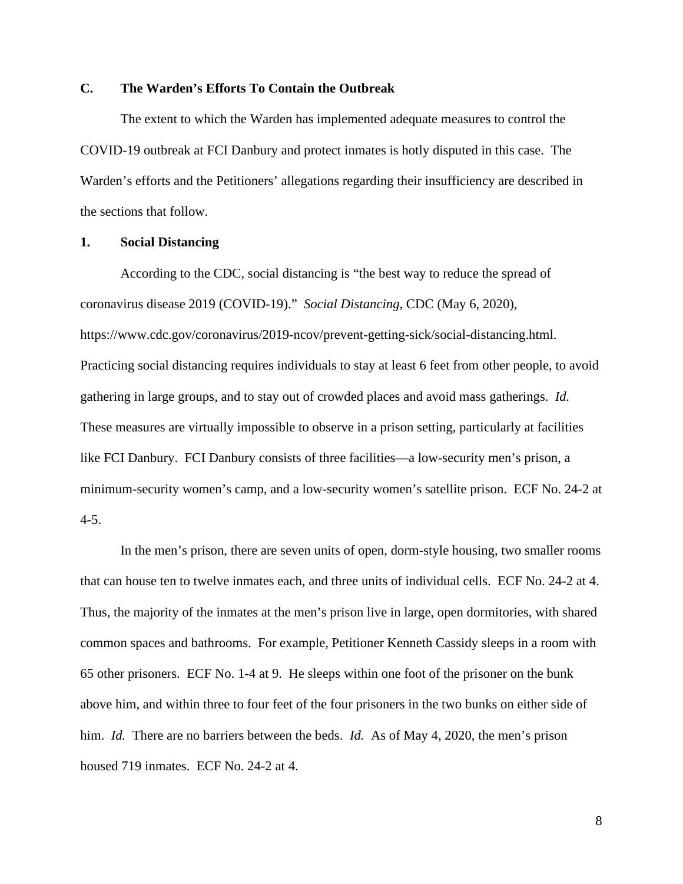### C. The Warden's Efforts To Contain the Outbreak

The extent to which the Warden has implemented adequate measures to control the COVID-19 outbreak at FCI Danbury and protect inmates is hotly disputed in this case. The Warden's efforts and the Petitioners' allegations regarding their insufficiency are described in the sections that follow.

#### 1. Social Distancing

According to the CDC, social distancing is "the best way to reduce the spread of coronavirus disease 2019 (COVID-19)." *Social Distancing*, CDC (May 6, 2020), https://www.cdc.gov/coronavirus/2019-ncov/prevent-getting-sick/social-distancing.html. Practicing social distancing requires individuals to stay at least 6 feet from other people, to avoid gathering in large groups, and to stay out of crowded places and avoid mass gatherings. *Id.* These measures are virtually impossible to observe in a prison setting, particularly at facilities like FCI Danbury. FCI Danbury consists of three facilities—a low-security men's prison, a minimum-security women's camp, and a low-security women's satellite prison. ECF No. 24-2 at 4-5.

In the men's prison, there are seven units of open, dorm-style housing, two smaller rooms that can house ten to twelve inmates each, and three units of individual cells. ECF No. 24-2 at 4. Thus, the majority of the inmates at the men's prison live in large, open dormitories, with shared common spaces and bathrooms. For example, Petitioner Kenneth Cassidy sleeps in a room with 65 other prisoners. ECF No. 1-4 at 9. He sleeps within one foot of the prisoner on the bunk above him, and within three to four feet of the four prisoners in the two bunks on either side of him. *Id.* There are no barriers between the beds. *Id.* As of May 4, 2020, the men's prison housed 719 inmates. ECF No. 24-2 at 4.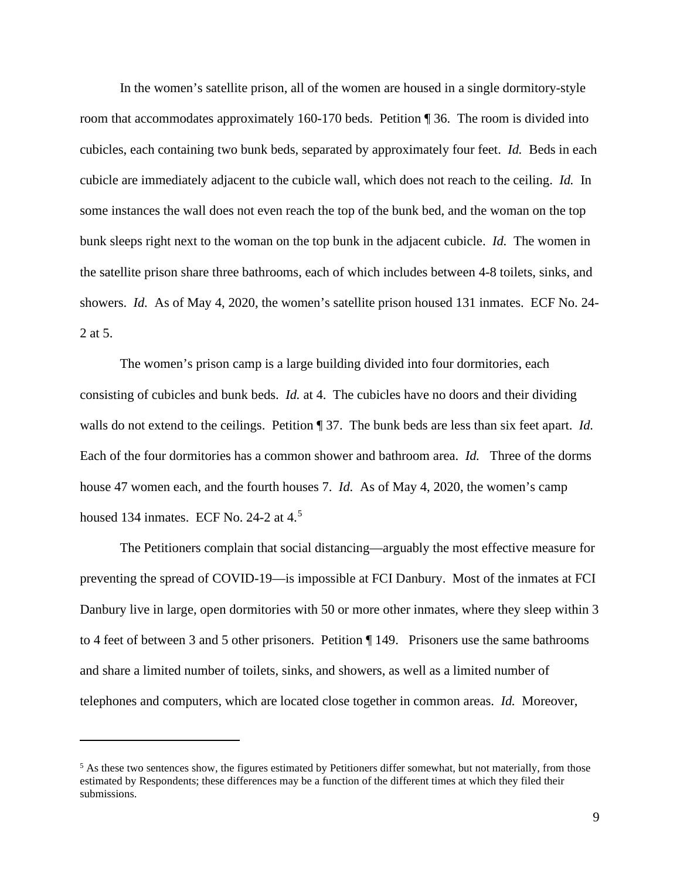In the women's satellite prison, all of the women are housed in a single dormitory-style room that accommodates approximately 160-170 beds. Petition ¶ 36. The room is divided into cubicles, each containing two bunk beds, separated by approximately four feet. *Id.* Beds in each cubicle are immediately adjacent to the cubicle wall, which does not reach to the ceiling. *Id.* In some instances the wall does not even reach the top of the bunk bed, and the woman on the top bunk sleeps right next to the woman on the top bunk in the adjacent cubicle. *Id.* The women in the satellite prison share three bathrooms, each of which includes between 4-8 toilets, sinks, and showers. *Id.* As of May 4, 2020, the women's satellite prison housed 131 inmates. ECF No. 24-2 at 5.

The women's prison camp is a large building divided into four dormitories, each consisting of cubicles and bunk beds. *Id.* at 4. The cubicles have no doors and their dividing walls do not extend to the ceilings. Petition ¶ 37. The bunk beds are less than six feet apart. *Id.* Each of the four dormitories has a common shower and bathroom area. *Id.* Three of the dorms house 47 women each, and the fourth houses 7. *Id.* As of May 4, 2020, the women's camp housed 134 inmates. ECF No. 24-2 at 4.[5]

The Petitioners complain that social distancing—arguably the most effective measure for preventing the spread of COVID-19—is impossible at FCI Danbury. Most of the inmates at FCI Danbury live in large, open dormitories with 50 or more other inmates, where they sleep within 3 to 4 feet of between 3 and 5 other prisoners. Petition ¶ 149. Prisoners use the same bathrooms and share a limited number of toilets, sinks, and showers, as well as a limited number of telephones and computers, which are located close together in common areas. *Id.* Moreover,

[5] As these two sentences show, the figures estimated by Petitioners differ somewhat, but not materially, from those estimated by Respondents; these differences may be a function of the different times at which they filed their submissions.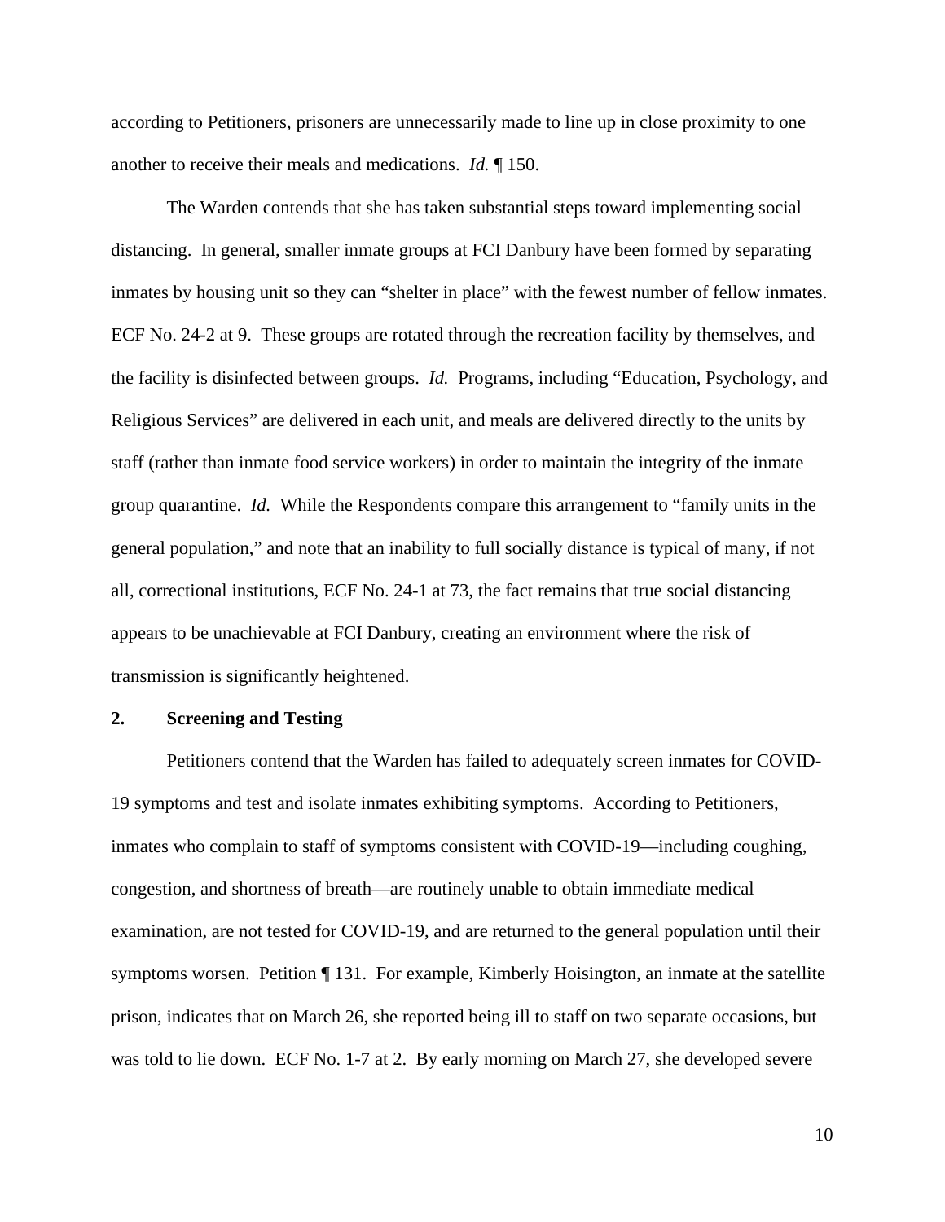according to Petitioners, prisoners are unnecessarily made to line up in close proximity to one another to receive their meals and medications. *Id.* ¶ 150.

The Warden contends that she has taken substantial steps toward implementing social distancing. In general, smaller inmate groups at FCI Danbury have been formed by separating inmates by housing unit so they can "shelter in place" with the fewest number of fellow inmates. ECF No. 24-2 at 9. These groups are rotated through the recreation facility by themselves, and the facility is disinfected between groups. *Id.* Programs, including "Education, Psychology, and Religious Services" are delivered in each unit, and meals are delivered directly to the units by staff (rather than inmate food service workers) in order to maintain the integrity of the inmate group quarantine. *Id.* While the Respondents compare this arrangement to "family units in the general population," and note that an inability to full socially distance is typical of many, if not all, correctional institutions, ECF No. 24-1 at 73, the fact remains that true social distancing appears to be unachievable at FCI Danbury, creating an environment where the risk of transmission is significantly heightened.

**2. Screening and Testing**

Petitioners contend that the Warden has failed to adequately screen inmates for COVID-19 symptoms and test and isolate inmates exhibiting symptoms. According to Petitioners, inmates who complain to staff of symptoms consistent with COVID-19—including coughing, congestion, and shortness of breath—are routinely unable to obtain immediate medical examination, are not tested for COVID-19, and are returned to the general population until their symptoms worsen. Petition ¶ 131. For example, Kimberly Hoisington, an inmate at the satellite prison, indicates that on March 26, she reported being ill to staff on two separate occasions, but was told to lie down. ECF No. 1-7 at 2. By early morning on March 27, she developed severe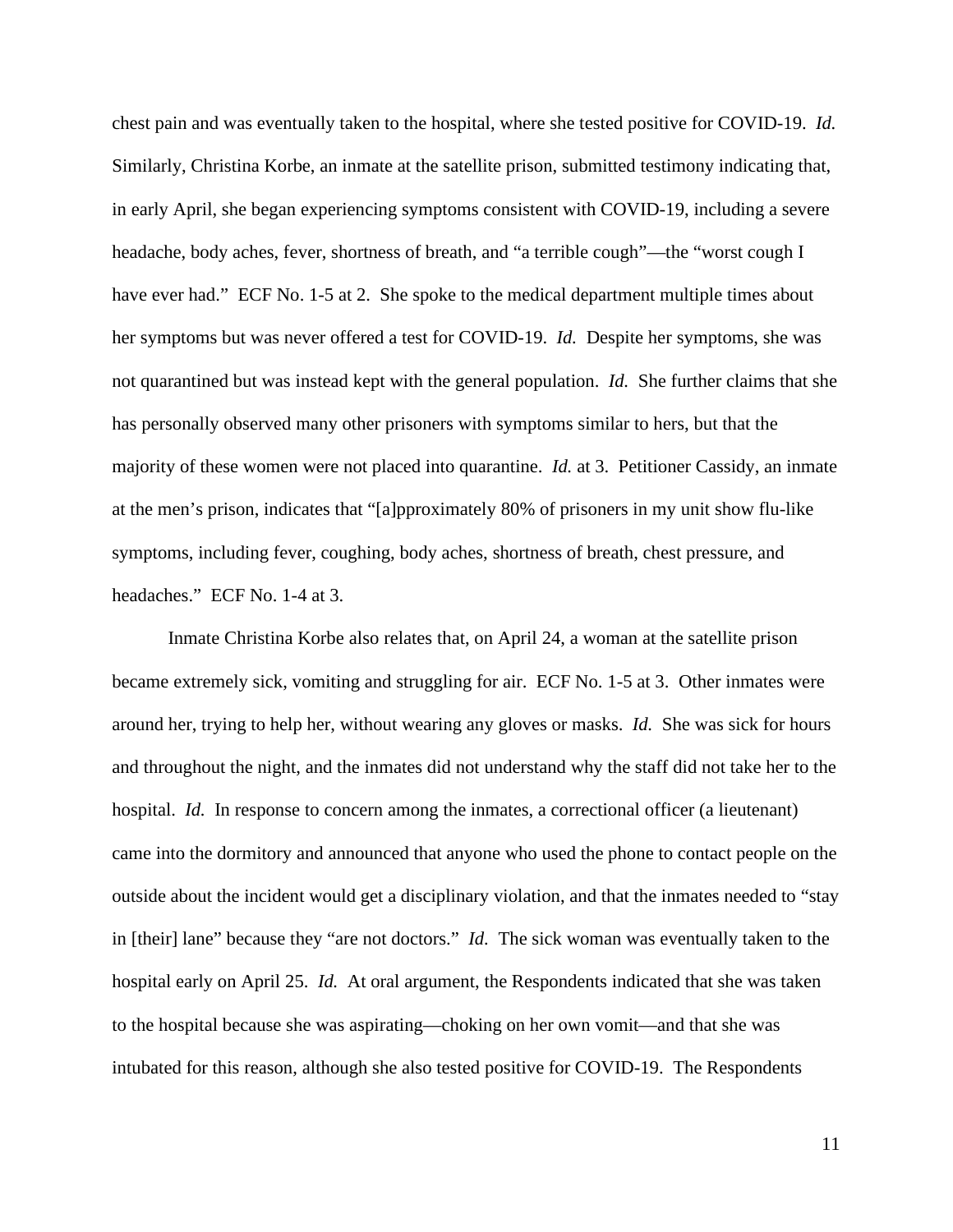chest pain and was eventually taken to the hospital, where she tested positive for COVID-19. *Id.* Similarly, Christina Korbe, an inmate at the satellite prison, submitted testimony indicating that, in early April, she began experiencing symptoms consistent with COVID-19, including a severe headache, body aches, fever, shortness of breath, and "a terrible cough"—the "worst cough I have ever had." ECF No. 1-5 at 2. She spoke to the medical department multiple times about her symptoms but was never offered a test for COVID-19. *Id.* Despite her symptoms, she was not quarantined but was instead kept with the general population. *Id.* She further claims that she has personally observed many other prisoners with symptoms similar to hers, but that the majority of these women were not placed into quarantine. *Id.* at 3. Petitioner Cassidy, an inmate at the men's prison, indicates that "[a]pproximately 80% of prisoners in my unit show flu-like symptoms, including fever, coughing, body aches, shortness of breath, chest pressure, and headaches." ECF No. 1-4 at 3.

Inmate Christina Korbe also relates that, on April 24, a woman at the satellite prison became extremely sick, vomiting and struggling for air. ECF No. 1-5 at 3. Other inmates were around her, trying to help her, without wearing any gloves or masks. *Id.* She was sick for hours and throughout the night, and the inmates did not understand why the staff did not take her to the hospital. *Id.* In response to concern among the inmates, a correctional officer (a lieutenant) came into the dormitory and announced that anyone who used the phone to contact people on the outside about the incident would get a disciplinary violation, and that the inmates needed to "stay in [their] lane" because they "are not doctors." *Id.* The sick woman was eventually taken to the hospital early on April 25. *Id.* At oral argument, the Respondents indicated that she was taken to the hospital because she was aspirating—choking on her own vomit—and that she was intubated for this reason, although she also tested positive for COVID-19. The Respondents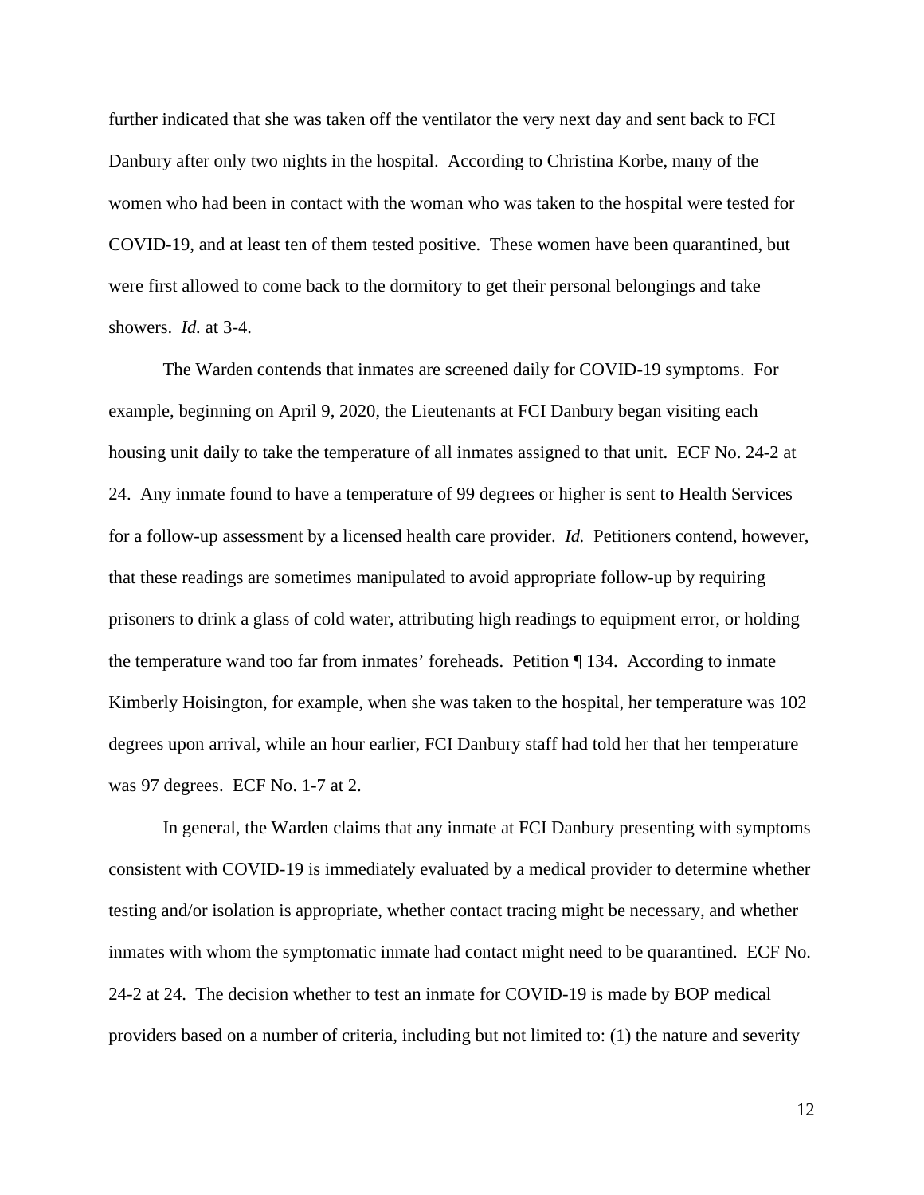further indicated that she was taken off the ventilator the very next day and sent back to FCI Danbury after only two nights in the hospital. According to Christina Korbe, many of the women who had been in contact with the woman who was taken to the hospital were tested for COVID-19, and at least ten of them tested positive. These women have been quarantined, but were first allowed to come back to the dormitory to get their personal belongings and take showers. *Id.* at 3-4.

The Warden contends that inmates are screened daily for COVID-19 symptoms. For example, beginning on April 9, 2020, the Lieutenants at FCI Danbury began visiting each housing unit daily to take the temperature of all inmates assigned to that unit. ECF No. 24-2 at 24. Any inmate found to have a temperature of 99 degrees or higher is sent to Health Services for a follow-up assessment by a licensed health care provider. *Id.* Petitioners contend, however, that these readings are sometimes manipulated to avoid appropriate follow-up by requiring prisoners to drink a glass of cold water, attributing high readings to equipment error, or holding the temperature wand too far from inmates' foreheads. Petition ¶ 134. According to inmate Kimberly Hoisington, for example, when she was taken to the hospital, her temperature was 102 degrees upon arrival, while an hour earlier, FCI Danbury staff had told her that her temperature was 97 degrees. ECF No. 1-7 at 2.

In general, the Warden claims that any inmate at FCI Danbury presenting with symptoms consistent with COVID-19 is immediately evaluated by a medical provider to determine whether testing and/or isolation is appropriate, whether contact tracing might be necessary, and whether inmates with whom the symptomatic inmate had contact might need to be quarantined. ECF No. 24-2 at 24. The decision whether to test an inmate for COVID-19 is made by BOP medical providers based on a number of criteria, including but not limited to: (1) the nature and severity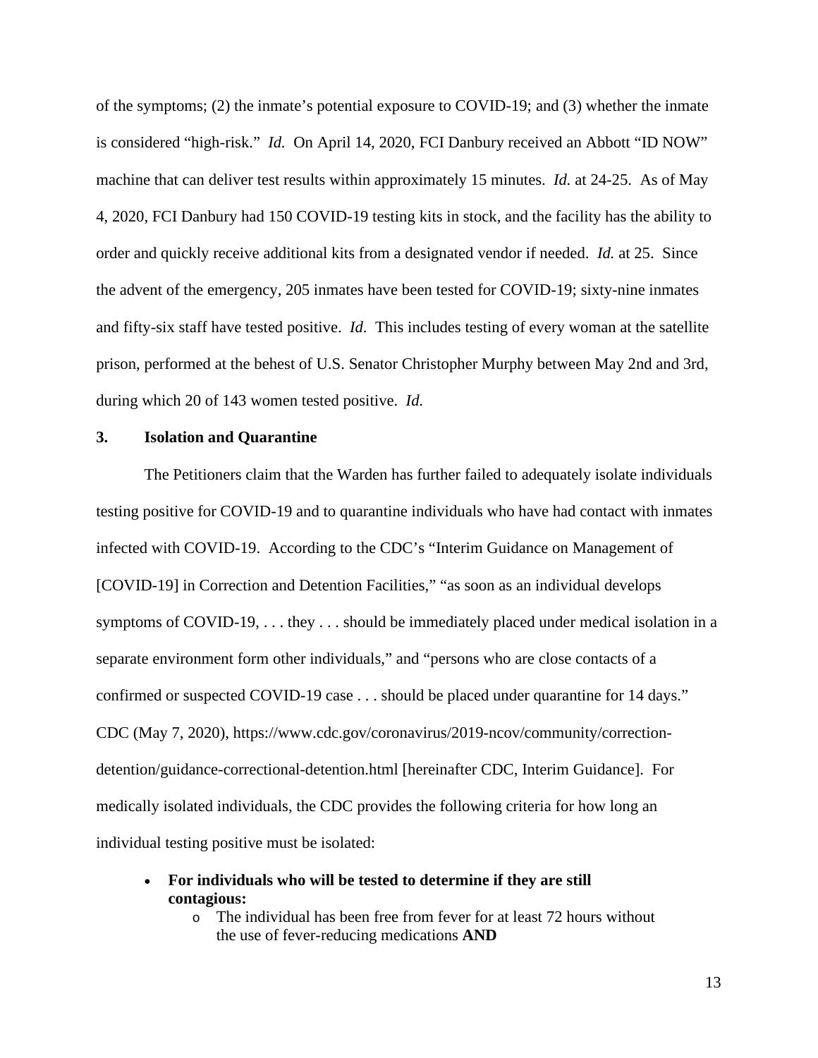of the symptoms; (2) the inmate's potential exposure to COVID-19; and (3) whether the inmate is considered "high-risk." *Id.* On April 14, 2020, FCI Danbury received an Abbott "ID NOW" machine that can deliver test results within approximately 15 minutes. *Id.* at 24-25. As of May 4, 2020, FCI Danbury had 150 COVID-19 testing kits in stock, and the facility has the ability to order and quickly receive additional kits from a designated vendor if needed. *Id.* at 25. Since the advent of the emergency, 205 inmates have been tested for COVID-19; sixty-nine inmates and fifty-six staff have tested positive. *Id.* This includes testing of every woman at the satellite prison, performed at the behest of U.S. Senator Christopher Murphy between May 2nd and 3rd, during which 20 of 143 women tested positive. *Id.*

### 3. Isolation and Quarantine

The Petitioners claim that the Warden has further failed to adequately isolate individuals testing positive for COVID-19 and to quarantine individuals who have had contact with inmates infected with COVID-19. According to the CDC's "Interim Guidance on Management of [COVID-19] in Correction and Detention Facilities," "as soon as an individual develops symptoms of COVID-19, . . . they . . . should be immediately placed under medical isolation in a separate environment form other individuals," and "persons who are close contacts of a confirmed or suspected COVID-19 case . . . should be placed under quarantine for 14 days." CDC (May 7, 2020), https://www.cdc.gov/coronavirus/2019-ncov/community/correction-detention/guidance-correctional-detention.html [hereinafter CDC, Interim Guidance]. For medically isolated individuals, the CDC provides the following criteria for how long an individual testing positive must be isolated:

- **For individuals who will be tested to determine if they are still contagious:**
  - The individual has been free from fever for at least 72 hours without the use of fever-reducing medications **AND**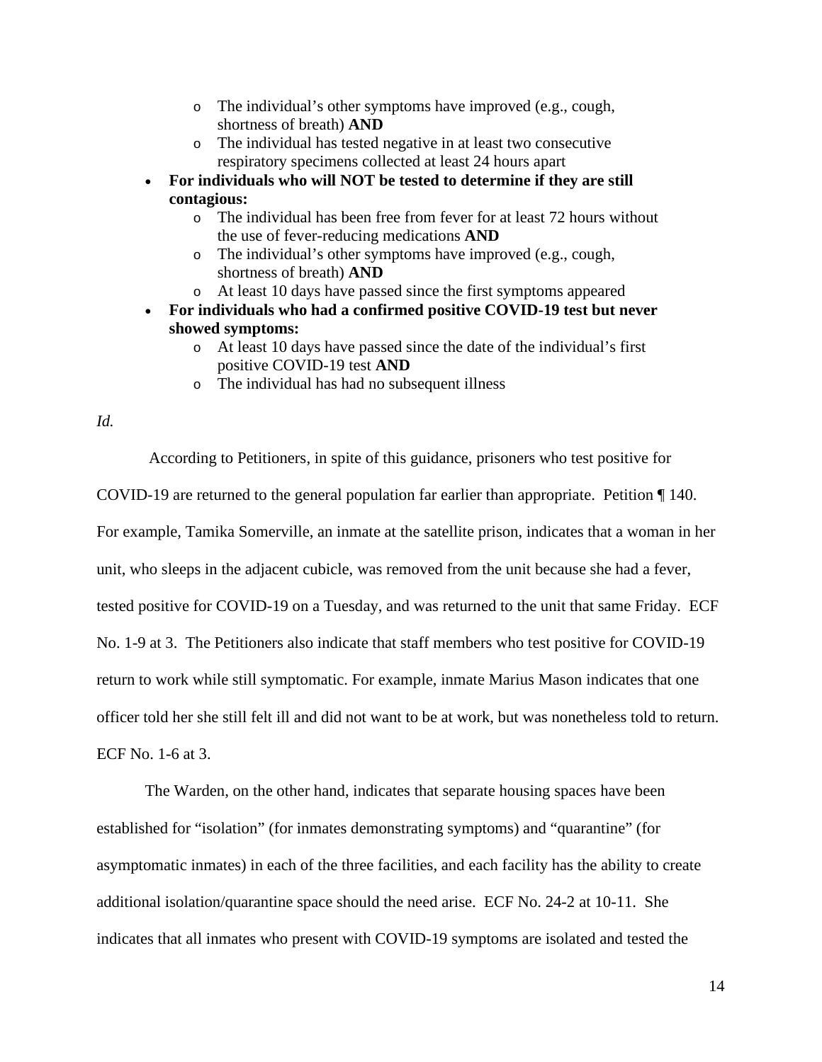- The individual's other symptoms have improved (e.g., cough, shortness of breath) **AND**
    - The individual has tested negative in at least two consecutive respiratory specimens collected at least 24 hours apart
- **For individuals who will NOT be tested to determine if they are still contagious:**
    - The individual has been free from fever for at least 72 hours without the use of fever-reducing medications **AND**
    - The individual's other symptoms have improved (e.g., cough, shortness of breath) **AND**
    - At least 10 days have passed since the first symptoms appeared
- **For individuals who had a confirmed positive COVID-19 test but never showed symptoms:**
    - At least 10 days have passed since the date of the individual's first positive COVID-19 test **AND**
    - The individual has had no subsequent illness

*Id.*

According to Petitioners, in spite of this guidance, prisoners who test positive for COVID-19 are returned to the general population far earlier than appropriate. Petition ¶ 140. For example, Tamika Somerville, an inmate at the satellite prison, indicates that a woman in her unit, who sleeps in the adjacent cubicle, was removed from the unit because she had a fever, tested positive for COVID-19 on a Tuesday, and was returned to the unit that same Friday. ECF No. 1-9 at 3. The Petitioners also indicate that staff members who test positive for COVID-19 return to work while still symptomatic. For example, inmate Marius Mason indicates that one officer told her she still felt ill and did not want to be at work, but was nonetheless told to return. ECF No. 1-6 at 3.

The Warden, on the other hand, indicates that separate housing spaces have been established for "isolation" (for inmates demonstrating symptoms) and "quarantine" (for asymptomatic inmates) in each of the three facilities, and each facility has the ability to create additional isolation/quarantine space should the need arise. ECF No. 24-2 at 10-11. She indicates that all inmates who present with COVID-19 symptoms are isolated and tested the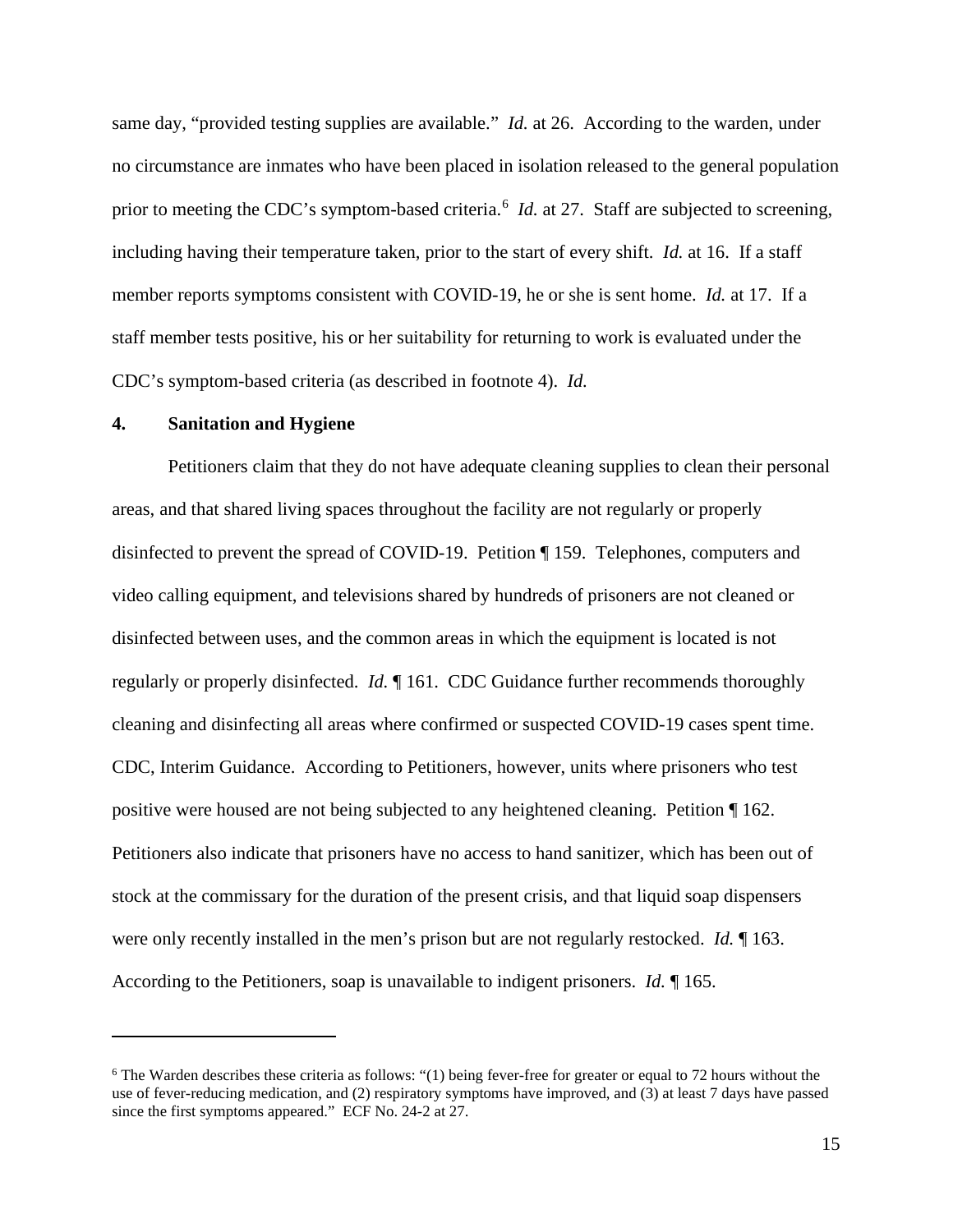same day, "provided testing supplies are available." *Id.* at 26. According to the warden, under no circumstance are inmates who have been placed in isolation released to the general population prior to meeting the CDC's symptom-based criteria.[6] *Id.* at 27. Staff are subjected to screening, including having their temperature taken, prior to the start of every shift. *Id.* at 16. If a staff member reports symptoms consistent with COVID-19, he or she is sent home. *Id.* at 17. If a staff member tests positive, his or her suitability for returning to work is evaluated under the CDC's symptom-based criteria (as described in footnote 4). *Id.*

**4. Sanitation and Hygiene**

Petitioners claim that they do not have adequate cleaning supplies to clean their personal areas, and that shared living spaces throughout the facility are not regularly or properly disinfected to prevent the spread of COVID-19. Petition ¶ 159. Telephones, computers and video calling equipment, and televisions shared by hundreds of prisoners are not cleaned or disinfected between uses, and the common areas in which the equipment is located is not regularly or properly disinfected. *Id.* ¶ 161. CDC Guidance further recommends thoroughly cleaning and disinfecting all areas where confirmed or suspected COVID-19 cases spent time. CDC, Interim Guidance. According to Petitioners, however, units where prisoners who test positive were housed are not being subjected to any heightened cleaning. Petition ¶ 162. Petitioners also indicate that prisoners have no access to hand sanitizer, which has been out of stock at the commissary for the duration of the present crisis, and that liquid soap dispensers were only recently installed in the men's prison but are not regularly restocked. *Id.* ¶ 163. According to the Petitioners, soap is unavailable to indigent prisoners. *Id.* ¶ 165.

---

[6] The Warden describes these criteria as follows: "(1) being fever-free for greater or equal to 72 hours without the use of fever-reducing medication, and (2) respiratory symptoms have improved, and (3) at least 7 days have passed since the first symptoms appeared." ECF No. 24-2 at 27.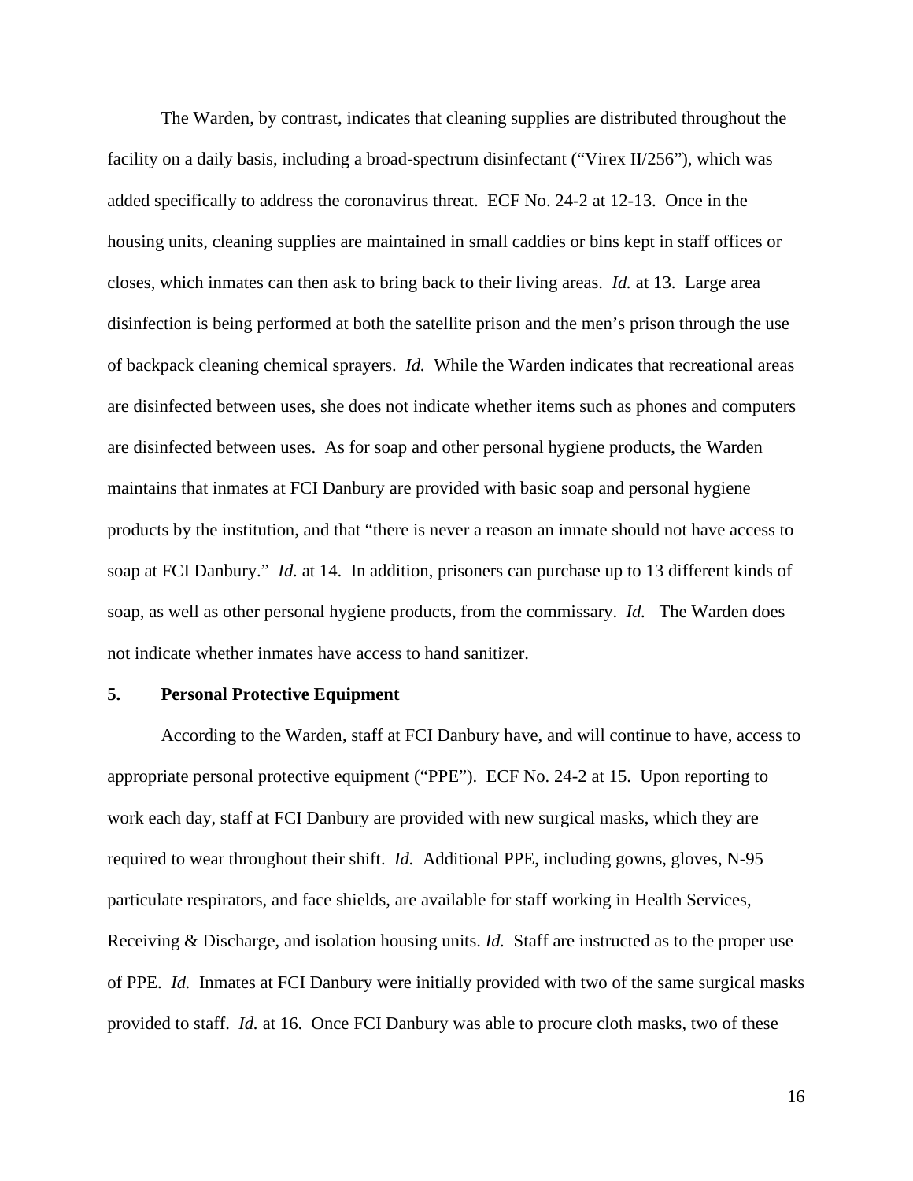The Warden, by contrast, indicates that cleaning supplies are distributed throughout the facility on a daily basis, including a broad-spectrum disinfectant ("Virex II/256"), which was added specifically to address the coronavirus threat. ECF No. 24-2 at 12-13. Once in the housing units, cleaning supplies are maintained in small caddies or bins kept in staff offices or closes, which inmates can then ask to bring back to their living areas. *Id.* at 13. Large area disinfection is being performed at both the satellite prison and the men's prison through the use of backpack cleaning chemical sprayers. *Id.* While the Warden indicates that recreational areas are disinfected between uses, she does not indicate whether items such as phones and computers are disinfected between uses. As for soap and other personal hygiene products, the Warden maintains that inmates at FCI Danbury are provided with basic soap and personal hygiene products by the institution, and that "there is never a reason an inmate should not have access to soap at FCI Danbury." *Id.* at 14. In addition, prisoners can purchase up to 13 different kinds of soap, as well as other personal hygiene products, from the commissary. *Id.* The Warden does not indicate whether inmates have access to hand sanitizer.

**5. Personal Protective Equipment**

According to the Warden, staff at FCI Danbury have, and will continue to have, access to appropriate personal protective equipment ("PPE"). ECF No. 24-2 at 15. Upon reporting to work each day, staff at FCI Danbury are provided with new surgical masks, which they are required to wear throughout their shift. *Id.* Additional PPE, including gowns, gloves, N-95 particulate respirators, and face shields, are available for staff working in Health Services, Receiving & Discharge, and isolation housing units. *Id.* Staff are instructed as to the proper use of PPE. *Id.* Inmates at FCI Danbury were initially provided with two of the same surgical masks provided to staff. *Id.* at 16. Once FCI Danbury was able to procure cloth masks, two of these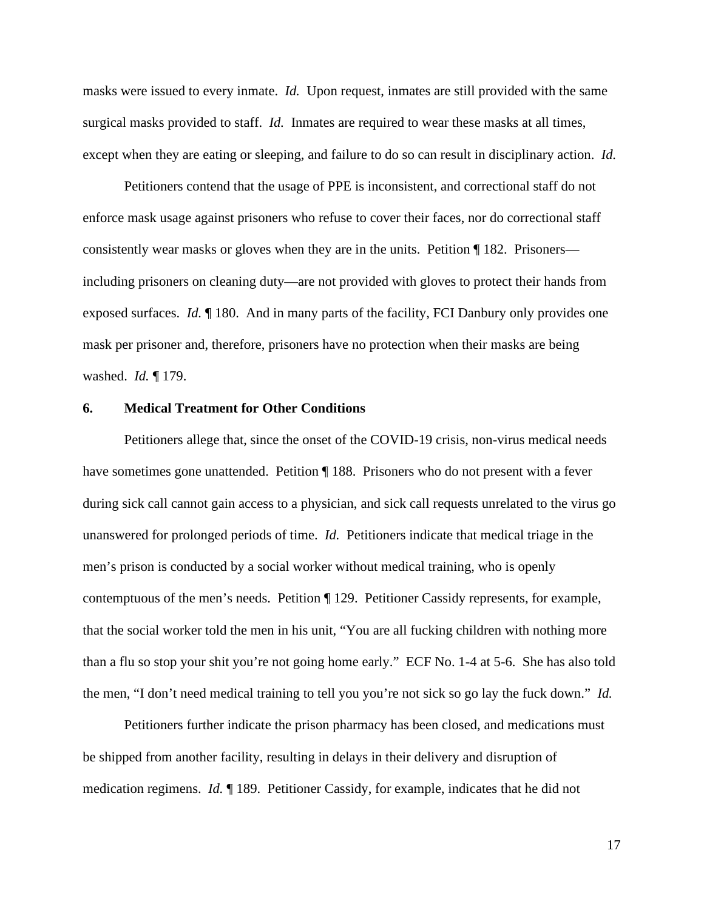masks were issued to every inmate. *Id.* Upon request, inmates are still provided with the same surgical masks provided to staff. *Id.* Inmates are required to wear these masks at all times, except when they are eating or sleeping, and failure to do so can result in disciplinary action. *Id.*

Petitioners contend that the usage of PPE is inconsistent, and correctional staff do not enforce mask usage against prisoners who refuse to cover their faces, nor do correctional staff consistently wear masks or gloves when they are in the units. Petition ¶ 182. Prisoners—including prisoners on cleaning duty—are not provided with gloves to protect their hands from exposed surfaces. *Id.* ¶ 180. And in many parts of the facility, FCI Danbury only provides one mask per prisoner and, therefore, prisoners have no protection when their masks are being washed. *Id.* ¶ 179.

### 6. Medical Treatment for Other Conditions

Petitioners allege that, since the onset of the COVID-19 crisis, non-virus medical needs have sometimes gone unattended. Petition ¶ 188. Prisoners who do not present with a fever during sick call cannot gain access to a physician, and sick call requests unrelated to the virus go unanswered for prolonged periods of time. *Id.* Petitioners indicate that medical triage in the men's prison is conducted by a social worker without medical training, who is openly contemptuous of the men's needs. Petition ¶ 129. Petitioner Cassidy represents, for example, that the social worker told the men in his unit, "You are all fucking children with nothing more than a flu so stop your shit you're not going home early." ECF No. 1-4 at 5-6. She has also told the men, "I don't need medical training to tell you you're not sick so go lay the fuck down." *Id.*

Petitioners further indicate the prison pharmacy has been closed, and medications must be shipped from another facility, resulting in delays in their delivery and disruption of medication regimens. *Id.* ¶ 189. Petitioner Cassidy, for example, indicates that he did not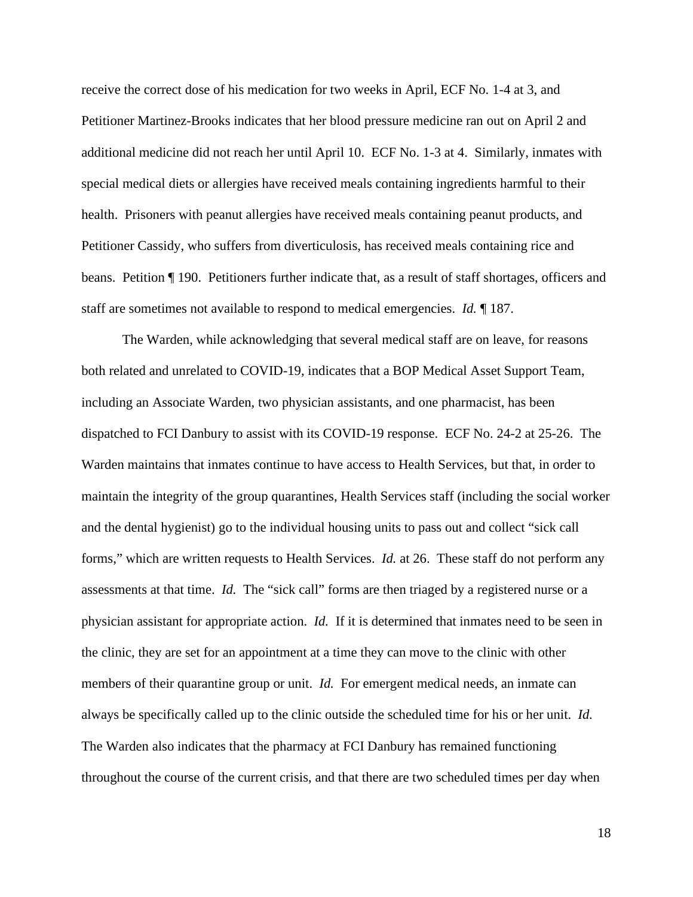receive the correct dose of his medication for two weeks in April, ECF No. 1-4 at 3, and Petitioner Martinez-Brooks indicates that her blood pressure medicine ran out on April 2 and additional medicine did not reach her until April 10. ECF No. 1-3 at 4. Similarly, inmates with special medical diets or allergies have received meals containing ingredients harmful to their health. Prisoners with peanut allergies have received meals containing peanut products, and Petitioner Cassidy, who suffers from diverticulosis, has received meals containing rice and beans. Petition ¶ 190. Petitioners further indicate that, as a result of staff shortages, officers and staff are sometimes not available to respond to medical emergencies. *Id.* ¶ 187.

The Warden, while acknowledging that several medical staff are on leave, for reasons both related and unrelated to COVID-19, indicates that a BOP Medical Asset Support Team, including an Associate Warden, two physician assistants, and one pharmacist, has been dispatched to FCI Danbury to assist with its COVID-19 response. ECF No. 24-2 at 25-26. The Warden maintains that inmates continue to have access to Health Services, but that, in order to maintain the integrity of the group quarantines, Health Services staff (including the social worker and the dental hygienist) go to the individual housing units to pass out and collect "sick call forms," which are written requests to Health Services. *Id.* at 26. These staff do not perform any assessments at that time. *Id.* The "sick call" forms are then triaged by a registered nurse or a physician assistant for appropriate action. *Id.* If it is determined that inmates need to be seen in the clinic, they are set for an appointment at a time they can move to the clinic with other members of their quarantine group or unit. *Id.* For emergent medical needs, an inmate can always be specifically called up to the clinic outside the scheduled time for his or her unit. *Id.* The Warden also indicates that the pharmacy at FCI Danbury has remained functioning throughout the course of the current crisis, and that there are two scheduled times per day when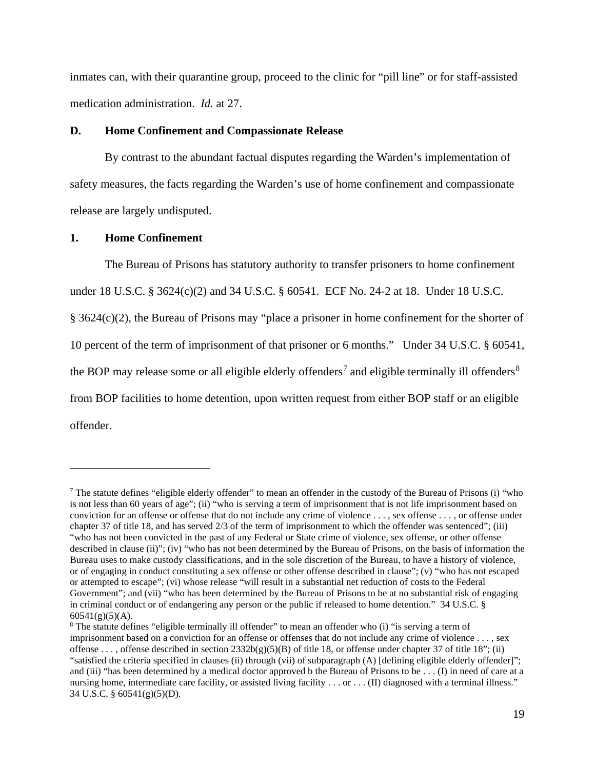inmates can, with their quarantine group, proceed to the clinic for "pill line" or for staff-assisted medication administration. *Id.* at 27.

### D. Home Confinement and Compassionate Release

By contrast to the abundant factual disputes regarding the Warden's implementation of safety measures, the facts regarding the Warden's use of home confinement and compassionate release are largely undisputed.

#### 1. Home Confinement

The Bureau of Prisons has statutory authority to transfer prisoners to home confinement under 18 U.S.C. § 3624(c)(2) and 34 U.S.C. § 60541. ECF No. 24-2 at 18. Under 18 U.S.C. § 3624(c)(2), the Bureau of Prisons may "place a prisoner in home confinement for the shorter of 10 percent of the term of imprisonment of that prisoner or 6 months." Under 34 U.S.C. § 60541, the BOP may release some or all eligible elderly offenders[7] and eligible terminally ill offenders[8] from BOP facilities to home detention, upon written request from either BOP staff or an eligible offender.

---

[7] The statute defines "eligible elderly offender" to mean an offender in the custody of the Bureau of Prisons (i) "who is not less than 60 years of age"; (ii) "who is serving a term of imprisonment that is not life imprisonment based on conviction for an offense or offense that do not include any crime of violence . . . , sex offense . . . , or offense under chapter 37 of title 18, and has served 2/3 of the term of imprisonment to which the offender was sentenced"; (iii) "who has not been convicted in the past of any Federal or State crime of violence, sex offense, or other offense described in clause (ii)"; (iv) "who has not been determined by the Bureau of Prisons, on the basis of information the Bureau uses to make custody classifications, and in the sole discretion of the Bureau, to have a history of violence, or of engaging in conduct constituting a sex offense or other offense described in clause"; (v) "who has not escaped or attempted to escape"; (vi) whose release "will result in a substantial net reduction of costs to the Federal Government"; and (vii) "who has been determined by the Bureau of Prisons to be at no substantial risk of engaging in criminal conduct or of endangering any person or the public if released to home detention." 34 U.S.C. § 60541(g)(5)(A).

[8] The statute defines "eligible terminally ill offender" to mean an offender who (i) "is serving a term of imprisonment based on a conviction for an offense or offenses that do not include any crime of violence . . . , sex offense . . . , offense described in section 2332b(g)(5)(B) of title 18, or offense under chapter 37 of title 18"; (ii) "satisfied the criteria specified in clauses (ii) through (vii) of subparagraph (A) [defining eligible elderly offender]"; and (iii) "has been determined by a medical doctor approved b the Bureau of Prisons to be . . . (I) in need of care at a nursing home, intermediate care facility, or assisted living facility . . . or . . . (II) diagnosed with a terminal illness." 34 U.S.C. § 60541(g)(5)(D).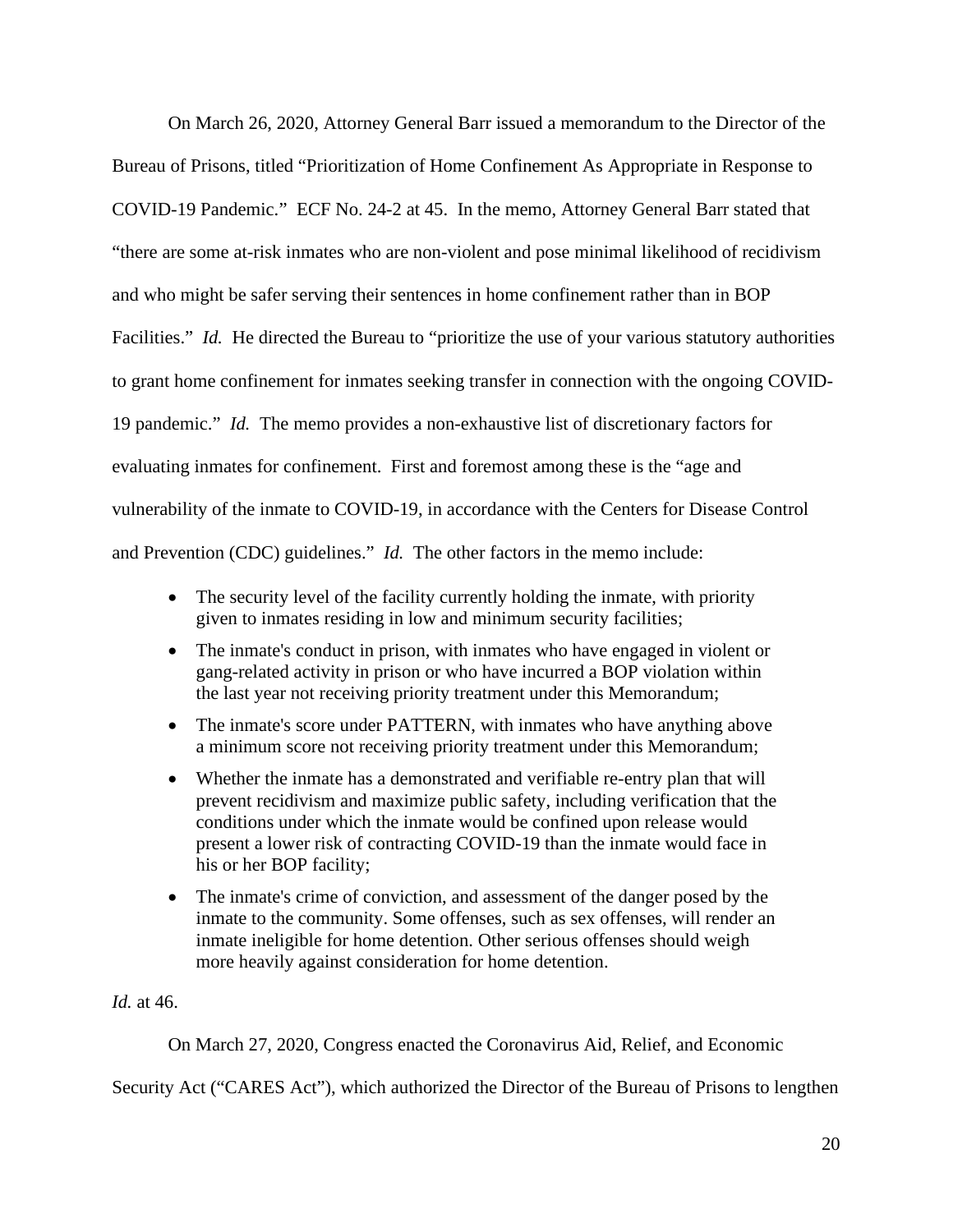On March 26, 2020, Attorney General Barr issued a memorandum to the Director of the Bureau of Prisons, titled "Prioritization of Home Confinement As Appropriate in Response to COVID-19 Pandemic." ECF No. 24-2 at 45. In the memo, Attorney General Barr stated that "there are some at-risk inmates who are non-violent and pose minimal likelihood of recidivism and who might be safer serving their sentences in home confinement rather than in BOP Facilities." *Id.* He directed the Bureau to "prioritize the use of your various statutory authorities to grant home confinement for inmates seeking transfer in connection with the ongoing COVID-19 pandemic." *Id.* The memo provides a non-exhaustive list of discretionary factors for evaluating inmates for confinement. First and foremost among these is the "age and vulnerability of the inmate to COVID-19, in accordance with the Centers for Disease Control and Prevention (CDC) guidelines." *Id.* The other factors in the memo include:

- The security level of the facility currently holding the inmate, with priority given to inmates residing in low and minimum security facilities;
- The inmate's conduct in prison, with inmates who have engaged in violent or gang-related activity in prison or who have incurred a BOP violation within the last year not receiving priority treatment under this Memorandum;
- The inmate's score under PATTERN, with inmates who have anything above a minimum score not receiving priority treatment under this Memorandum;
- Whether the inmate has a demonstrated and verifiable re-entry plan that will prevent recidivism and maximize public safety, including verification that the conditions under which the inmate would be confined upon release would present a lower risk of contracting COVID-19 than the inmate would face in his or her BOP facility;
- The inmate's crime of conviction, and assessment of the danger posed by the inmate to the community. Some offenses, such as sex offenses, will render an inmate ineligible for home detention. Other serious offenses should weigh more heavily against consideration for home detention.

*Id.* at 46.

On March 27, 2020, Congress enacted the Coronavirus Aid, Relief, and Economic Security Act ("CARES Act"), which authorized the Director of the Bureau of Prisons to lengthen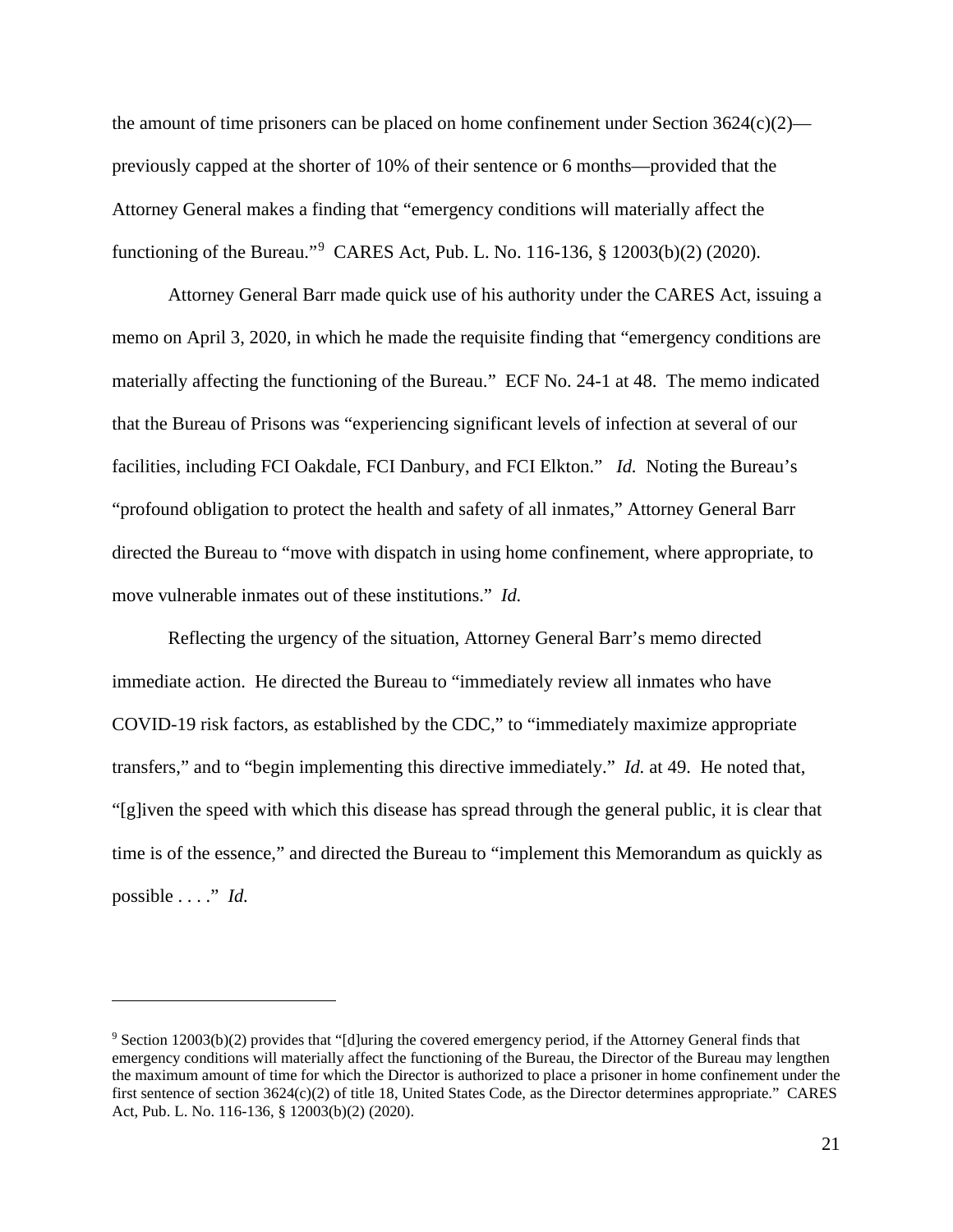the amount of time prisoners can be placed on home confinement under Section 3624(c)(2)—previously capped at the shorter of 10% of their sentence or 6 months—provided that the Attorney General makes a finding that "emergency conditions will materially affect the functioning of the Bureau."[9] CARES Act, Pub. L. No. 116-136, § 12003(b)(2) (2020).

Attorney General Barr made quick use of his authority under the CARES Act, issuing a memo on April 3, 2020, in which he made the requisite finding that "emergency conditions are materially affecting the functioning of the Bureau." ECF No. 24-1 at 48. The memo indicated that the Bureau of Prisons was "experiencing significant levels of infection at several of our facilities, including FCI Oakdale, FCI Danbury, and FCI Elkton." *Id.* Noting the Bureau's "profound obligation to protect the health and safety of all inmates," Attorney General Barr directed the Bureau to "move with dispatch in using home confinement, where appropriate, to move vulnerable inmates out of these institutions." *Id.*

Reflecting the urgency of the situation, Attorney General Barr's memo directed immediate action. He directed the Bureau to "immediately review all inmates who have COVID-19 risk factors, as established by the CDC," to "immediately maximize appropriate transfers," and to "begin implementing this directive immediately." *Id.* at 49. He noted that, "[g]iven the speed with which this disease has spread through the general public, it is clear that time is of the essence," and directed the Bureau to "implement this Memorandum as quickly as possible . . . ." *Id.*

---

[9] Section 12003(b)(2) provides that "[d]uring the covered emergency period, if the Attorney General finds that emergency conditions will materially affect the functioning of the Bureau, the Director of the Bureau may lengthen the maximum amount of time for which the Director is authorized to place a prisoner in home confinement under the first sentence of section 3624(c)(2) of title 18, United States Code, as the Director determines appropriate." CARES Act, Pub. L. No. 116-136, § 12003(b)(2) (2020).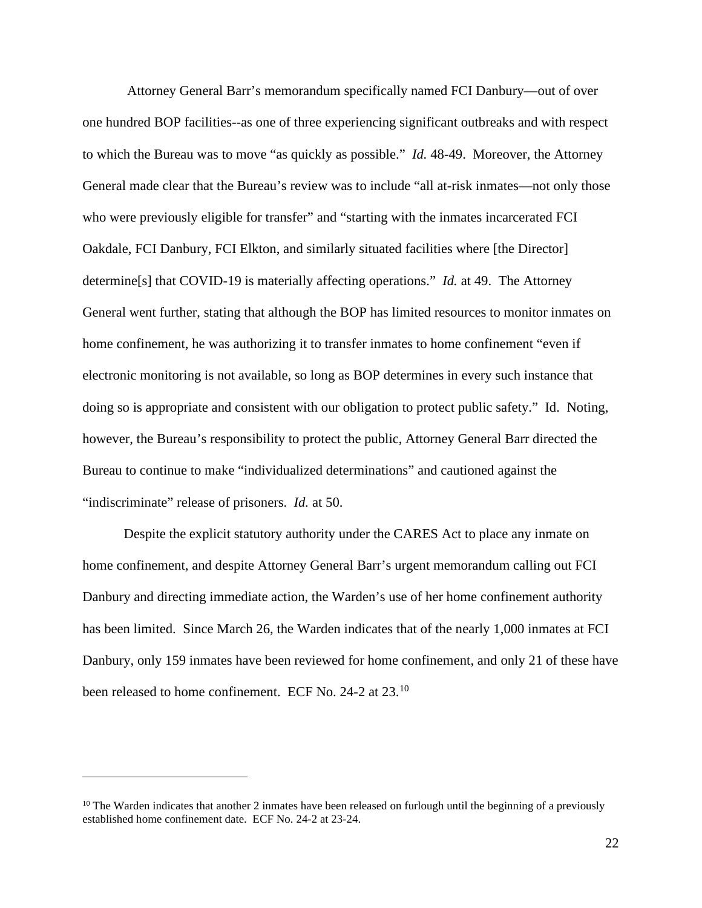Attorney General Barr's memorandum specifically named FCI Danbury—out of over one hundred BOP facilities--as one of three experiencing significant outbreaks and with respect to which the Bureau was to move "as quickly as possible." *Id.* 48-49. Moreover, the Attorney General made clear that the Bureau's review was to include "all at-risk inmates—not only those who were previously eligible for transfer" and "starting with the inmates incarcerated FCI Oakdale, FCI Danbury, FCI Elkton, and similarly situated facilities where [the Director] determine[s] that COVID-19 is materially affecting operations." *Id.* at 49. The Attorney General went further, stating that although the BOP has limited resources to monitor inmates on home confinement, he was authorizing it to transfer inmates to home confinement "even if electronic monitoring is not available, so long as BOP determines in every such instance that doing so is appropriate and consistent with our obligation to protect public safety." Id. Noting, however, the Bureau's responsibility to protect the public, Attorney General Barr directed the Bureau to continue to make "individualized determinations" and cautioned against the "indiscriminate" release of prisoners. *Id.* at 50.

Despite the explicit statutory authority under the CARES Act to place any inmate on home confinement, and despite Attorney General Barr's urgent memorandum calling out FCI Danbury and directing immediate action, the Warden's use of her home confinement authority has been limited. Since March 26, the Warden indicates that of the nearly 1,000 inmates at FCI Danbury, only 159 inmates have been reviewed for home confinement, and only 21 of these have been released to home confinement. ECF No. 24-2 at 23.[10]

---

[10] The Warden indicates that another 2 inmates have been released on furlough until the beginning of a previously established home confinement date. ECF No. 24-2 at 23-24.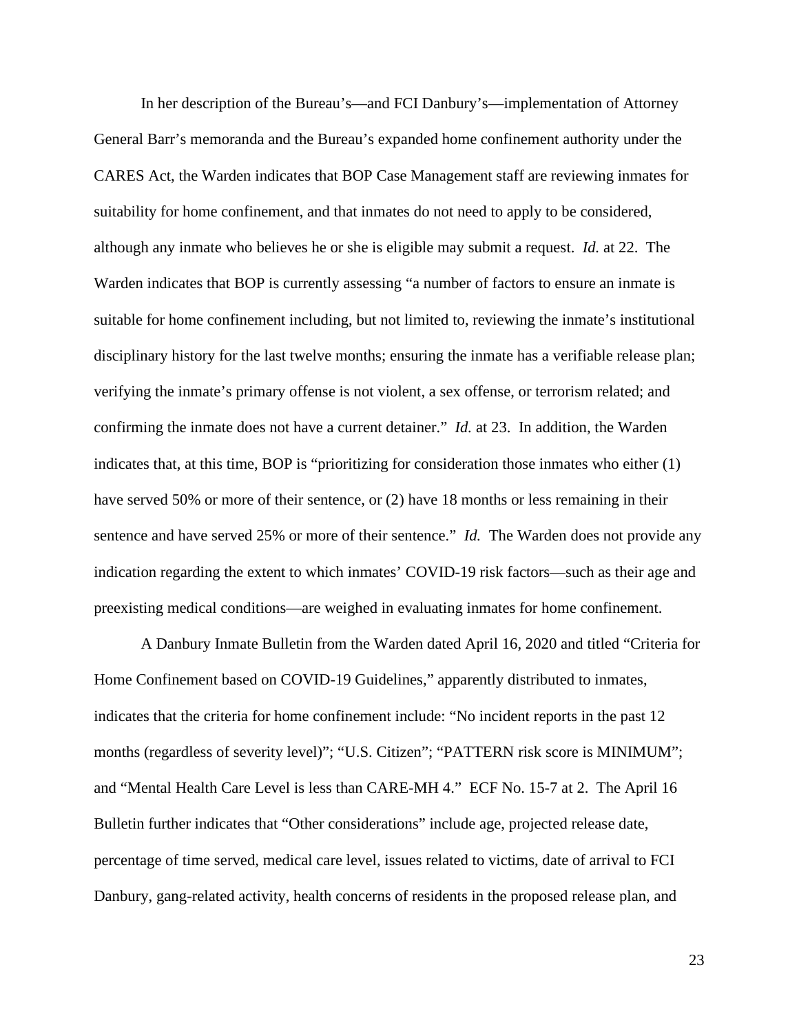In her description of the Bureau's—and FCI Danbury's—implementation of Attorney General Barr's memoranda and the Bureau's expanded home confinement authority under the CARES Act, the Warden indicates that BOP Case Management staff are reviewing inmates for suitability for home confinement, and that inmates do not need to apply to be considered, although any inmate who believes he or she is eligible may submit a request. *Id.* at 22. The Warden indicates that BOP is currently assessing "a number of factors to ensure an inmate is suitable for home confinement including, but not limited to, reviewing the inmate's institutional disciplinary history for the last twelve months; ensuring the inmate has a verifiable release plan; verifying the inmate's primary offense is not violent, a sex offense, or terrorism related; and confirming the inmate does not have a current detainer." *Id.* at 23. In addition, the Warden indicates that, at this time, BOP is "prioritizing for consideration those inmates who either (1) have served 50% or more of their sentence, or (2) have 18 months or less remaining in their sentence and have served 25% or more of their sentence." *Id.* The Warden does not provide any indication regarding the extent to which inmates' COVID-19 risk factors—such as their age and preexisting medical conditions—are weighed in evaluating inmates for home confinement.

A Danbury Inmate Bulletin from the Warden dated April 16, 2020 and titled "Criteria for Home Confinement based on COVID-19 Guidelines," apparently distributed to inmates, indicates that the criteria for home confinement include: "No incident reports in the past 12 months (regardless of severity level)"; "U.S. Citizen"; "PATTERN risk score is MINIMUM"; and "Mental Health Care Level is less than CARE-MH 4." ECF No. 15-7 at 2. The April 16 Bulletin further indicates that "Other considerations" include age, projected release date, percentage of time served, medical care level, issues related to victims, date of arrival to FCI Danbury, gang-related activity, health concerns of residents in the proposed release plan, and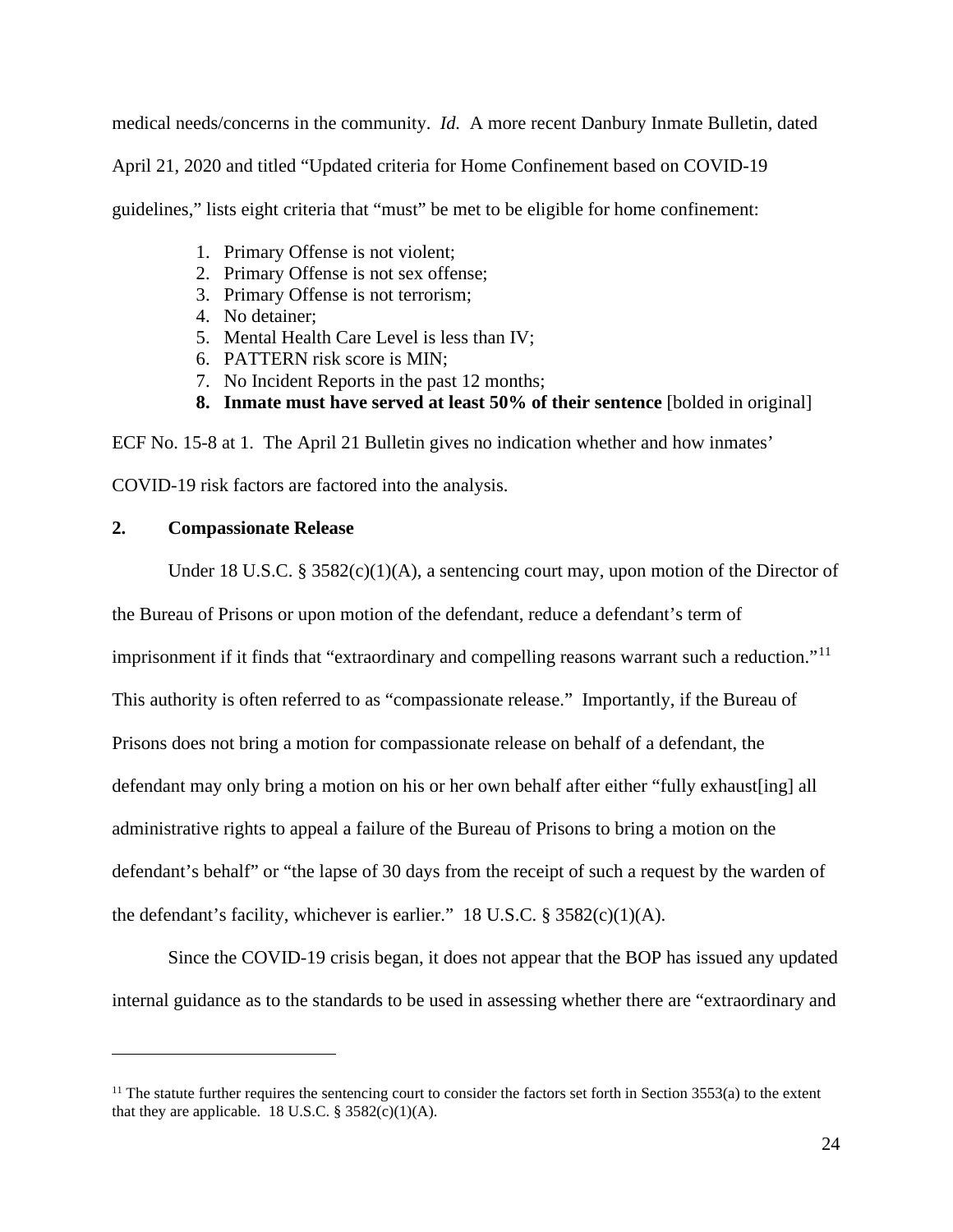medical needs/concerns in the community. *Id.* A more recent Danbury Inmate Bulletin, dated April 21, 2020 and titled "Updated criteria for Home Confinement based on COVID-19 guidelines," lists eight criteria that "must" be met to be eligible for home confinement:

1. Primary Offense is not violent;
2. Primary Offense is not sex offense;
3. Primary Offense is not terrorism;
4. No detainer;
5. Mental Health Care Level is less than IV;
6. PATTERN risk score is MIN;
7. No Incident Reports in the past 12 months;
8. **Inmate must have served at least 50% of their sentence** [bolded in original]

ECF No. 15-8 at 1. The April 21 Bulletin gives no indication whether and how inmates' COVID-19 risk factors are factored into the analysis.

**2. Compassionate Release**

Under 18 U.S.C. § 3582(c)(1)(A), a sentencing court may, upon motion of the Director of the Bureau of Prisons or upon motion of the defendant, reduce a defendant's term of imprisonment if it finds that "extraordinary and compelling reasons warrant such a reduction."[11] This authority is often referred to as "compassionate release." Importantly, if the Bureau of Prisons does not bring a motion for compassionate release on behalf of a defendant, the defendant may only bring a motion on his or her own behalf after either "fully exhaust[ing] all administrative rights to appeal a failure of the Bureau of Prisons to bring a motion on the defendant's behalf" or "the lapse of 30 days from the receipt of such a request by the warden of the defendant's facility, whichever is earlier." 18 U.S.C. § 3582(c)(1)(A).

Since the COVID-19 crisis began, it does not appear that the BOP has issued any updated internal guidance as to the standards to be used in assessing whether there are "extraordinary and

[11] The statute further requires the sentencing court to consider the factors set forth in Section 3553(a) to the extent that they are applicable. 18 U.S.C. § 3582(c)(1)(A).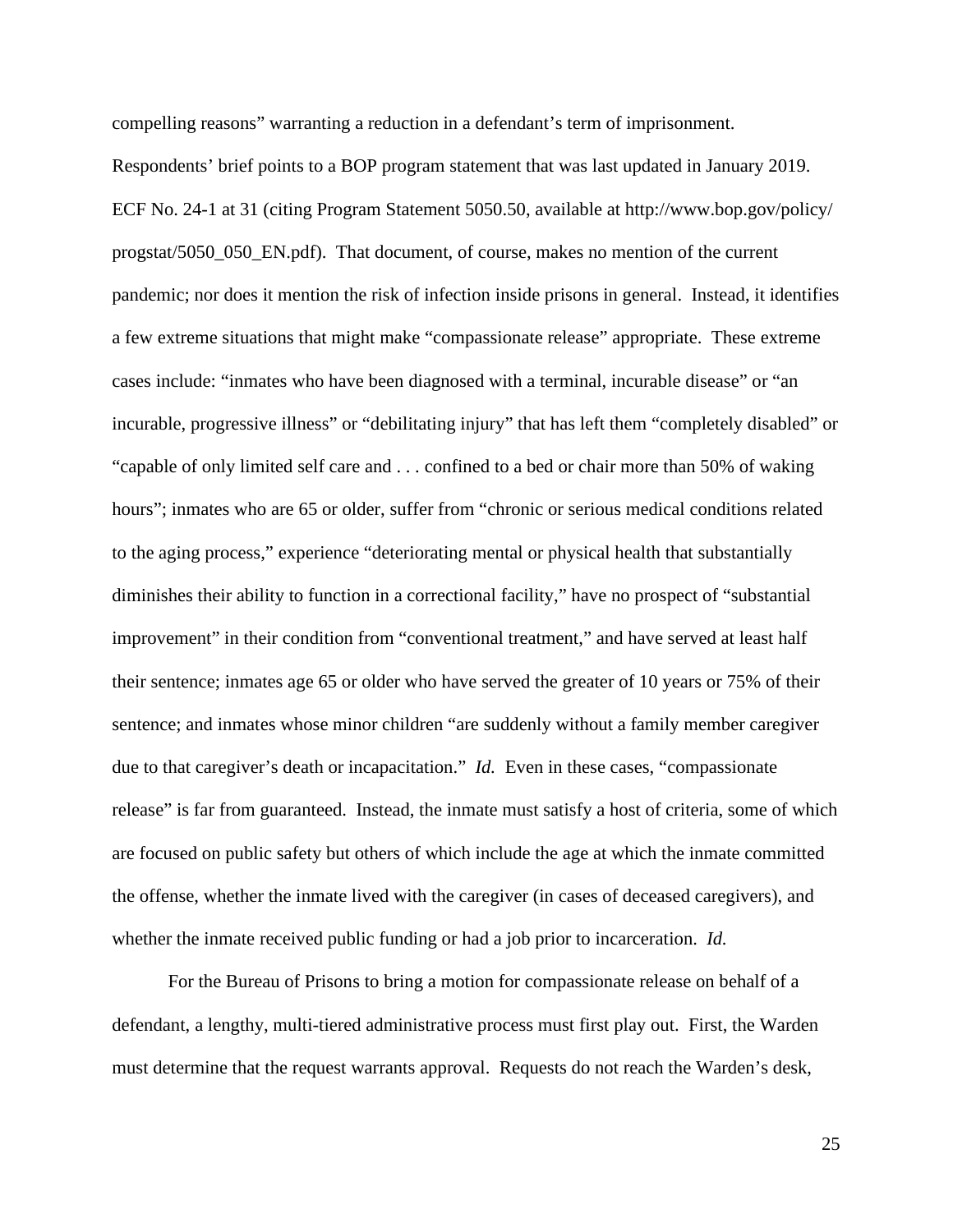compelling reasons" warranting a reduction in a defendant's term of imprisonment. Respondents' brief points to a BOP program statement that was last updated in January 2019. ECF No. 24-1 at 31 (citing Program Statement 5050.50, available at http://www.bop.gov/policy/progstat/5050_050_EN.pdf). That document, of course, makes no mention of the current pandemic; nor does it mention the risk of infection inside prisons in general. Instead, it identifies a few extreme situations that might make "compassionate release" appropriate. These extreme cases include: "inmates who have been diagnosed with a terminal, incurable disease" or "an incurable, progressive illness" or "debilitating injury" that has left them "completely disabled" or "capable of only limited self care and . . . confined to a bed or chair more than 50% of waking hours"; inmates who are 65 or older, suffer from "chronic or serious medical conditions related to the aging process," experience "deteriorating mental or physical health that substantially diminishes their ability to function in a correctional facility," have no prospect of "substantial improvement" in their condition from "conventional treatment," and have served at least half their sentence; inmates age 65 or older who have served the greater of 10 years or 75% of their sentence; and inmates whose minor children "are suddenly without a family member caregiver due to that caregiver's death or incapacitation." *Id.* Even in these cases, "compassionate release" is far from guaranteed. Instead, the inmate must satisfy a host of criteria, some of which are focused on public safety but others of which include the age at which the inmate committed the offense, whether the inmate lived with the caregiver (in cases of deceased caregivers), and whether the inmate received public funding or had a job prior to incarceration. *Id.*

For the Bureau of Prisons to bring a motion for compassionate release on behalf of a defendant, a lengthy, multi-tiered administrative process must first play out. First, the Warden must determine that the request warrants approval. Requests do not reach the Warden's desk,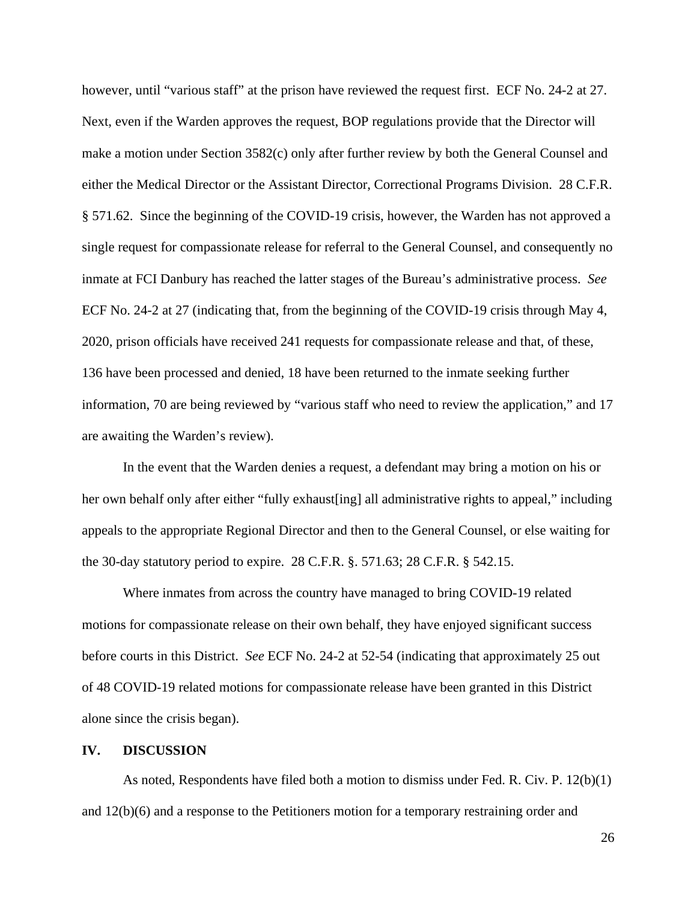however, until "various staff" at the prison have reviewed the request first. ECF No. 24-2 at 27. Next, even if the Warden approves the request, BOP regulations provide that the Director will make a motion under Section 3582(c) only after further review by both the General Counsel and either the Medical Director or the Assistant Director, Correctional Programs Division. 28 C.F.R. § 571.62. Since the beginning of the COVID-19 crisis, however, the Warden has not approved a single request for compassionate release for referral to the General Counsel, and consequently no inmate at FCI Danbury has reached the latter stages of the Bureau's administrative process. *See* ECF No. 24-2 at 27 (indicating that, from the beginning of the COVID-19 crisis through May 4, 2020, prison officials have received 241 requests for compassionate release and that, of these, 136 have been processed and denied, 18 have been returned to the inmate seeking further information, 70 are being reviewed by "various staff who need to review the application," and 17 are awaiting the Warden's review).

In the event that the Warden denies a request, a defendant may bring a motion on his or her own behalf only after either "fully exhaust[ing] all administrative rights to appeal," including appeals to the appropriate Regional Director and then to the General Counsel, or else waiting for the 30-day statutory period to expire. 28 C.F.R. §. 571.63; 28 C.F.R. § 542.15.

Where inmates from across the country have managed to bring COVID-19 related motions for compassionate release on their own behalf, they have enjoyed significant success before courts in this District. *See* ECF No. 24-2 at 52-54 (indicating that approximately 25 out of 48 COVID-19 related motions for compassionate release have been granted in this District alone since the crisis began).

## IV. DISCUSSION

As noted, Respondents have filed both a motion to dismiss under Fed. R. Civ. P. 12(b)(1) and 12(b)(6) and a response to the Petitioners motion for a temporary restraining order and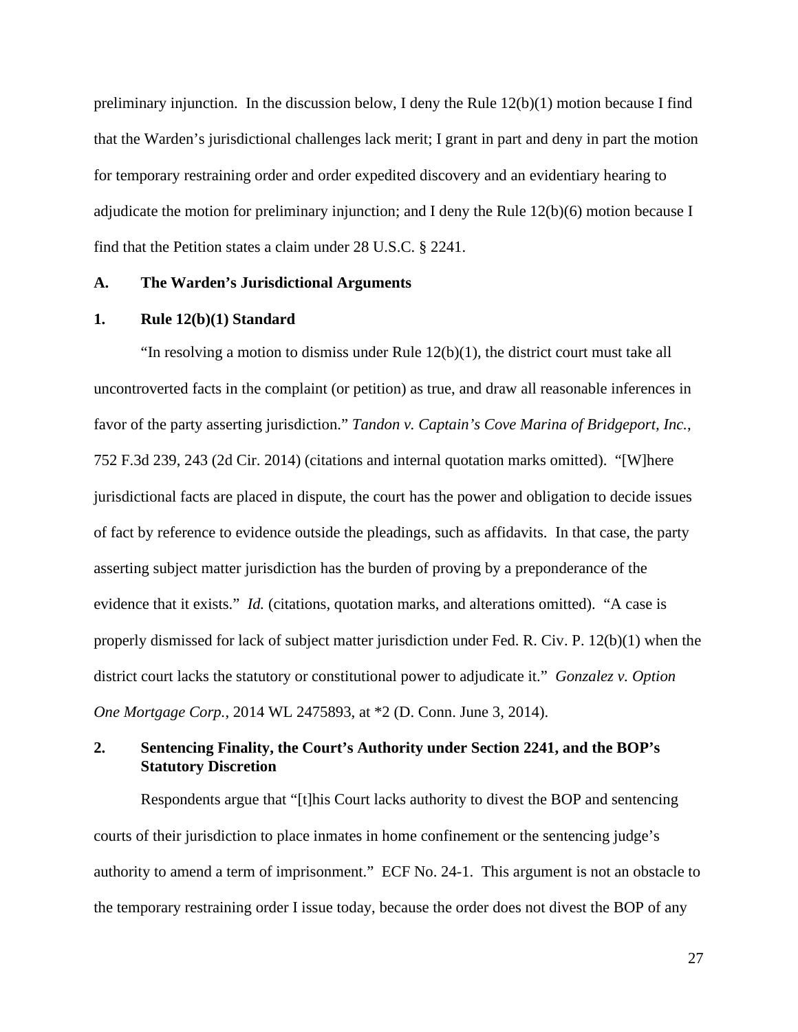preliminary injunction. In the discussion below, I deny the Rule 12(b)(1) motion because I find that the Warden's jurisdictional challenges lack merit; I grant in part and deny in part the motion for temporary restraining order and order expedited discovery and an evidentiary hearing to adjudicate the motion for preliminary injunction; and I deny the Rule 12(b)(6) motion because I find that the Petition states a claim under 28 U.S.C. § 2241.

### A. The Warden's Jurisdictional Arguments

### 1. Rule 12(b)(1) Standard

"In resolving a motion to dismiss under Rule 12(b)(1), the district court must take all uncontroverted facts in the complaint (or petition) as true, and draw all reasonable inferences in favor of the party asserting jurisdiction." *Tandon v. Captain's Cove Marina of Bridgeport, Inc.*, 752 F.3d 239, 243 (2d Cir. 2014) (citations and internal quotation marks omitted). "[W]here jurisdictional facts are placed in dispute, the court has the power and obligation to decide issues of fact by reference to evidence outside the pleadings, such as affidavits. In that case, the party asserting subject matter jurisdiction has the burden of proving by a preponderance of the evidence that it exists." *Id.* (citations, quotation marks, and alterations omitted). "A case is properly dismissed for lack of subject matter jurisdiction under Fed. R. Civ. P. 12(b)(1) when the district court lacks the statutory or constitutional power to adjudicate it." *Gonzalez v. Option One Mortgage Corp.*, 2014 WL 2475893, at *2 (D. Conn. June 3, 2014).

### 2. Sentencing Finality, the Court's Authority under Section 2241, and the BOP's Statutory Discretion

Respondents argue that "[t]his Court lacks authority to divest the BOP and sentencing courts of their jurisdiction to place inmates in home confinement or the sentencing judge's authority to amend a term of imprisonment." ECF No. 24-1. This argument is not an obstacle to the temporary restraining order I issue today, because the order does not divest the BOP of any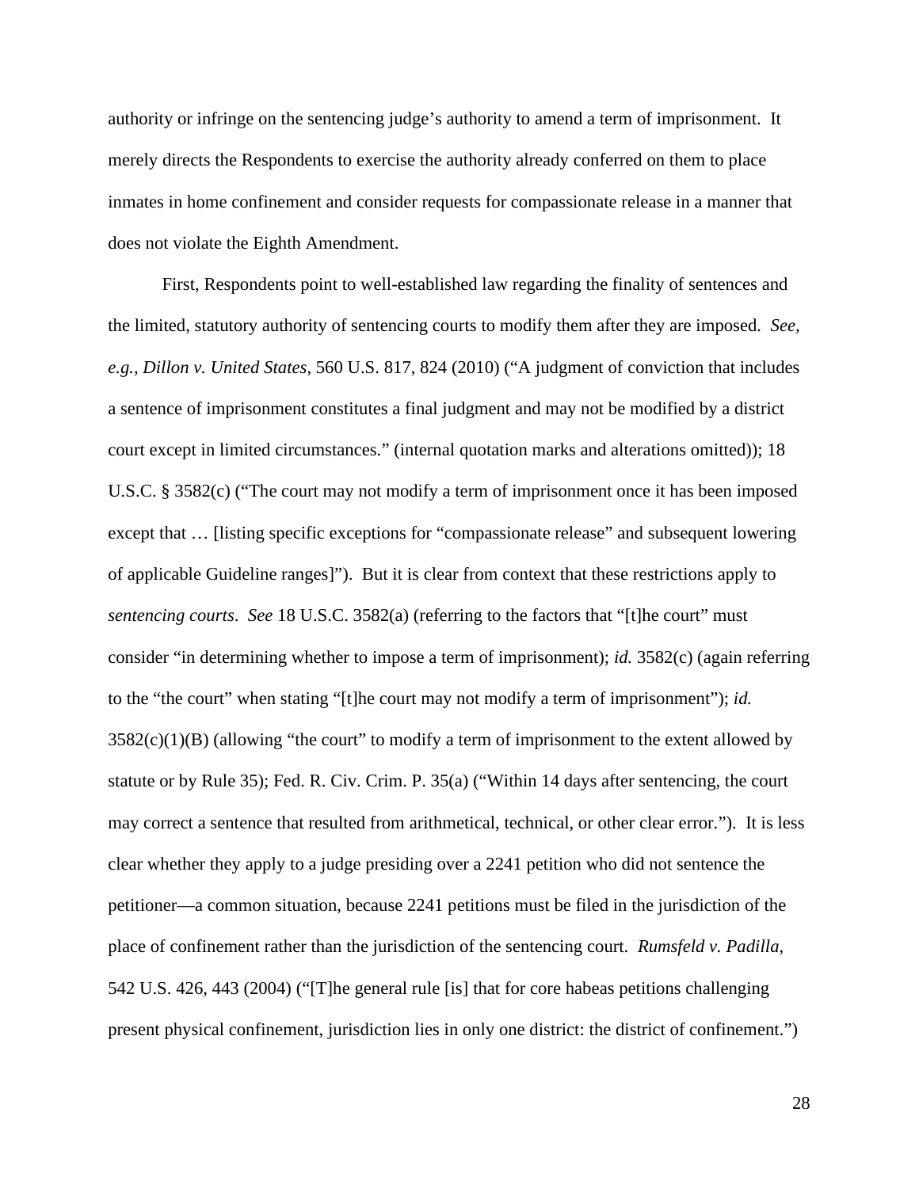authority or infringe on the sentencing judge's authority to amend a term of imprisonment. It merely directs the Respondents to exercise the authority already conferred on them to place inmates in home confinement and consider requests for compassionate release in a manner that does not violate the Eighth Amendment.

First, Respondents point to well-established law regarding the finality of sentences and the limited, statutory authority of sentencing courts to modify them after they are imposed. *See, e.g., Dillon v. United States*, 560 U.S. 817, 824 (2010) ("A judgment of conviction that includes a sentence of imprisonment constitutes a final judgment and may not be modified by a district court except in limited circumstances." (internal quotation marks and alterations omitted)); 18 U.S.C. § 3582(c) ("The court may not modify a term of imprisonment once it has been imposed except that … [listing specific exceptions for "compassionate release" and subsequent lowering of applicable Guideline ranges]"). But it is clear from context that these restrictions apply to *sentencing courts*. *See* 18 U.S.C. 3582(a) (referring to the factors that "[t]he court" must consider "in determining whether to impose a term of imprisonment); *id.* 3582(c) (again referring to the "the court" when stating "[t]he court may not modify a term of imprisonment"); *id.* 3582(c)(1)(B) (allowing "the court" to modify a term of imprisonment to the extent allowed by statute or by Rule 35); Fed. R. Civ. Crim. P. 35(a) ("Within 14 days after sentencing, the court may correct a sentence that resulted from arithmetical, technical, or other clear error."). It is less clear whether they apply to a judge presiding over a 2241 petition who did not sentence the petitioner—a common situation, because 2241 petitions must be filed in the jurisdiction of the place of confinement rather than the jurisdiction of the sentencing court. *Rumsfeld v. Padilla*, 542 U.S. 426, 443 (2004) ("[T]he general rule [is] that for core habeas petitions challenging present physical confinement, jurisdiction lies in only one district: the district of confinement.")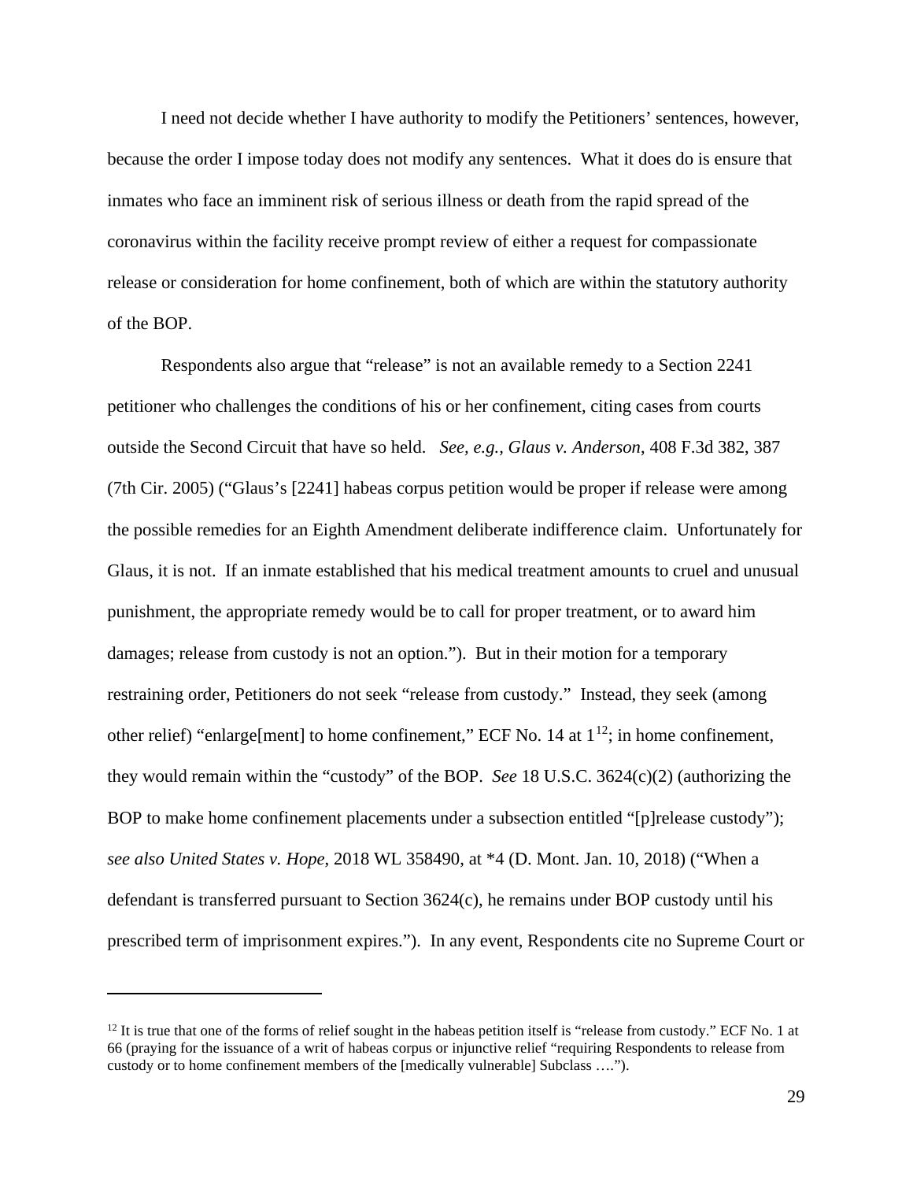I need not decide whether I have authority to modify the Petitioners' sentences, however, because the order I impose today does not modify any sentences. What it does do is ensure that inmates who face an imminent risk of serious illness or death from the rapid spread of the coronavirus within the facility receive prompt review of either a request for compassionate release or consideration for home confinement, both of which are within the statutory authority of the BOP.

Respondents also argue that "release" is not an available remedy to a Section 2241 petitioner who challenges the conditions of his or her confinement, citing cases from courts outside the Second Circuit that have so held. *See, e.g., Glaus v. Anderson*, 408 F.3d 382, 387 (7th Cir. 2005) ("Glaus's [2241] habeas corpus petition would be proper if release were among the possible remedies for an Eighth Amendment deliberate indifference claim. Unfortunately for Glaus, it is not. If an inmate established that his medical treatment amounts to cruel and unusual punishment, the appropriate remedy would be to call for proper treatment, or to award him damages; release from custody is not an option."). But in their motion for a temporary restraining order, Petitioners do not seek "release from custody." Instead, they seek (among other relief) "enlarge[ment] to home confinement," ECF No. 14 at 1[12]; in home confinement, they would remain within the "custody" of the BOP. *See* 18 U.S.C. 3624(c)(2) (authorizing the BOP to make home confinement placements under a subsection entitled "[p]release custody"); *see also United States v. Hope*, 2018 WL 358490, at *4 (D. Mont. Jan. 10, 2018) ("When a defendant is transferred pursuant to Section 3624(c), he remains under BOP custody until his prescribed term of imprisonment expires."). In any event, Respondents cite no Supreme Court or

---

[12] It is true that one of the forms of relief sought in the habeas petition itself is "release from custody." ECF No. 1 at 66 (praying for the issuance of a writ of habeas corpus or injunctive relief "requiring Respondents to release from custody or to home confinement members of the [medically vulnerable] Subclass ….").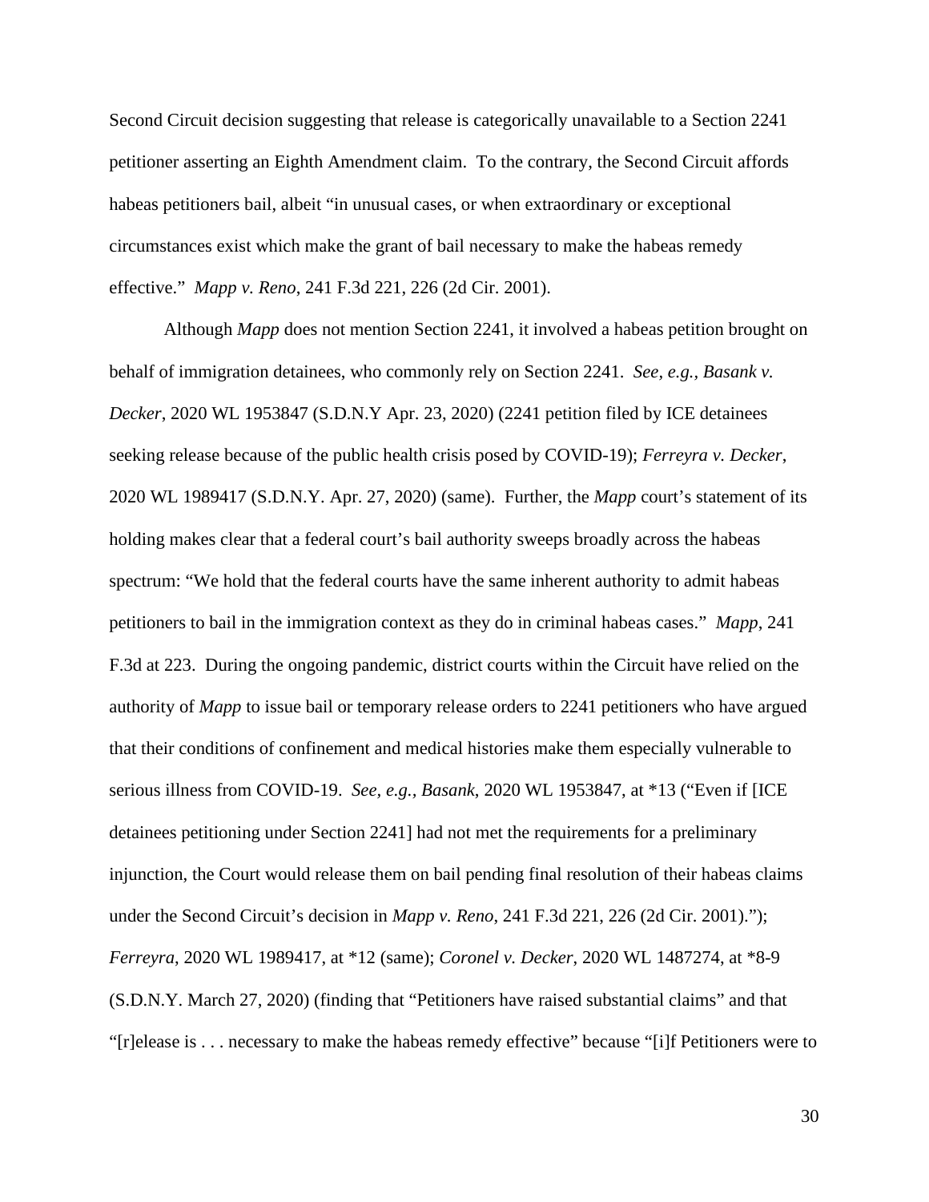Second Circuit decision suggesting that release is categorically unavailable to a Section 2241 petitioner asserting an Eighth Amendment claim. To the contrary, the Second Circuit affords habeas petitioners bail, albeit "in unusual cases, or when extraordinary or exceptional circumstances exist which make the grant of bail necessary to make the habeas remedy effective." *Mapp v. Reno*, 241 F.3d 221, 226 (2d Cir. 2001).

Although *Mapp* does not mention Section 2241, it involved a habeas petition brought on behalf of immigration detainees, who commonly rely on Section 2241. *See, e.g.*, *Basank v. Decker*, 2020 WL 1953847 (S.D.N.Y Apr. 23, 2020) (2241 petition filed by ICE detainees seeking release because of the public health crisis posed by COVID-19); *Ferreyra v. Decker*, 2020 WL 1989417 (S.D.N.Y. Apr. 27, 2020) (same). Further, the *Mapp* court's statement of its holding makes clear that a federal court's bail authority sweeps broadly across the habeas spectrum: "We hold that the federal courts have the same inherent authority to admit habeas petitioners to bail in the immigration context as they do in criminal habeas cases." *Mapp*, 241 F.3d at 223. During the ongoing pandemic, district courts within the Circuit have relied on the authority of *Mapp* to issue bail or temporary release orders to 2241 petitioners who have argued that their conditions of confinement and medical histories make them especially vulnerable to serious illness from COVID-19. *See, e.g.*, *Basank*, 2020 WL 1953847, at *13 ("Even if [ICE detainees petitioning under Section 2241] had not met the requirements for a preliminary injunction, the Court would release them on bail pending final resolution of their habeas claims under the Second Circuit's decision in *Mapp v. Reno*, 241 F.3d 221, 226 (2d Cir. 2001)."); *Ferreyra*, 2020 WL 1989417, at *12 (same); *Coronel v. Decker*, 2020 WL 1487274, at *8-9 (S.D.N.Y. March 27, 2020) (finding that "Petitioners have raised substantial claims" and that "[r]elease is . . . necessary to make the habeas remedy effective" because "[i]f Petitioners were to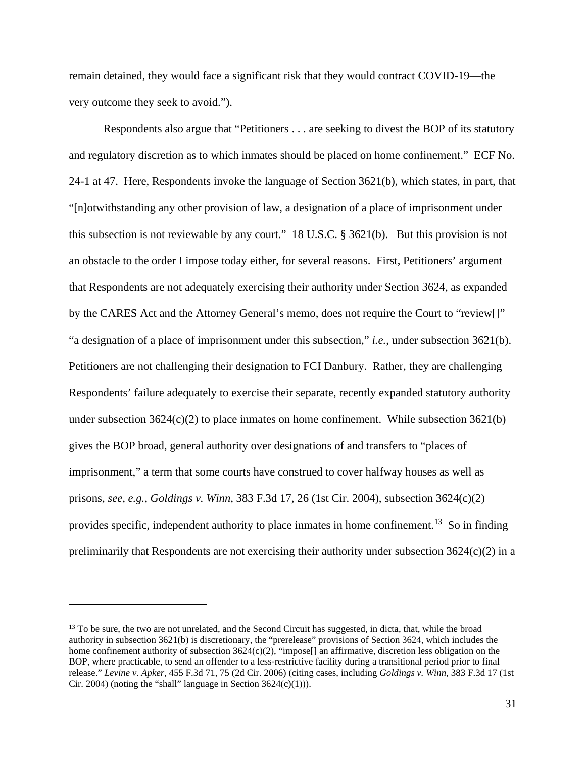remain detained, they would face a significant risk that they would contract COVID-19—the very outcome they seek to avoid.").

Respondents also argue that "Petitioners . . . are seeking to divest the BOP of its statutory and regulatory discretion as to which inmates should be placed on home confinement." ECF No. 24-1 at 47. Here, Respondents invoke the language of Section 3621(b), which states, in part, that "[n]otwithstanding any other provision of law, a designation of a place of imprisonment under this subsection is not reviewable by any court." 18 U.S.C. § 3621(b). But this provision is not an obstacle to the order I impose today either, for several reasons. First, Petitioners' argument that Respondents are not adequately exercising their authority under Section 3624, as expanded by the CARES Act and the Attorney General's memo, does not require the Court to "review[]" "a designation of a place of imprisonment under this subsection," *i.e.*, under subsection 3621(b). Petitioners are not challenging their designation to FCI Danbury. Rather, they are challenging Respondents' failure adequately to exercise their separate, recently expanded statutory authority under subsection 3624(c)(2) to place inmates on home confinement. While subsection 3621(b) gives the BOP broad, general authority over designations of and transfers to "places of imprisonment," a term that some courts have construed to cover halfway houses as well as prisons, *see, e.g.*, *Goldings v. Winn*, 383 F.3d 17, 26 (1st Cir. 2004), subsection 3624(c)(2) provides specific, independent authority to place inmates in home confinement.[13] So in finding preliminarily that Respondents are not exercising their authority under subsection 3624(c)(2) in a

[13] To be sure, the two are not unrelated, and the Second Circuit has suggested, in dicta, that, while the broad authority in subsection 3621(b) is discretionary, the "prerelease" provisions of Section 3624, which includes the home confinement authority of subsection 3624(c)(2), "impose[] an affirmative, discretion less obligation on the BOP, where practicable, to send an offender to a less-restrictive facility during a transitional period prior to final release." *Levine v. Apker*, 455 F.3d 71, 75 (2d Cir. 2006) (citing cases, including *Goldings v. Winn*, 383 F.3d 17 (1st Cir. 2004) (noting the "shall" language in Section 3624(c)(1))).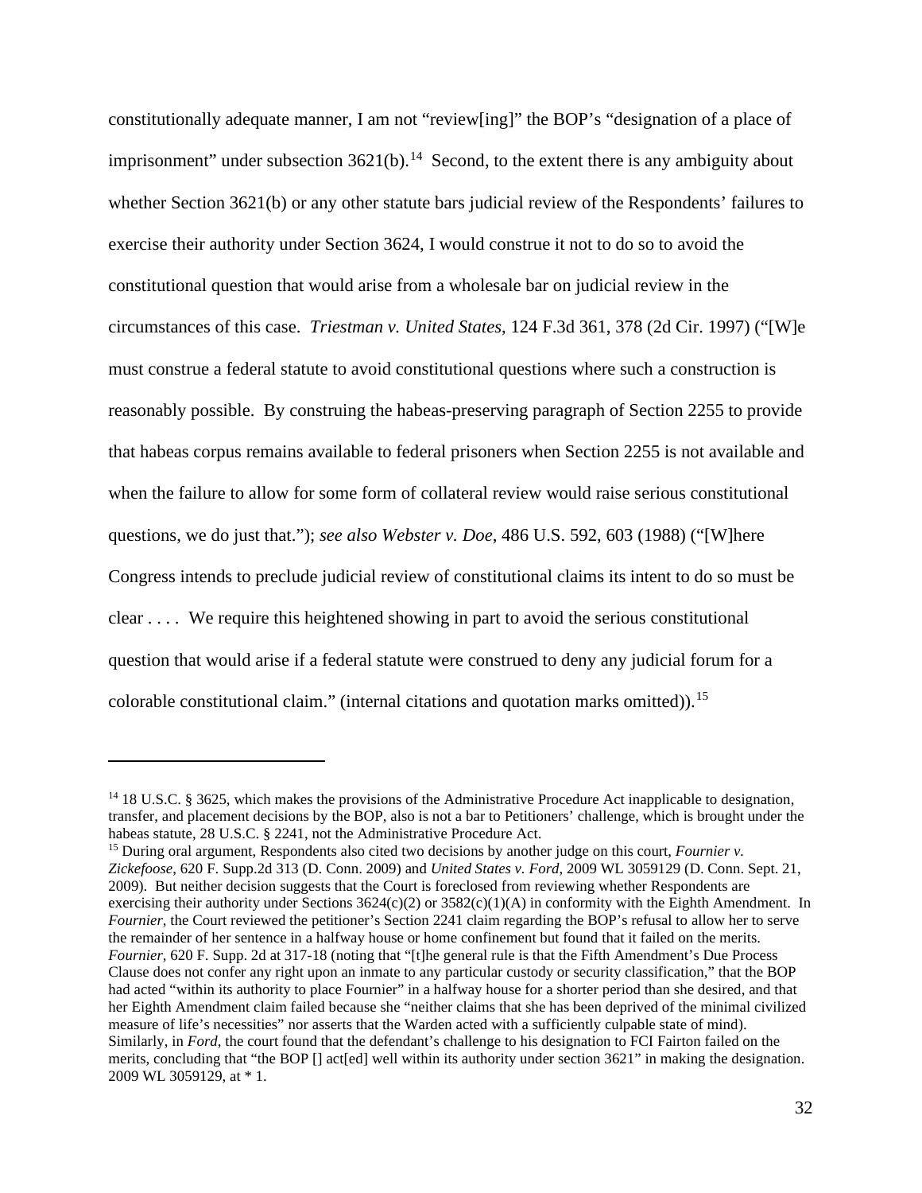constitutionally adequate manner, I am not "review[ing]" the BOP's "designation of a place of imprisonment" under subsection 3621(b).[14] Second, to the extent there is any ambiguity about whether Section 3621(b) or any other statute bars judicial review of the Respondents' failures to exercise their authority under Section 3624, I would construe it not to do so to avoid the constitutional question that would arise from a wholesale bar on judicial review in the circumstances of this case. *Triestman v. United States*, 124 F.3d 361, 378 (2d Cir. 1997) ("[W]e must construe a federal statute to avoid constitutional questions where such a construction is reasonably possible. By construing the habeas-preserving paragraph of Section 2255 to provide that habeas corpus remains available to federal prisoners when Section 2255 is not available and when the failure to allow for some form of collateral review would raise serious constitutional questions, we do just that."); *see also Webster v. Doe*, 486 U.S. 592, 603 (1988) ("[W]here Congress intends to preclude judicial review of constitutional claims its intent to do so must be clear . . . . We require this heightened showing in part to avoid the serious constitutional question that would arise if a federal statute were construed to deny any judicial forum for a colorable constitutional claim." (internal citations and quotation marks omitted)).[15]

---

[14] 18 U.S.C. § 3625, which makes the provisions of the Administrative Procedure Act inapplicable to designation, transfer, and placement decisions by the BOP, also is not a bar to Petitioners' challenge, which is brought under the habeas statute, 28 U.S.C. § 2241, not the Administrative Procedure Act.

[15] During oral argument, Respondents also cited two decisions by another judge on this court, *Fournier v. Zickefoose*, 620 F. Supp.2d 313 (D. Conn. 2009) and *United States v. Ford*, 2009 WL 3059129 (D. Conn. Sept. 21, 2009). But neither decision suggests that the Court is foreclosed from reviewing whether Respondents are exercising their authority under Sections 3624(c)(2) or 3582(c)(1)(A) in conformity with the Eighth Amendment. In *Fournier*, the Court reviewed the petitioner's Section 2241 claim regarding the BOP's refusal to allow her to serve the remainder of her sentence in a halfway house or home confinement but found that it failed on the merits. *Fournier*, 620 F. Supp. 2d at 317-18 (noting that "[t]he general rule is that the Fifth Amendment's Due Process Clause does not confer any right upon an inmate to any particular custody or security classification," that the BOP had acted "within its authority to place Fournier" in a halfway house for a shorter period than she desired, and that her Eighth Amendment claim failed because she "neither claims that she has been deprived of the minimal civilized measure of life's necessities" nor asserts that the Warden acted with a sufficiently culpable state of mind). Similarly, in *Ford*, the court found that the defendant's challenge to his designation to FCI Fairton failed on the merits, concluding that "the BOP [] act[ed] well within its authority under section 3621" in making the designation. 2009 WL 3059129, at * 1.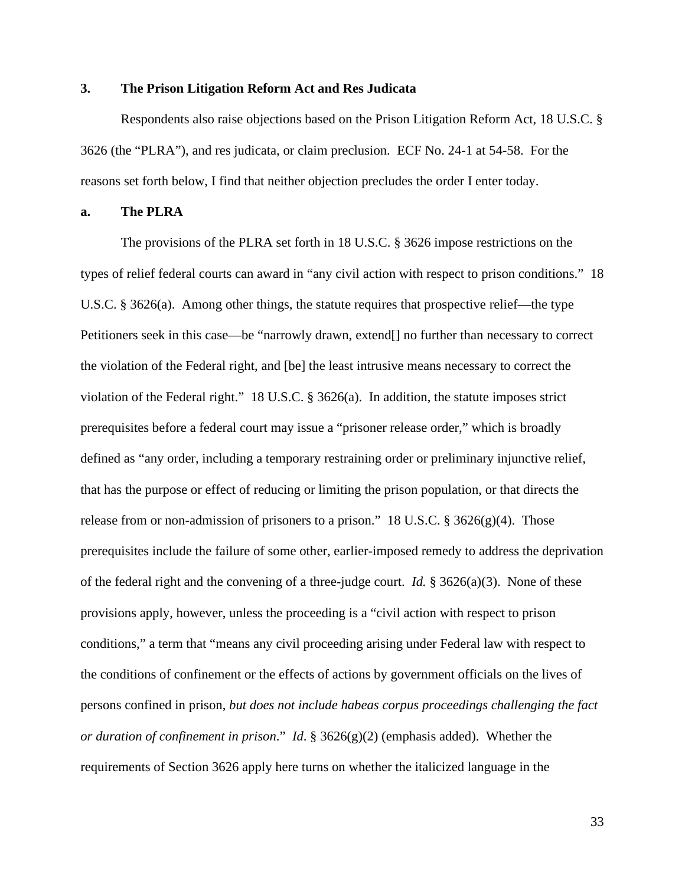### 3. The Prison Litigation Reform Act and Res Judicata

Respondents also raise objections based on the Prison Litigation Reform Act, 18 U.S.C. § 3626 (the "PLRA"), and res judicata, or claim preclusion. ECF No. 24-1 at 54-58. For the reasons set forth below, I find that neither objection precludes the order I enter today.

### a. The PLRA

The provisions of the PLRA set forth in 18 U.S.C. § 3626 impose restrictions on the types of relief federal courts can award in "any civil action with respect to prison conditions." 18 U.S.C. § 3626(a). Among other things, the statute requires that prospective relief—the type Petitioners seek in this case—be "narrowly drawn, extend[] no further than necessary to correct the violation of the Federal right, and [be] the least intrusive means necessary to correct the violation of the Federal right." 18 U.S.C. § 3626(a). In addition, the statute imposes strict prerequisites before a federal court may issue a "prisoner release order," which is broadly defined as "any order, including a temporary restraining order or preliminary injunctive relief, that has the purpose or effect of reducing or limiting the prison population, or that directs the release from or non-admission of prisoners to a prison." 18 U.S.C. § 3626(g)(4). Those prerequisites include the failure of some other, earlier-imposed remedy to address the deprivation of the federal right and the convening of a three-judge court. *Id.* § 3626(a)(3). None of these provisions apply, however, unless the proceeding is a "civil action with respect to prison conditions," a term that "means any civil proceeding arising under Federal law with respect to the conditions of confinement or the effects of actions by government officials on the lives of persons confined in prison, *but does not include habeas corpus proceedings challenging the fact or duration of confinement in prison*." *Id*. § 3626(g)(2) (emphasis added). Whether the requirements of Section 3626 apply here turns on whether the italicized language in the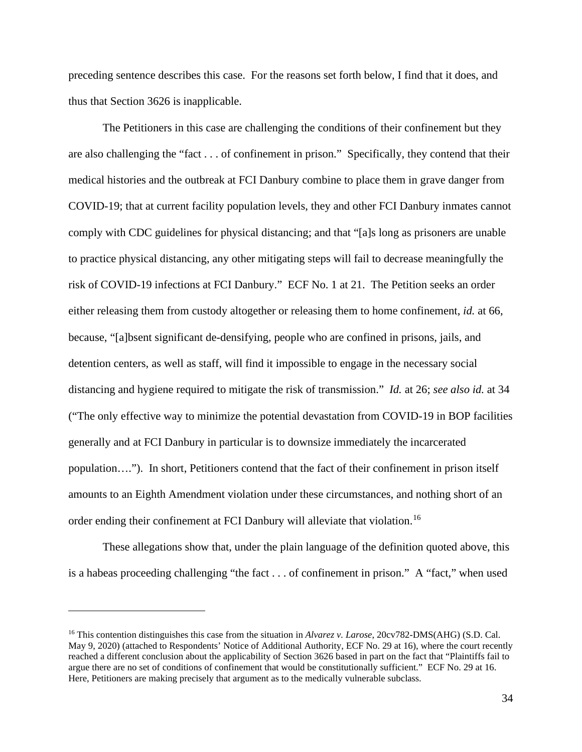preceding sentence describes this case. For the reasons set forth below, I find that it does, and thus that Section 3626 is inapplicable.

The Petitioners in this case are challenging the conditions of their confinement but they are also challenging the "fact . . . of confinement in prison." Specifically, they contend that their medical histories and the outbreak at FCI Danbury combine to place them in grave danger from COVID-19; that at current facility population levels, they and other FCI Danbury inmates cannot comply with CDC guidelines for physical distancing; and that "[a]s long as prisoners are unable to practice physical distancing, any other mitigating steps will fail to decrease meaningfully the risk of COVID-19 infections at FCI Danbury." ECF No. 1 at 21. The Petition seeks an order either releasing them from custody altogether or releasing them to home confinement, *id.* at 66, because, "[a]bsent significant de-densifying, people who are confined in prisons, jails, and detention centers, as well as staff, will find it impossible to engage in the necessary social distancing and hygiene required to mitigate the risk of transmission." *Id.* at 26; *see also id.* at 34 ("The only effective way to minimize the potential devastation from COVID-19 in BOP facilities generally and at FCI Danbury in particular is to downsize immediately the incarcerated population…."). In short, Petitioners contend that the fact of their confinement in prison itself amounts to an Eighth Amendment violation under these circumstances, and nothing short of an order ending their confinement at FCI Danbury will alleviate that violation.[16]

These allegations show that, under the plain language of the definition quoted above, this is a habeas proceeding challenging "the fact . . . of confinement in prison." A "fact," when used

---

[16] This contention distinguishes this case from the situation in *Alvarez v. Larose*, 20cv782-DMS(AHG) (S.D. Cal. May 9, 2020) (attached to Respondents' Notice of Additional Authority, ECF No. 29 at 16), where the court recently reached a different conclusion about the applicability of Section 3626 based in part on the fact that "Plaintiffs fail to argue there are no set of conditions of confinement that would be constitutionally sufficient." ECF No. 29 at 16. Here, Petitioners are making precisely that argument as to the medically vulnerable subclass.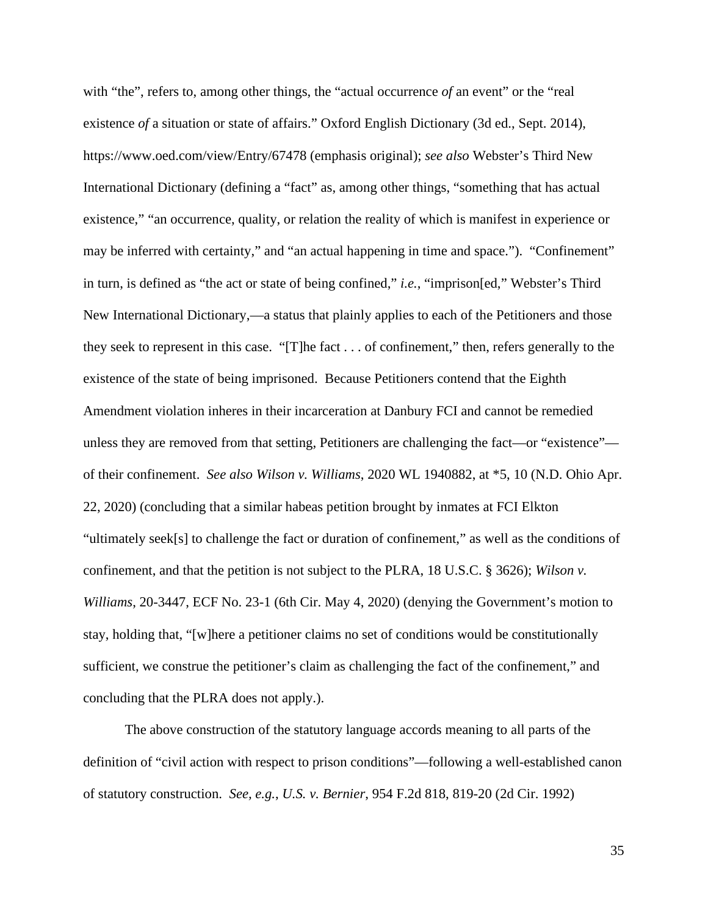with "the", refers to, among other things, the "actual occurrence *of* an event" or the "real existence *of* a situation or state of affairs." Oxford English Dictionary (3d ed., Sept. 2014), https://www.oed.com/view/Entry/67478 (emphasis original); *see also* Webster's Third New International Dictionary (defining a "fact" as, among other things, "something that has actual existence," "an occurrence, quality, or relation the reality of which is manifest in experience or may be inferred with certainty," and "an actual happening in time and space."). "Confinement" in turn, is defined as "the act or state of being confined," *i.e.*, "imprison[ed," Webster's Third New International Dictionary,—a status that plainly applies to each of the Petitioners and those they seek to represent in this case. "[T]he fact . . . of confinement," then, refers generally to the existence of the state of being imprisoned. Because Petitioners contend that the Eighth Amendment violation inheres in their incarceration at Danbury FCI and cannot be remedied unless they are removed from that setting, Petitioners are challenging the fact—or "existence"—of their confinement. *See also Wilson v. Williams*, 2020 WL 1940882, at *5, 10 (N.D. Ohio Apr. 22, 2020) (concluding that a similar habeas petition brought by inmates at FCI Elkton "ultimately seek[s] to challenge the fact or duration of confinement," as well as the conditions of confinement, and that the petition is not subject to the PLRA, 18 U.S.C. § 3626); *Wilson v. Williams*, 20-3447, ECF No. 23-1 (6th Cir. May 4, 2020) (denying the Government's motion to stay, holding that, "[w]here a petitioner claims no set of conditions would be constitutionally sufficient, we construe the petitioner's claim as challenging the fact of the confinement," and concluding that the PLRA does not apply.).

The above construction of the statutory language accords meaning to all parts of the definition of "civil action with respect to prison conditions"—following a well-established canon of statutory construction. *See, e.g.*, *U.S. v. Bernier*, 954 F.2d 818, 819-20 (2d Cir. 1992)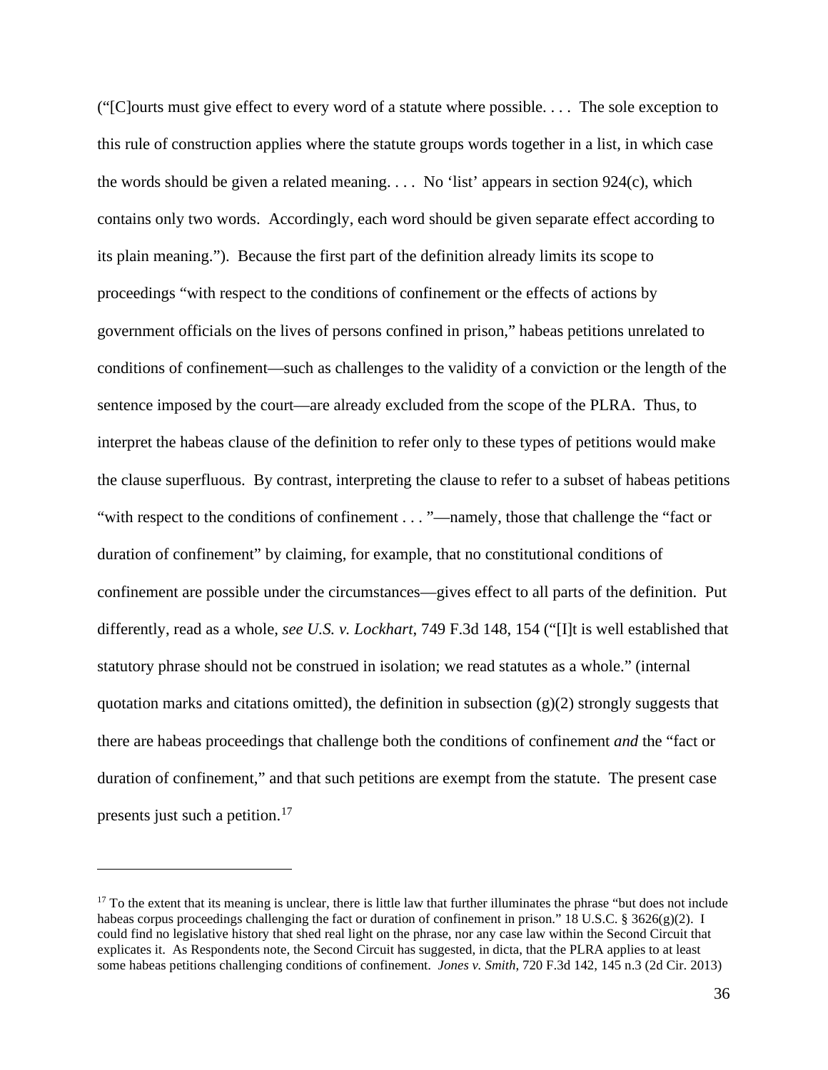("[C]ourts must give effect to every word of a statute where possible. . . . The sole exception to this rule of construction applies where the statute groups words together in a list, in which case the words should be given a related meaning. . . . No 'list' appears in section 924(c), which contains only two words. Accordingly, each word should be given separate effect according to its plain meaning."). Because the first part of the definition already limits its scope to proceedings "with respect to the conditions of confinement or the effects of actions by government officials on the lives of persons confined in prison," habeas petitions unrelated to conditions of confinement—such as challenges to the validity of a conviction or the length of the sentence imposed by the court—are already excluded from the scope of the PLRA. Thus, to interpret the habeas clause of the definition to refer only to these types of petitions would make the clause superfluous. By contrast, interpreting the clause to refer to a subset of habeas petitions "with respect to the conditions of confinement . . . "—namely, those that challenge the "fact or duration of confinement" by claiming, for example, that no constitutional conditions of confinement are possible under the circumstances—gives effect to all parts of the definition. Put differently, read as a whole, *see U.S. v. Lockhart*, 749 F.3d 148, 154 ("[I]t is well established that statutory phrase should not be construed in isolation; we read statutes as a whole." (internal quotation marks and citations omitted), the definition in subsection (g)(2) strongly suggests that there are habeas proceedings that challenge both the conditions of confinement *and* the "fact or duration of confinement," and that such petitions are exempt from the statute. The present case presents just such a petition.[17]

---

[17] To the extent that its meaning is unclear, there is little law that further illuminates the phrase "but does not include habeas corpus proceedings challenging the fact or duration of confinement in prison." 18 U.S.C. § 3626(g)(2). I could find no legislative history that shed real light on the phrase, nor any case law within the Second Circuit that explicates it. As Respondents note, the Second Circuit has suggested, in dicta, that the PLRA applies to at least some habeas petitions challenging conditions of confinement. *Jones v. Smith*, 720 F.3d 142, 145 n.3 (2d Cir. 2013)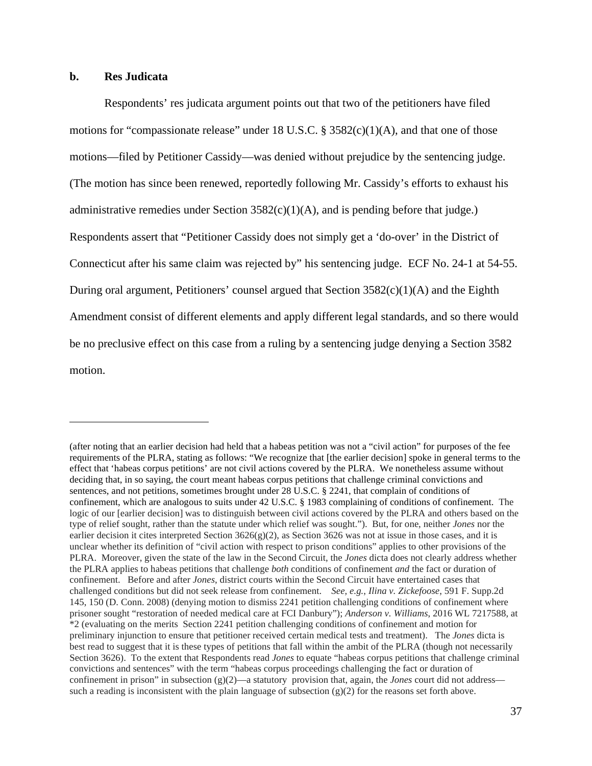### b. Res Judicata

Respondents' res judicata argument points out that two of the petitioners have filed motions for "compassionate release" under 18 U.S.C. § 3582(c)(1)(A), and that one of those motions—filed by Petitioner Cassidy—was denied without prejudice by the sentencing judge. (The motion has since been renewed, reportedly following Mr. Cassidy's efforts to exhaust his administrative remedies under Section 3582(c)(1)(A), and is pending before that judge.) Respondents assert that "Petitioner Cassidy does not simply get a 'do-over' in the District of Connecticut after his same claim was rejected by" his sentencing judge. ECF No. 24-1 at 54-55. During oral argument, Petitioners' counsel argued that Section 3582(c)(1)(A) and the Eighth Amendment consist of different elements and apply different legal standards, and so there would be no preclusive effect on this case from a ruling by a sentencing judge denying a Section 3582 motion.

---

(after noting that an earlier decision had held that a habeas petition was not a "civil action" for purposes of the fee requirements of the PLRA, stating as follows: "We recognize that [the earlier decision] spoke in general terms to the effect that 'habeas corpus petitions' are not civil actions covered by the PLRA. We nonetheless assume without deciding that, in so saying, the court meant habeas corpus petitions that challenge criminal convictions and sentences, and not petitions, sometimes brought under 28 U.S.C. § 2241, that complain of conditions of confinement, which are analogous to suits under 42 U.S.C. § 1983 complaining of conditions of confinement. The logic of our [earlier decision] was to distinguish between civil actions covered by the PLRA and others based on the type of relief sought, rather than the statute under which relief was sought."). But, for one, neither *Jones* nor the earlier decision it cites interpreted Section 3626(g)(2), as Section 3626 was not at issue in those cases, and it is unclear whether its definition of "civil action with respect to prison conditions" applies to other provisions of the PLRA. Moreover, given the state of the law in the Second Circuit, the *Jones* dicta does not clearly address whether the PLRA applies to habeas petitions that challenge *both* conditions of confinement *and* the fact or duration of confinement. Before and after *Jones*, district courts within the Second Circuit have entertained cases that challenged conditions but did not seek release from confinement. *See, e.g.*, *Ilina v. Zickefoose*, 591 F. Supp.2d 145, 150 (D. Conn. 2008) (denying motion to dismiss 2241 petition challenging conditions of confinement where prisoner sought "restoration of needed medical care at FCI Danbury"); *Anderson v. Williams*, 2016 WL 7217588, at *2 (evaluating on the merits Section 2241 petition challenging conditions of confinement and motion for preliminary injunction to ensure that petitioner received certain medical tests and treatment). The *Jones* dicta is best read to suggest that it is these types of petitions that fall within the ambit of the PLRA (though not necessarily Section 3626). To the extent that Respondents read *Jones* to equate "habeas corpus petitions that challenge criminal convictions and sentences" with the term "habeas corpus proceedings challenging the fact or duration of confinement in prison" in subsection (g)(2)—a statutory provision that, again, the *Jones* court did not address—such a reading is inconsistent with the plain language of subsection (g)(2) for the reasons set forth above.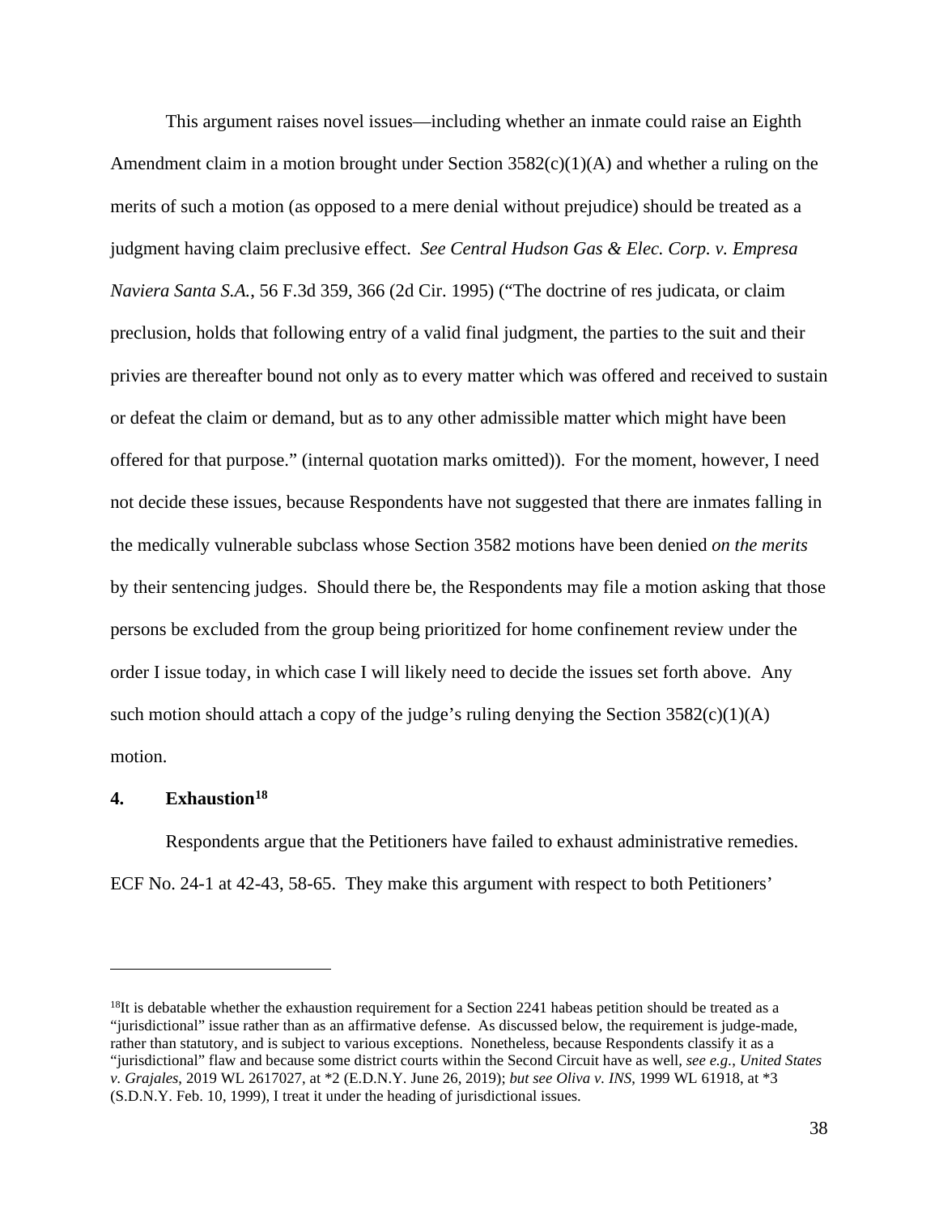This argument raises novel issues—including whether an inmate could raise an Eighth Amendment claim in a motion brought under Section 3582(c)(1)(A) and whether a ruling on the merits of such a motion (as opposed to a mere denial without prejudice) should be treated as a judgment having claim preclusive effect. *See Central Hudson Gas & Elec. Corp. v. Empresa Naviera Santa S.A.*, 56 F.3d 359, 366 (2d Cir. 1995) ("The doctrine of res judicata, or claim preclusion, holds that following entry of a valid final judgment, the parties to the suit and their privies are thereafter bound not only as to every matter which was offered and received to sustain or defeat the claim or demand, but as to any other admissible matter which might have been offered for that purpose." (internal quotation marks omitted)). For the moment, however, I need not decide these issues, because Respondents have not suggested that there are inmates falling in the medically vulnerable subclass whose Section 3582 motions have been denied *on the merits* by their sentencing judges. Should there be, the Respondents may file a motion asking that those persons be excluded from the group being prioritized for home confinement review under the order I issue today, in which case I will likely need to decide the issues set forth above. Any such motion should attach a copy of the judge's ruling denying the Section 3582(c)(1)(A) motion.

**4. Exhaustion[18]**

Respondents argue that the Petitioners have failed to exhaust administrative remedies. ECF No. 24-1 at 42-43, 58-65. They make this argument with respect to both Petitioners'

[18]It is debatable whether the exhaustion requirement for a Section 2241 habeas petition should be treated as a "jurisdictional" issue rather than as an affirmative defense. As discussed below, the requirement is judge-made, rather than statutory, and is subject to various exceptions. Nonetheless, because Respondents classify it as a "jurisdictional" flaw and because some district courts within the Second Circuit have as well, *see e.g.*, *United States v. Grajales*, 2019 WL 2617027, at *2 (E.D.N.Y. June 26, 2019); *but see Oliva v. INS*, 1999 WL 61918, at *3 (S.D.N.Y. Feb. 10, 1999), I treat it under the heading of jurisdictional issues.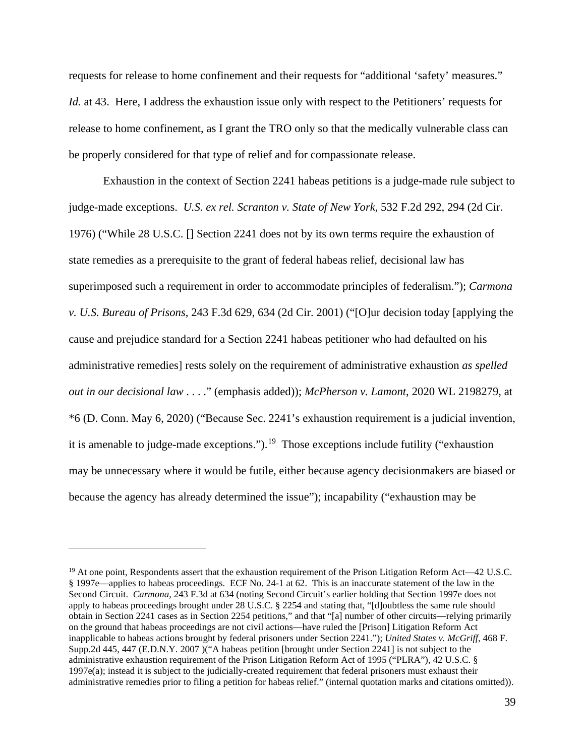requests for release to home confinement and their requests for "additional 'safety' measures." *Id.* at 43. Here, I address the exhaustion issue only with respect to the Petitioners' requests for release to home confinement, as I grant the TRO only so that the medically vulnerable class can be properly considered for that type of relief and for compassionate release.

Exhaustion in the context of Section 2241 habeas petitions is a judge-made rule subject to judge-made exceptions. *U.S. ex rel. Scranton v. State of New York*, 532 F.2d 292, 294 (2d Cir. 1976) ("While 28 U.S.C. [] Section 2241 does not by its own terms require the exhaustion of state remedies as a prerequisite to the grant of federal habeas relief, decisional law has superimposed such a requirement in order to accommodate principles of federalism."); *Carmona v. U.S. Bureau of Prisons*, 243 F.3d 629, 634 (2d Cir. 2001) ("[O]ur decision today [applying the cause and prejudice standard for a Section 2241 habeas petitioner who had defaulted on his administrative remedies] rests solely on the requirement of administrative exhaustion *as spelled out in our decisional law* . . . ." (emphasis added)); *McPherson v. Lamont*, 2020 WL 2198279, at *6 (D. Conn. May 6, 2020) ("Because Sec. 2241's exhaustion requirement is a judicial invention, it is amenable to judge-made exceptions.").[19] Those exceptions include futility ("exhaustion may be unnecessary where it would be futile, either because agency decisionmakers are biased or because the agency has already determined the issue"); incapability ("exhaustion may be

---

[19] At one point, Respondents assert that the exhaustion requirement of the Prison Litigation Reform Act—42 U.S.C. § 1997e—applies to habeas proceedings. ECF No. 24-1 at 62. This is an inaccurate statement of the law in the Second Circuit. *Carmona*, 243 F.3d at 634 (noting Second Circuit's earlier holding that Section 1997e does not apply to habeas proceedings brought under 28 U.S.C. § 2254 and stating that, "[d]oubtless the same rule should obtain in Section 2241 cases as in Section 2254 petitions," and that "[a] number of other circuits—relying primarily on the ground that habeas proceedings are not civil actions—have ruled the [Prison] Litigation Reform Act inapplicable to habeas actions brought by federal prisoners under Section 2241."); *United States v. McGriff*, 468 F. Supp.2d 445, 447 (E.D.N.Y. 2007 )("A habeas petition [brought under Section 2241] is not subject to the administrative exhaustion requirement of the Prison Litigation Reform Act of 1995 ("PLRA"), 42 U.S.C. § 1997e(a); instead it is subject to the judicially-created requirement that federal prisoners must exhaust their administrative remedies prior to filing a petition for habeas relief." (internal quotation marks and citations omitted)).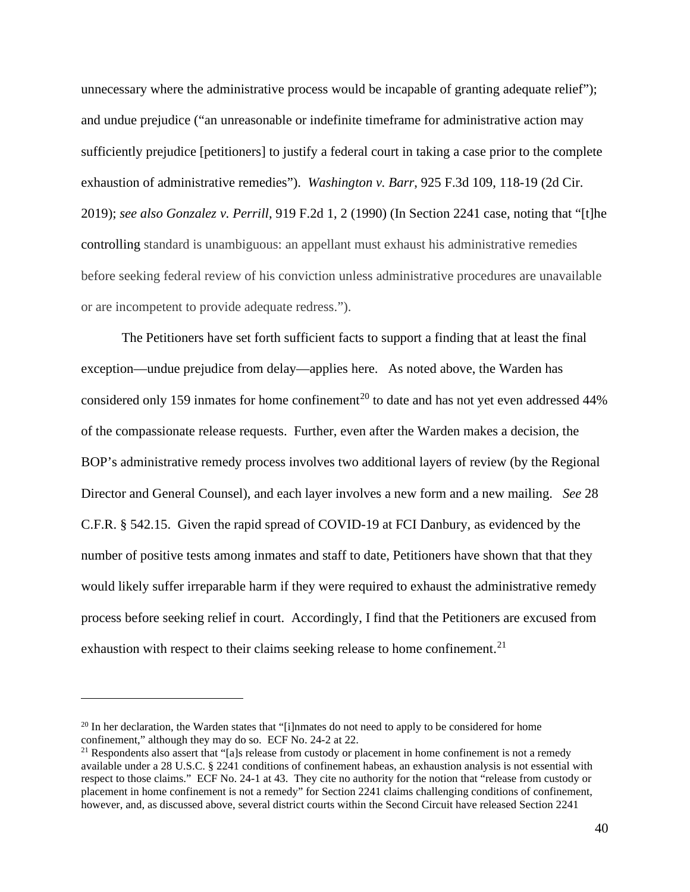unnecessary where the administrative process would be incapable of granting adequate relief"); and undue prejudice ("an unreasonable or indefinite timeframe for administrative action may sufficiently prejudice [petitioners] to justify a federal court in taking a case prior to the complete exhaustion of administrative remedies"). *Washington v. Barr*, 925 F.3d 109, 118-19 (2d Cir. 2019); *see also Gonzalez v. Perrill*, 919 F.2d 1, 2 (1990) (In Section 2241 case, noting that "[t]he controlling standard is unambiguous: an appellant must exhaust his administrative remedies before seeking federal review of his conviction unless administrative procedures are unavailable or are incompetent to provide adequate redress.").

The Petitioners have set forth sufficient facts to support a finding that at least the final exception—undue prejudice from delay—applies here. As noted above, the Warden has considered only 159 inmates for home confinement[20] to date and has not yet even addressed 44% of the compassionate release requests. Further, even after the Warden makes a decision, the BOP's administrative remedy process involves two additional layers of review (by the Regional Director and General Counsel), and each layer involves a new form and a new mailing. *See* 28 C.F.R. § 542.15. Given the rapid spread of COVID-19 at FCI Danbury, as evidenced by the number of positive tests among inmates and staff to date, Petitioners have shown that that they would likely suffer irreparable harm if they were required to exhaust the administrative remedy process before seeking relief in court. Accordingly, I find that the Petitioners are excused from exhaustion with respect to their claims seeking release to home confinement.[21]

---

[20] In her declaration, the Warden states that "[i]nmates do not need to apply to be considered for home confinement," although they may do so. ECF No. 24-2 at 22.

[21] Respondents also assert that "[a]s release from custody or placement in home confinement is not a remedy available under a 28 U.S.C. § 2241 conditions of confinement habeas, an exhaustion analysis is not essential with respect to those claims." ECF No. 24-1 at 43. They cite no authority for the notion that "release from custody or placement in home confinement is not a remedy" for Section 2241 claims challenging conditions of confinement, however, and, as discussed above, several district courts within the Second Circuit have released Section 2241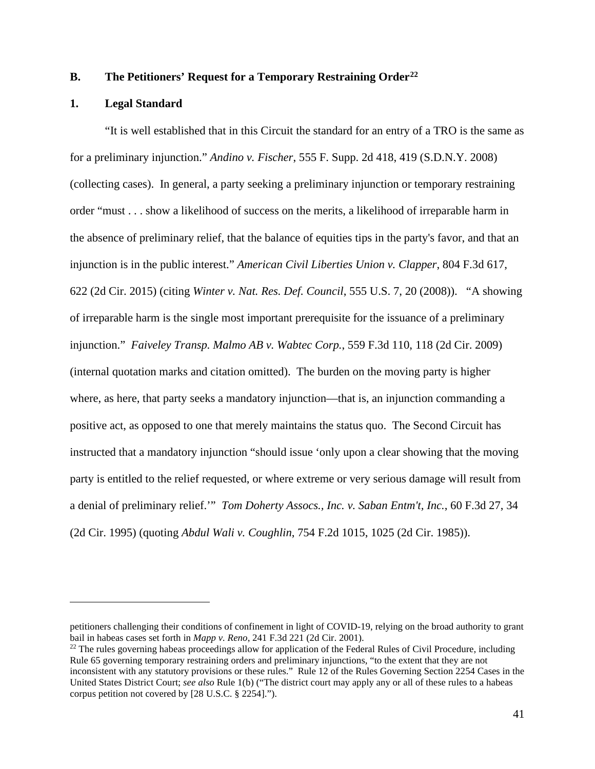## B. The Petitioners' Request for a Temporary Restraining Order[22]

### 1. Legal Standard

"It is well established that in this Circuit the standard for an entry of a TRO is the same as for a preliminary injunction." *Andino v. Fischer*, 555 F. Supp. 2d 418, 419 (S.D.N.Y. 2008) (collecting cases). In general, a party seeking a preliminary injunction or temporary restraining order "must . . . show a likelihood of success on the merits, a likelihood of irreparable harm in the absence of preliminary relief, that the balance of equities tips in the party's favor, and that an injunction is in the public interest." *American Civil Liberties Union v. Clapper*, 804 F.3d 617, 622 (2d Cir. 2015) (citing *Winter v. Nat. Res. Def. Council*, 555 U.S. 7, 20 (2008)). "A showing of irreparable harm is the single most important prerequisite for the issuance of a preliminary injunction." *Faiveley Transp. Malmo AB v. Wabtec Corp.*, 559 F.3d 110, 118 (2d Cir. 2009) (internal quotation marks and citation omitted). The burden on the moving party is higher where, as here, that party seeks a mandatory injunction—that is, an injunction commanding a positive act, as opposed to one that merely maintains the status quo. The Second Circuit has instructed that a mandatory injunction "should issue 'only upon a clear showing that the moving party is entitled to the relief requested, or where extreme or very serious damage will result from a denial of preliminary relief.'" *Tom Doherty Assocs., Inc. v. Saban Entm't, Inc.*, 60 F.3d 27, 34 (2d Cir. 1995) (quoting *Abdul Wali v. Coughlin*, 754 F.2d 1015, 1025 (2d Cir. 1985)).

---

petitioners challenging their conditions of confinement in light of COVID-19, relying on the broad authority to grant bail in habeas cases set forth in *Mapp v. Reno*, 241 F.3d 221 (2d Cir. 2001).

[22] The rules governing habeas proceedings allow for application of the Federal Rules of Civil Procedure, including Rule 65 governing temporary restraining orders and preliminary injunctions, "to the extent that they are not inconsistent with any statutory provisions or these rules." Rule 12 of the Rules Governing Section 2254 Cases in the United States District Court; *see also* Rule 1(b) ("The district court may apply any or all of these rules to a habeas corpus petition not covered by [28 U.S.C. § 2254].").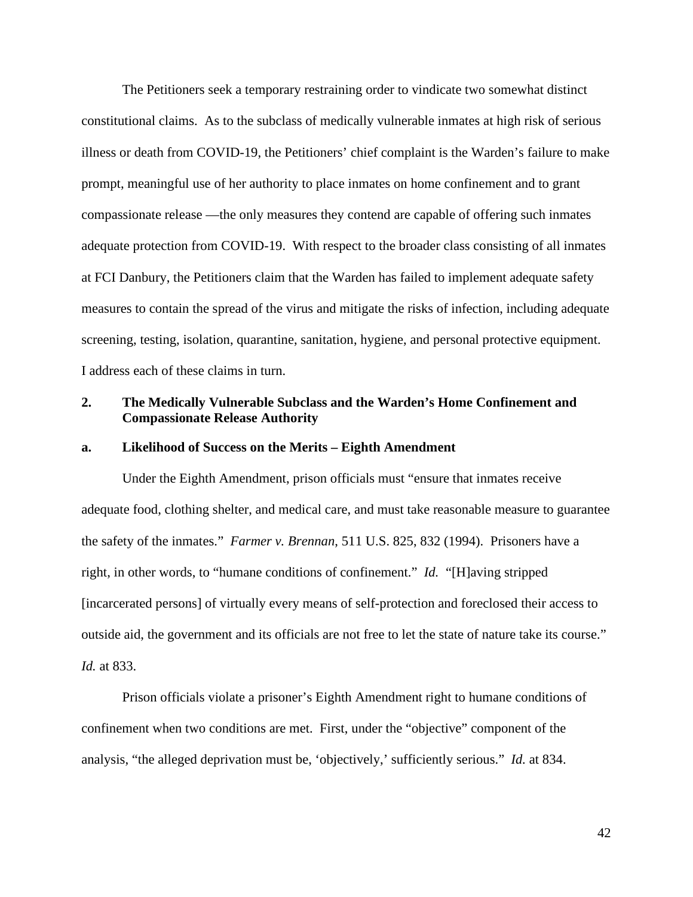The Petitioners seek a temporary restraining order to vindicate two somewhat distinct constitutional claims. As to the subclass of medically vulnerable inmates at high risk of serious illness or death from COVID-19, the Petitioners' chief complaint is the Warden's failure to make prompt, meaningful use of her authority to place inmates on home confinement and to grant compassionate release —the only measures they contend are capable of offering such inmates adequate protection from COVID-19. With respect to the broader class consisting of all inmates at FCI Danbury, the Petitioners claim that the Warden has failed to implement adequate safety measures to contain the spread of the virus and mitigate the risks of infection, including adequate screening, testing, isolation, quarantine, sanitation, hygiene, and personal protective equipment. I address each of these claims in turn.

### 2. The Medically Vulnerable Subclass and the Warden's Home Confinement and Compassionate Release Authority

#### a. Likelihood of Success on the Merits – Eighth Amendment

Under the Eighth Amendment, prison officials must "ensure that inmates receive adequate food, clothing shelter, and medical care, and must take reasonable measure to guarantee the safety of the inmates." *Farmer v. Brennan*, 511 U.S. 825, 832 (1994). Prisoners have a right, in other words, to "humane conditions of confinement." *Id.* "[H]aving stripped [incarcerated persons] of virtually every means of self-protection and foreclosed their access to outside aid, the government and its officials are not free to let the state of nature take its course." *Id.* at 833.

Prison officials violate a prisoner's Eighth Amendment right to humane conditions of confinement when two conditions are met. First, under the "objective" component of the analysis, "the alleged deprivation must be, 'objectively,' sufficiently serious." *Id.* at 834.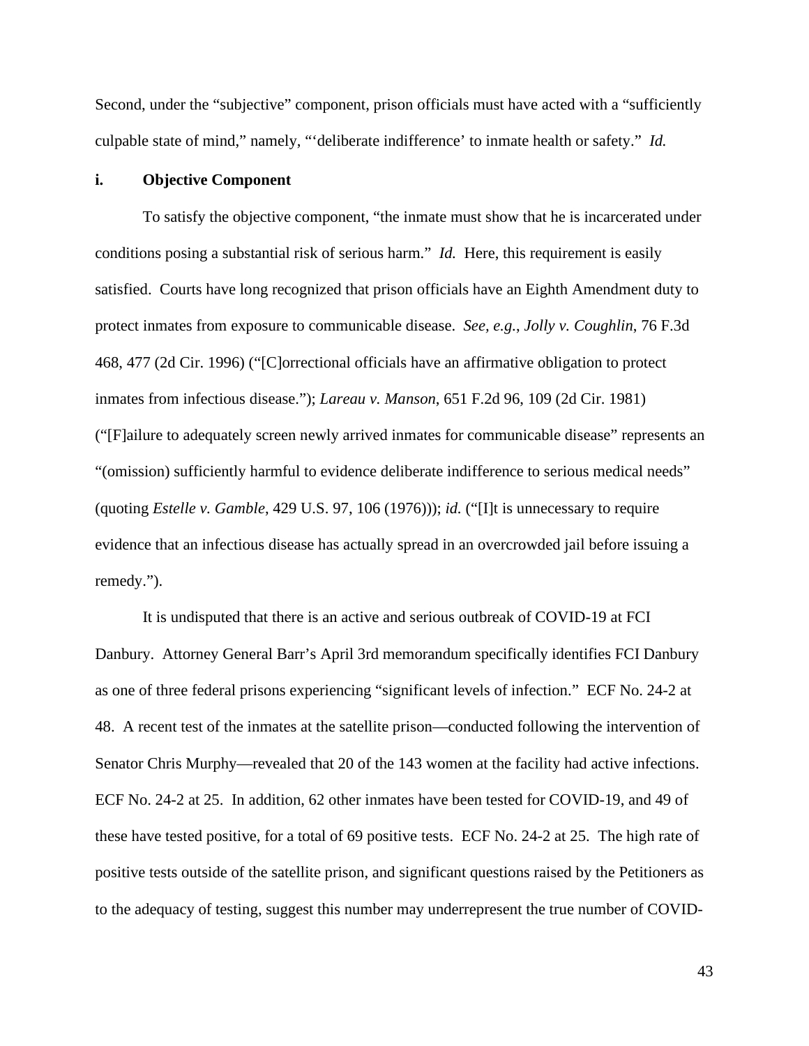Second, under the "subjective" component, prison officials must have acted with a "sufficiently culpable state of mind," namely, "'deliberate indifference' to inmate health or safety." *Id.*

**i. Objective Component**

To satisfy the objective component, "the inmate must show that he is incarcerated under conditions posing a substantial risk of serious harm." *Id.* Here, this requirement is easily satisfied. Courts have long recognized that prison officials have an Eighth Amendment duty to protect inmates from exposure to communicable disease. *See, e.g.*, *Jolly v. Coughlin*, 76 F.3d 468, 477 (2d Cir. 1996) ("[C]orrectional officials have an affirmative obligation to protect inmates from infectious disease."); *Lareau v. Manson*, 651 F.2d 96, 109 (2d Cir. 1981) ("[F]ailure to adequately screen newly arrived inmates for communicable disease" represents an "(omission) sufficiently harmful to evidence deliberate indifference to serious medical needs" (quoting *Estelle v. Gamble*, 429 U.S. 97, 106 (1976))); *id.* ("[I]t is unnecessary to require evidence that an infectious disease has actually spread in an overcrowded jail before issuing a remedy.").

It is undisputed that there is an active and serious outbreak of COVID-19 at FCI Danbury. Attorney General Barr's April 3rd memorandum specifically identifies FCI Danbury as one of three federal prisons experiencing "significant levels of infection." ECF No. 24-2 at 48. A recent test of the inmates at the satellite prison—conducted following the intervention of Senator Chris Murphy—revealed that 20 of the 143 women at the facility had active infections. ECF No. 24-2 at 25. In addition, 62 other inmates have been tested for COVID-19, and 49 of these have tested positive, for a total of 69 positive tests. ECF No. 24-2 at 25. The high rate of positive tests outside of the satellite prison, and significant questions raised by the Petitioners as to the adequacy of testing, suggest this number may underrepresent the true number of COVID-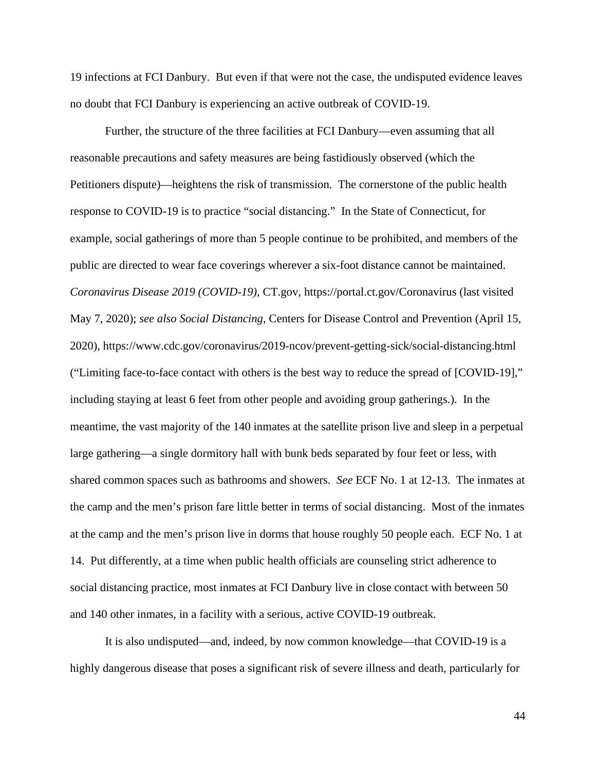19 infections at FCI Danbury. But even if that were not the case, the undisputed evidence leaves no doubt that FCI Danbury is experiencing an active outbreak of COVID-19.

Further, the structure of the three facilities at FCI Danbury—even assuming that all reasonable precautions and safety measures are being fastidiously observed (which the Petitioners dispute)—heightens the risk of transmission. The cornerstone of the public health response to COVID-19 is to practice "social distancing." In the State of Connecticut, for example, social gatherings of more than 5 people continue to be prohibited, and members of the public are directed to wear face coverings wherever a six-foot distance cannot be maintained. *Coronavirus Disease 2019 (COVID-19)*, CT.gov, https://portal.ct.gov/Coronavirus (last visited May 7, 2020); *see also Social Distancing*, Centers for Disease Control and Prevention (April 15, 2020), https://www.cdc.gov/coronavirus/2019-ncov/prevent-getting-sick/social-distancing.html ("Limiting face-to-face contact with others is the best way to reduce the spread of [COVID-19]," including staying at least 6 feet from other people and avoiding group gatherings.). In the meantime, the vast majority of the 140 inmates at the satellite prison live and sleep in a perpetual large gathering—a single dormitory hall with bunk beds separated by four feet or less, with shared common spaces such as bathrooms and showers. *See* ECF No. 1 at 12-13. The inmates at the camp and the men's prison fare little better in terms of social distancing. Most of the inmates at the camp and the men's prison live in dorms that house roughly 50 people each. ECF No. 1 at 14. Put differently, at a time when public health officials are counseling strict adherence to social distancing practice, most inmates at FCI Danbury live in close contact with between 50 and 140 other inmates, in a facility with a serious, active COVID-19 outbreak.

It is also undisputed—and, indeed, by now common knowledge—that COVID-19 is a highly dangerous disease that poses a significant risk of severe illness and death, particularly for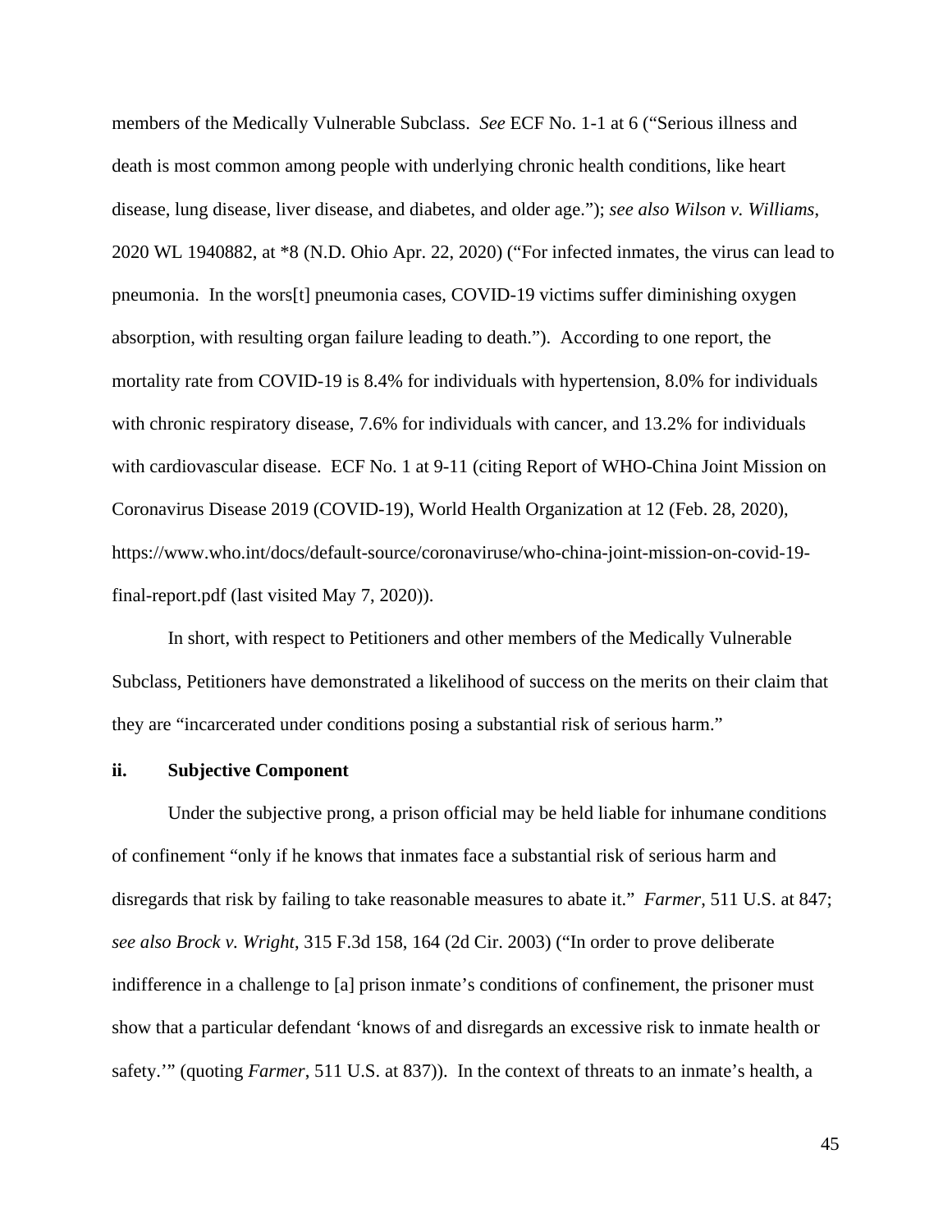members of the Medically Vulnerable Subclass. *See* ECF No. 1-1 at 6 ("Serious illness and death is most common among people with underlying chronic health conditions, like heart disease, lung disease, liver disease, and diabetes, and older age."); *see also Wilson v. Williams*, 2020 WL 1940882, at *8 (N.D. Ohio Apr. 22, 2020) ("For infected inmates, the virus can lead to pneumonia. In the wors[t] pneumonia cases, COVID-19 victims suffer diminishing oxygen absorption, with resulting organ failure leading to death."). According to one report, the mortality rate from COVID-19 is 8.4% for individuals with hypertension, 8.0% for individuals with chronic respiratory disease, 7.6% for individuals with cancer, and 13.2% for individuals with cardiovascular disease. ECF No. 1 at 9-11 (citing Report of WHO-China Joint Mission on Coronavirus Disease 2019 (COVID-19), World Health Organization at 12 (Feb. 28, 2020), https://www.who.int/docs/default-source/coronaviruse/who-china-joint-mission-on-covid-19-final-report.pdf (last visited May 7, 2020)).

In short, with respect to Petitioners and other members of the Medically Vulnerable Subclass, Petitioners have demonstrated a likelihood of success on the merits on their claim that they are "incarcerated under conditions posing a substantial risk of serious harm."

**ii. Subjective Component**

Under the subjective prong, a prison official may be held liable for inhumane conditions of confinement "only if he knows that inmates face a substantial risk of serious harm and disregards that risk by failing to take reasonable measures to abate it." *Farmer*, 511 U.S. at 847; *see also Brock v. Wright*, 315 F.3d 158, 164 (2d Cir. 2003) ("In order to prove deliberate indifference in a challenge to [a] prison inmate's conditions of confinement, the prisoner must show that a particular defendant 'knows of and disregards an excessive risk to inmate health or safety.'" (quoting *Farmer*, 511 U.S. at 837)). In the context of threats to an inmate's health, a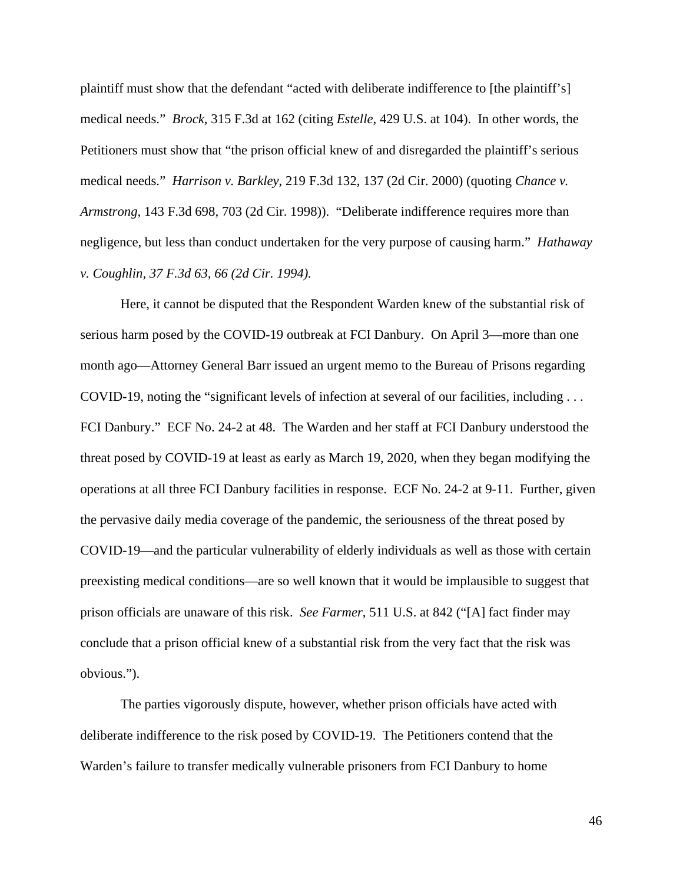plaintiff must show that the defendant "acted with deliberate indifference to [the plaintiff's] medical needs." *Brock*, 315 F.3d at 162 (citing *Estelle*, 429 U.S. at 104). In other words, the Petitioners must show that "the prison official knew of and disregarded the plaintiff's serious medical needs." *Harrison v. Barkley*, 219 F.3d 132, 137 (2d Cir. 2000) (quoting *Chance v. Armstrong*, 143 F.3d 698, 703 (2d Cir. 1998)). "Deliberate indifference requires more than negligence, but less than conduct undertaken for the very purpose of causing harm." *Hathaway v. Coughlin, 37 F.3d 63, 66 (2d Cir. 1994).*

Here, it cannot be disputed that the Respondent Warden knew of the substantial risk of serious harm posed by the COVID-19 outbreak at FCI Danbury. On April 3—more than one month ago—Attorney General Barr issued an urgent memo to the Bureau of Prisons regarding COVID-19, noting the "significant levels of infection at several of our facilities, including . . . FCI Danbury." ECF No. 24-2 at 48. The Warden and her staff at FCI Danbury understood the threat posed by COVID-19 at least as early as March 19, 2020, when they began modifying the operations at all three FCI Danbury facilities in response. ECF No. 24-2 at 9-11. Further, given the pervasive daily media coverage of the pandemic, the seriousness of the threat posed by COVID-19—and the particular vulnerability of elderly individuals as well as those with certain preexisting medical conditions—are so well known that it would be implausible to suggest that prison officials are unaware of this risk. *See Farmer*, 511 U.S. at 842 ("[A] fact finder may conclude that a prison official knew of a substantial risk from the very fact that the risk was obvious.").

The parties vigorously dispute, however, whether prison officials have acted with deliberate indifference to the risk posed by COVID-19. The Petitioners contend that the Warden's failure to transfer medically vulnerable prisoners from FCI Danbury to home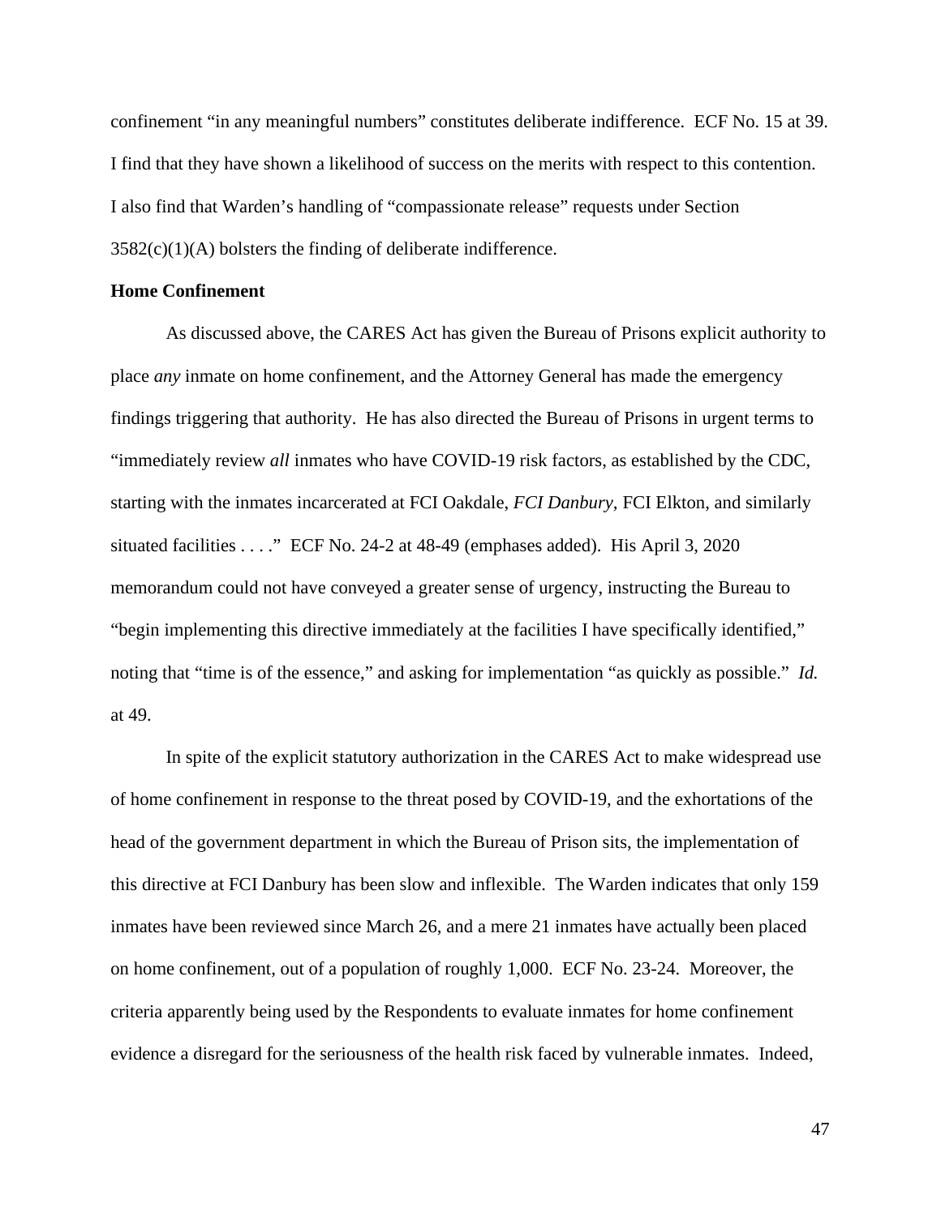confinement "in any meaningful numbers" constitutes deliberate indifference. ECF No. 15 at 39. I find that they have shown a likelihood of success on the merits with respect to this contention. I also find that Warden's handling of "compassionate release" requests under Section 3582(c)(1)(A) bolsters the finding of deliberate indifference.

**Home Confinement**

As discussed above, the CARES Act has given the Bureau of Prisons explicit authority to place *any* inmate on home confinement, and the Attorney General has made the emergency findings triggering that authority. He has also directed the Bureau of Prisons in urgent terms to "immediately review *all* inmates who have COVID-19 risk factors, as established by the CDC, starting with the inmates incarcerated at FCI Oakdale, *FCI Danbury*, FCI Elkton, and similarly situated facilities . . . ." ECF No. 24-2 at 48-49 (emphases added). His April 3, 2020 memorandum could not have conveyed a greater sense of urgency, instructing the Bureau to "begin implementing this directive immediately at the facilities I have specifically identified," noting that "time is of the essence," and asking for implementation "as quickly as possible." *Id.* at 49.

In spite of the explicit statutory authorization in the CARES Act to make widespread use of home confinement in response to the threat posed by COVID-19, and the exhortations of the head of the government department in which the Bureau of Prison sits, the implementation of this directive at FCI Danbury has been slow and inflexible. The Warden indicates that only 159 inmates have been reviewed since March 26, and a mere 21 inmates have actually been placed on home confinement, out of a population of roughly 1,000. ECF No. 23-24. Moreover, the criteria apparently being used by the Respondents to evaluate inmates for home confinement evidence a disregard for the seriousness of the health risk faced by vulnerable inmates. Indeed,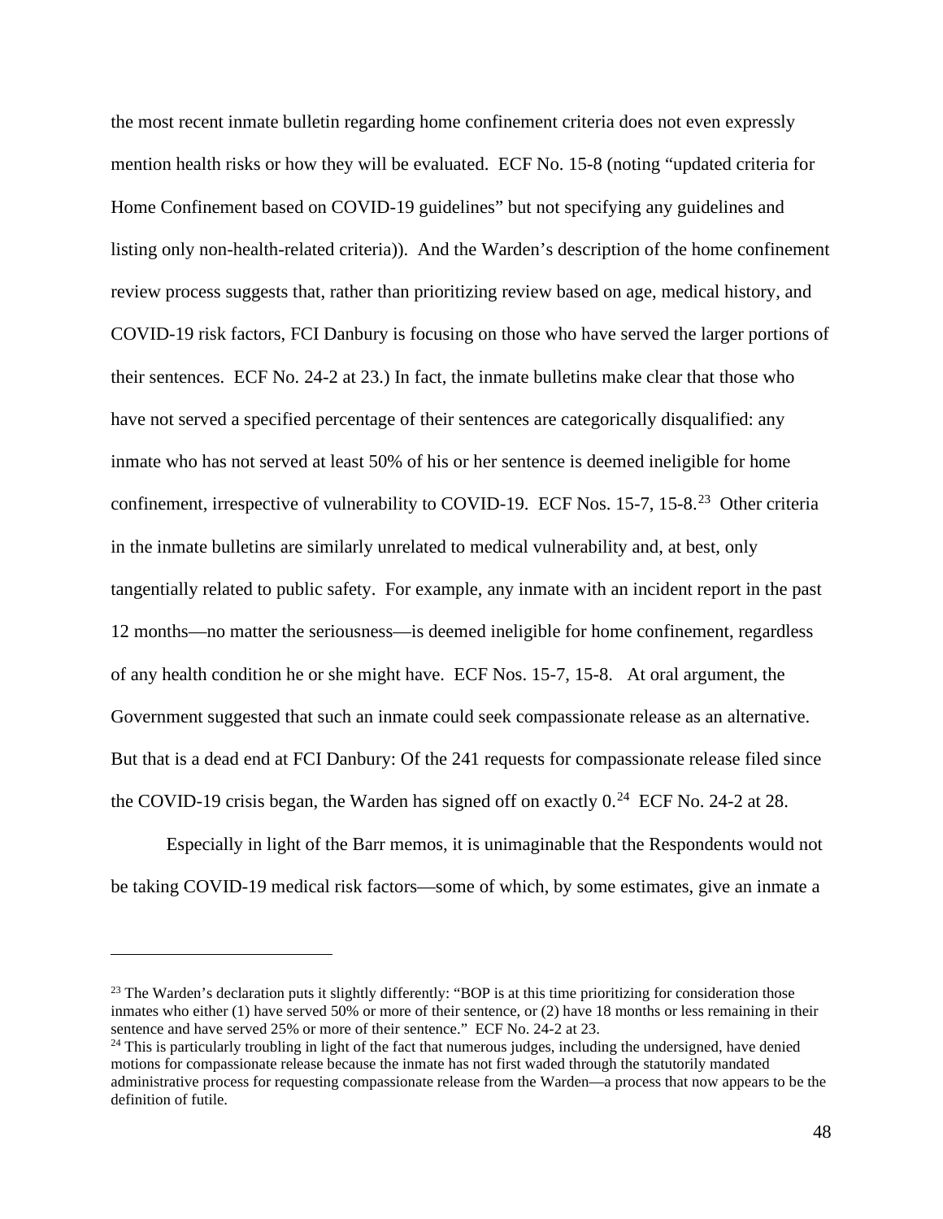the most recent inmate bulletin regarding home confinement criteria does not even expressly mention health risks or how they will be evaluated. ECF No. 15-8 (noting "updated criteria for Home Confinement based on COVID-19 guidelines" but not specifying any guidelines and listing only non-health-related criteria)). And the Warden's description of the home confinement review process suggests that, rather than prioritizing review based on age, medical history, and COVID-19 risk factors, FCI Danbury is focusing on those who have served the larger portions of their sentences. ECF No. 24-2 at 23.) In fact, the inmate bulletins make clear that those who have not served a specified percentage of their sentences are categorically disqualified: any inmate who has not served at least 50% of his or her sentence is deemed ineligible for home confinement, irrespective of vulnerability to COVID-19. ECF Nos. 15-7, 15-8.[23] Other criteria in the inmate bulletins are similarly unrelated to medical vulnerability and, at best, only tangentially related to public safety. For example, any inmate with an incident report in the past 12 months—no matter the seriousness—is deemed ineligible for home confinement, regardless of any health condition he or she might have. ECF Nos. 15-7, 15-8. At oral argument, the Government suggested that such an inmate could seek compassionate release as an alternative. But that is a dead end at FCI Danbury: Of the 241 requests for compassionate release filed since the COVID-19 crisis began, the Warden has signed off on exactly 0.[24] ECF No. 24-2 at 28.

Especially in light of the Barr memos, it is unimaginable that the Respondents would not be taking COVID-19 medical risk factors—some of which, by some estimates, give an inmate a

---

[23] The Warden's declaration puts it slightly differently: "BOP is at this time prioritizing for consideration those inmates who either (1) have served 50% or more of their sentence, or (2) have 18 months or less remaining in their sentence and have served 25% or more of their sentence." ECF No. 24-2 at 23.

[24] This is particularly troubling in light of the fact that numerous judges, including the undersigned, have denied motions for compassionate release because the inmate has not first waded through the statutorily mandated administrative process for requesting compassionate release from the Warden—a process that now appears to be the definition of futile.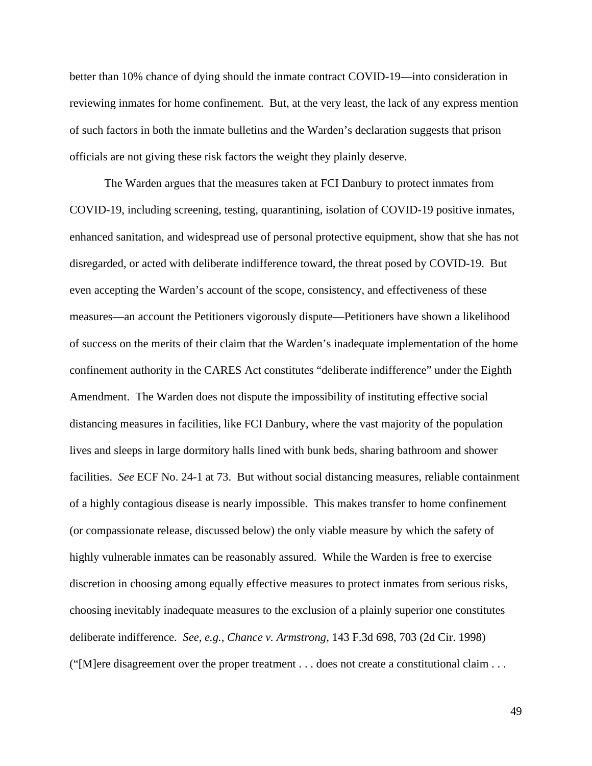better than 10% chance of dying should the inmate contract COVID-19—into consideration in reviewing inmates for home confinement. But, at the very least, the lack of any express mention of such factors in both the inmate bulletins and the Warden's declaration suggests that prison officials are not giving these risk factors the weight they plainly deserve.

The Warden argues that the measures taken at FCI Danbury to protect inmates from COVID-19, including screening, testing, quarantining, isolation of COVID-19 positive inmates, enhanced sanitation, and widespread use of personal protective equipment, show that she has not disregarded, or acted with deliberate indifference toward, the threat posed by COVID-19. But even accepting the Warden's account of the scope, consistency, and effectiveness of these measures—an account the Petitioners vigorously dispute—Petitioners have shown a likelihood of success on the merits of their claim that the Warden's inadequate implementation of the home confinement authority in the CARES Act constitutes "deliberate indifference" under the Eighth Amendment. The Warden does not dispute the impossibility of instituting effective social distancing measures in facilities, like FCI Danbury, where the vast majority of the population lives and sleeps in large dormitory halls lined with bunk beds, sharing bathroom and shower facilities. *See* ECF No. 24-1 at 73. But without social distancing measures, reliable containment of a highly contagious disease is nearly impossible. This makes transfer to home confinement (or compassionate release, discussed below) the only viable measure by which the safety of highly vulnerable inmates can be reasonably assured. While the Warden is free to exercise discretion in choosing among equally effective measures to protect inmates from serious risks, choosing inevitably inadequate measures to the exclusion of a plainly superior one constitutes deliberate indifference. *See, e.g.*, *Chance v. Armstrong*, 143 F.3d 698, 703 (2d Cir. 1998) ("[M]ere disagreement over the proper treatment . . . does not create a constitutional claim . . .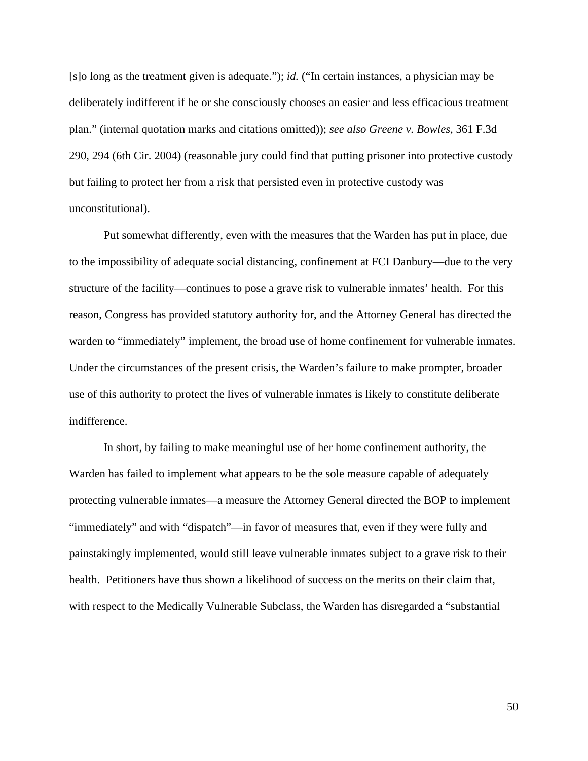[s]o long as the treatment given is adequate."); *id.* ("In certain instances, a physician may be deliberately indifferent if he or she consciously chooses an easier and less efficacious treatment plan." (internal quotation marks and citations omitted)); *see also Greene v. Bowles*, 361 F.3d 290, 294 (6th Cir. 2004) (reasonable jury could find that putting prisoner into protective custody but failing to protect her from a risk that persisted even in protective custody was unconstitutional).

Put somewhat differently, even with the measures that the Warden has put in place, due to the impossibility of adequate social distancing, confinement at FCI Danbury—due to the very structure of the facility—continues to pose a grave risk to vulnerable inmates' health. For this reason, Congress has provided statutory authority for, and the Attorney General has directed the warden to "immediately" implement, the broad use of home confinement for vulnerable inmates. Under the circumstances of the present crisis, the Warden's failure to make prompter, broader use of this authority to protect the lives of vulnerable inmates is likely to constitute deliberate indifference.

In short, by failing to make meaningful use of her home confinement authority, the Warden has failed to implement what appears to be the sole measure capable of adequately protecting vulnerable inmates—a measure the Attorney General directed the BOP to implement "immediately" and with "dispatch"—in favor of measures that, even if they were fully and painstakingly implemented, would still leave vulnerable inmates subject to a grave risk to their health. Petitioners have thus shown a likelihood of success on the merits on their claim that, with respect to the Medically Vulnerable Subclass, the Warden has disregarded a "substantial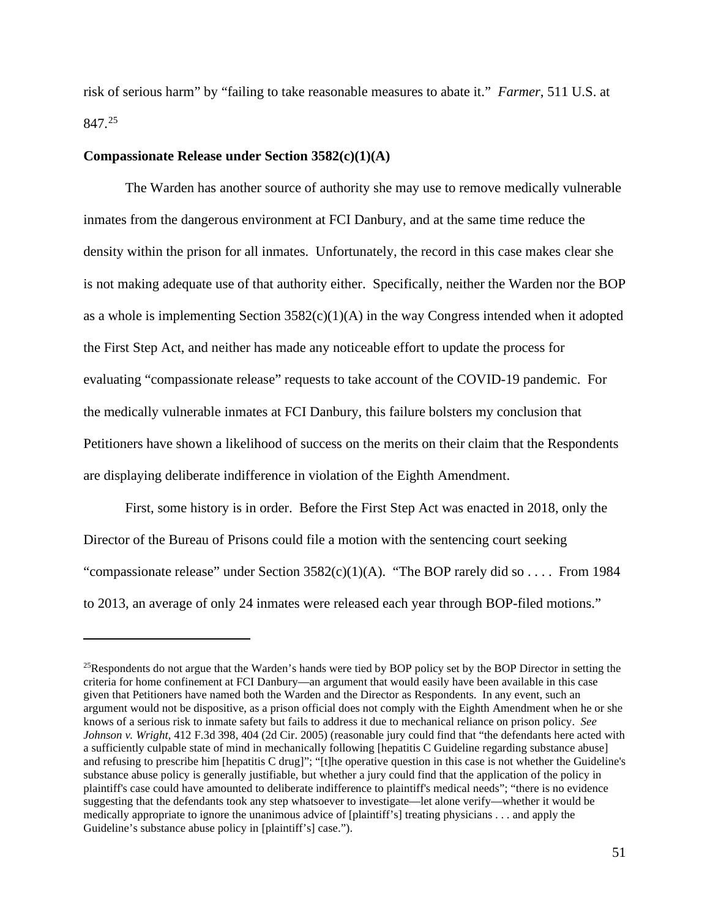risk of serious harm" by "failing to take reasonable measures to abate it." *Farmer*, 511 U.S. at 847.[25]

**Compassionate Release under Section 3582(c)(1)(A)**

The Warden has another source of authority she may use to remove medically vulnerable inmates from the dangerous environment at FCI Danbury, and at the same time reduce the density within the prison for all inmates. Unfortunately, the record in this case makes clear she is not making adequate use of that authority either. Specifically, neither the Warden nor the BOP as a whole is implementing Section 3582(c)(1)(A) in the way Congress intended when it adopted the First Step Act, and neither has made any noticeable effort to update the process for evaluating "compassionate release" requests to take account of the COVID-19 pandemic. For the medically vulnerable inmates at FCI Danbury, this failure bolsters my conclusion that Petitioners have shown a likelihood of success on the merits on their claim that the Respondents are displaying deliberate indifference in violation of the Eighth Amendment.

First, some history is in order. Before the First Step Act was enacted in 2018, only the Director of the Bureau of Prisons could file a motion with the sentencing court seeking "compassionate release" under Section 3582(c)(1)(A). "The BOP rarely did so . . . . From 1984 to 2013, an average of only 24 inmates were released each year through BOP-filed motions."

---

[25]Respondents do not argue that the Warden's hands were tied by BOP policy set by the BOP Director in setting the criteria for home confinement at FCI Danbury—an argument that would easily have been available in this case given that Petitioners have named both the Warden and the Director as Respondents. In any event, such an argument would not be dispositive, as a prison official does not comply with the Eighth Amendment when he or she knows of a serious risk to inmate safety but fails to address it due to mechanical reliance on prison policy. *See Johnson v. Wright*, 412 F.3d 398, 404 (2d Cir. 2005) (reasonable jury could find that "the defendants here acted with a sufficiently culpable state of mind in mechanically following [hepatitis C Guideline regarding substance abuse] and refusing to prescribe him [hepatitis C drug]"; "[t]he operative question in this case is not whether the Guideline's substance abuse policy is generally justifiable, but whether a jury could find that the application of the policy in plaintiff's case could have amounted to deliberate indifference to plaintiff's medical needs"; "there is no evidence suggesting that the defendants took any step whatsoever to investigate—let alone verify—whether it would be medically appropriate to ignore the unanimous advice of [plaintiff's] treating physicians . . . and apply the Guideline's substance abuse policy in [plaintiff's] case.").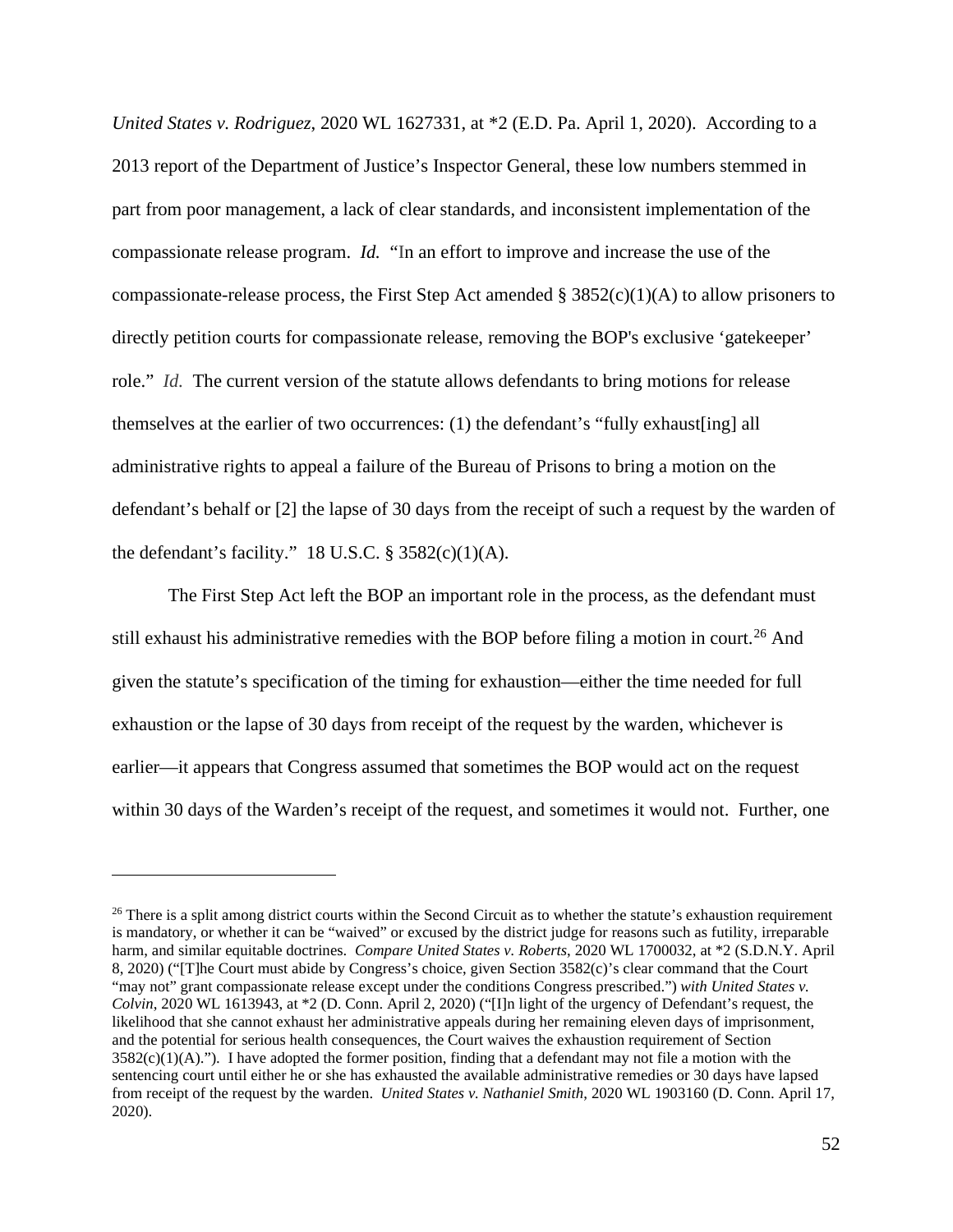*United States v. Rodriguez*, 2020 WL 1627331, at *2 (E.D. Pa. April 1, 2020). According to a 2013 report of the Department of Justice's Inspector General, these low numbers stemmed in part from poor management, a lack of clear standards, and inconsistent implementation of the compassionate release program. *Id.* "In an effort to improve and increase the use of the compassionate-release process, the First Step Act amended § 3852(c)(1)(A) to allow prisoners to directly petition courts for compassionate release, removing the BOP's exclusive 'gatekeeper' role." *Id.* The current version of the statute allows defendants to bring motions for release themselves at the earlier of two occurrences: (1) the defendant's "fully exhaust[ing] all administrative rights to appeal a failure of the Bureau of Prisons to bring a motion on the defendant's behalf or [2] the lapse of 30 days from the receipt of such a request by the warden of the defendant's facility." 18 U.S.C. § 3582(c)(1)(A).

The First Step Act left the BOP an important role in the process, as the defendant must still exhaust his administrative remedies with the BOP before filing a motion in court.[26] And given the statute's specification of the timing for exhaustion—either the time needed for full exhaustion or the lapse of 30 days from receipt of the request by the warden, whichever is earlier—it appears that Congress assumed that sometimes the BOP would act on the request within 30 days of the Warden's receipt of the request, and sometimes it would not. Further, one

---

[26] There is a split among district courts within the Second Circuit as to whether the statute's exhaustion requirement is mandatory, or whether it can be "waived" or excused by the district judge for reasons such as futility, irreparable harm, and similar equitable doctrines. *Compare United States v. Roberts*, 2020 WL 1700032, at *2 (S.D.N.Y. April 8, 2020) ("[T]he Court must abide by Congress's choice, given Section 3582(c)'s clear command that the Court "may not" grant compassionate release except under the conditions Congress prescribed.") *with United States v. Colvin*, 2020 WL 1613943, at *2 (D. Conn. April 2, 2020) ("[I]n light of the urgency of Defendant's request, the likelihood that she cannot exhaust her administrative appeals during her remaining eleven days of imprisonment, and the potential for serious health consequences, the Court waives the exhaustion requirement of Section 3582(c)(1)(A)."). I have adopted the former position, finding that a defendant may not file a motion with the sentencing court until either he or she has exhausted the available administrative remedies or 30 days have lapsed from receipt of the request by the warden. *United States v. Nathaniel Smith*, 2020 WL 1903160 (D. Conn. April 17, 2020).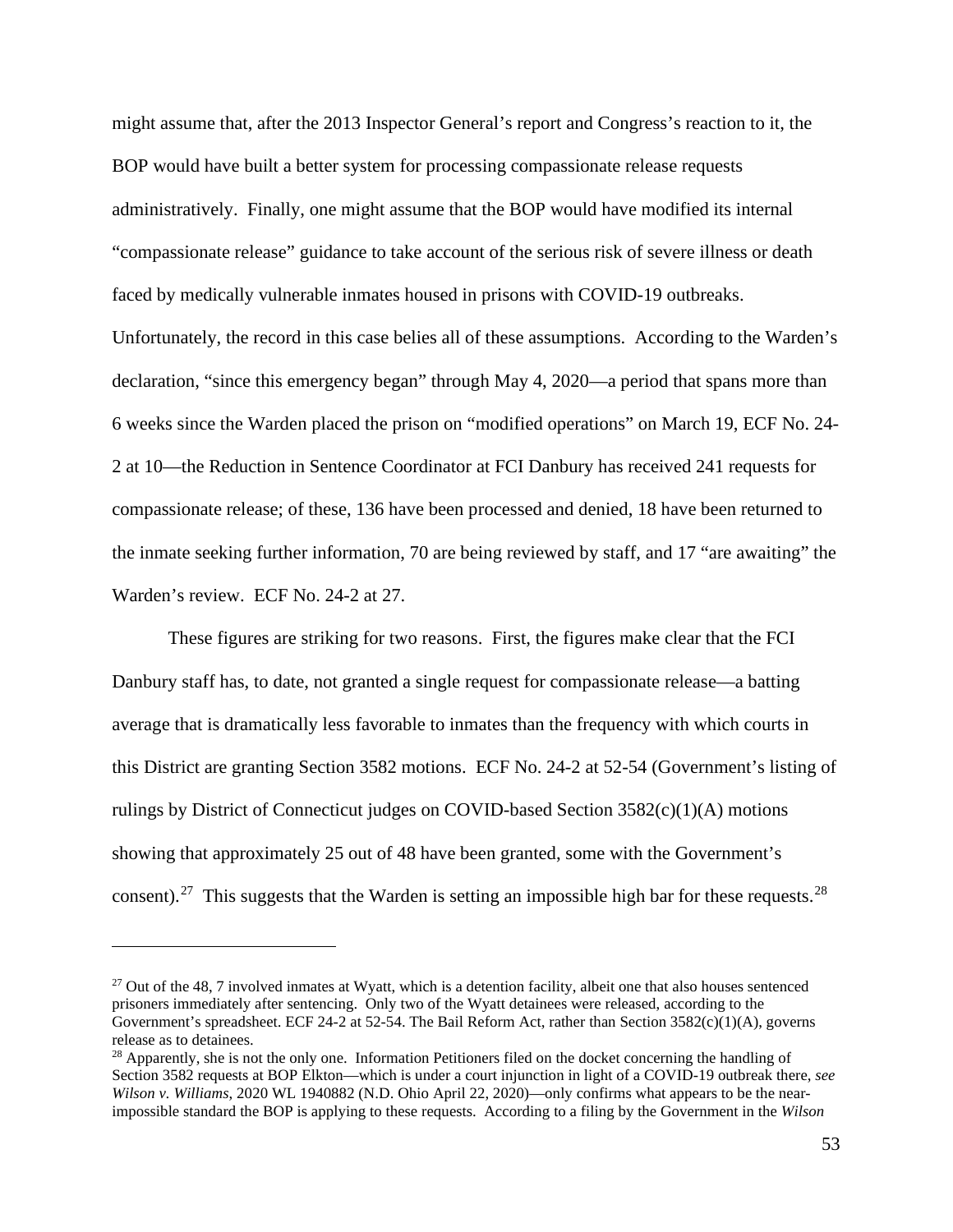might assume that, after the 2013 Inspector General's report and Congress's reaction to it, the BOP would have built a better system for processing compassionate release requests administratively. Finally, one might assume that the BOP would have modified its internal "compassionate release" guidance to take account of the serious risk of severe illness or death faced by medically vulnerable inmates housed in prisons with COVID-19 outbreaks. Unfortunately, the record in this case belies all of these assumptions. According to the Warden's declaration, "since this emergency began" through May 4, 2020—a period that spans more than 6 weeks since the Warden placed the prison on "modified operations" on March 19, ECF No. 24-2 at 10—the Reduction in Sentence Coordinator at FCI Danbury has received 241 requests for compassionate release; of these, 136 have been processed and denied, 18 have been returned to the inmate seeking further information, 70 are being reviewed by staff, and 17 "are awaiting" the Warden's review. ECF No. 24-2 at 27.

These figures are striking for two reasons. First, the figures make clear that the FCI Danbury staff has, to date, not granted a single request for compassionate release—a batting average that is dramatically less favorable to inmates than the frequency with which courts in this District are granting Section 3582 motions. ECF No. 24-2 at 52-54 (Government's listing of rulings by District of Connecticut judges on COVID-based Section 3582(c)(1)(A) motions showing that approximately 25 out of 48 have been granted, some with the Government's consent).[27] This suggests that the Warden is setting an impossible high bar for these requests.[28]

---

[27] Out of the 48, 7 involved inmates at Wyatt, which is a detention facility, albeit one that also houses sentenced prisoners immediately after sentencing. Only two of the Wyatt detainees were released, according to the Government's spreadsheet. ECF 24-2 at 52-54. The Bail Reform Act, rather than Section 3582(c)(1)(A), governs release as to detainees.

[28] Apparently, she is not the only one. Information Petitioners filed on the docket concerning the handling of Section 3582 requests at BOP Elkton—which is under a court injunction in light of a COVID-19 outbreak there, *see Wilson v. Williams*, 2020 WL 1940882 (N.D. Ohio April 22, 2020)—only confirms what appears to be the near-impossible standard the BOP is applying to these requests. According to a filing by the Government in the *Wilson*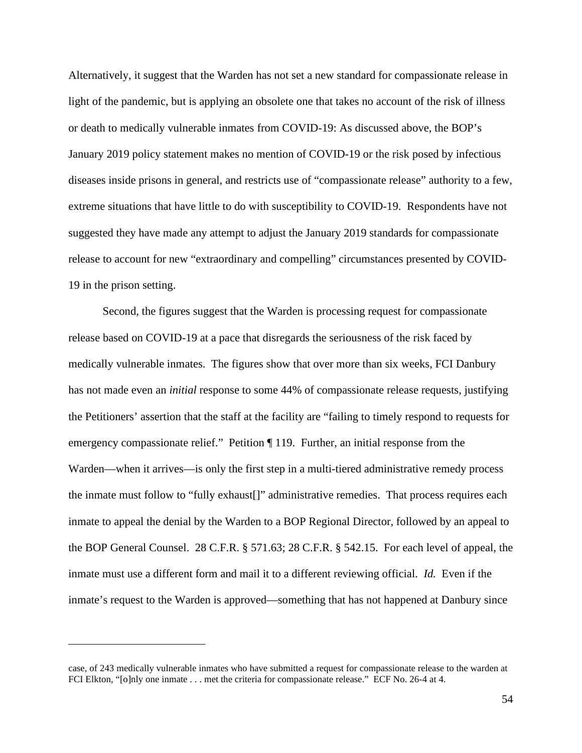Alternatively, it suggest that the Warden has not set a new standard for compassionate release in light of the pandemic, but is applying an obsolete one that takes no account of the risk of illness or death to medically vulnerable inmates from COVID-19: As discussed above, the BOP's January 2019 policy statement makes no mention of COVID-19 or the risk posed by infectious diseases inside prisons in general, and restricts use of "compassionate release" authority to a few, extreme situations that have little to do with susceptibility to COVID-19. Respondents have not suggested they have made any attempt to adjust the January 2019 standards for compassionate release to account for new "extraordinary and compelling" circumstances presented by COVID-19 in the prison setting.

Second, the figures suggest that the Warden is processing request for compassionate release based on COVID-19 at a pace that disregards the seriousness of the risk faced by medically vulnerable inmates. The figures show that over more than six weeks, FCI Danbury has not made even an *initial* response to some 44% of compassionate release requests, justifying the Petitioners' assertion that the staff at the facility are "failing to timely respond to requests for emergency compassionate relief." Petition ¶ 119. Further, an initial response from the Warden—when it arrives—is only the first step in a multi-tiered administrative remedy process the inmate must follow to "fully exhaust[]" administrative remedies. That process requires each inmate to appeal the denial by the Warden to a BOP Regional Director, followed by an appeal to the BOP General Counsel. 28 C.F.R. § 571.63; 28 C.F.R. § 542.15. For each level of appeal, the inmate must use a different form and mail it to a different reviewing official. *Id.* Even if the inmate's request to the Warden is approved—something that has not happened at Danbury since

---

case, of 243 medically vulnerable inmates who have submitted a request for compassionate release to the warden at FCI Elkton, "[o]nly one inmate . . . met the criteria for compassionate release." ECF No. 26-4 at 4.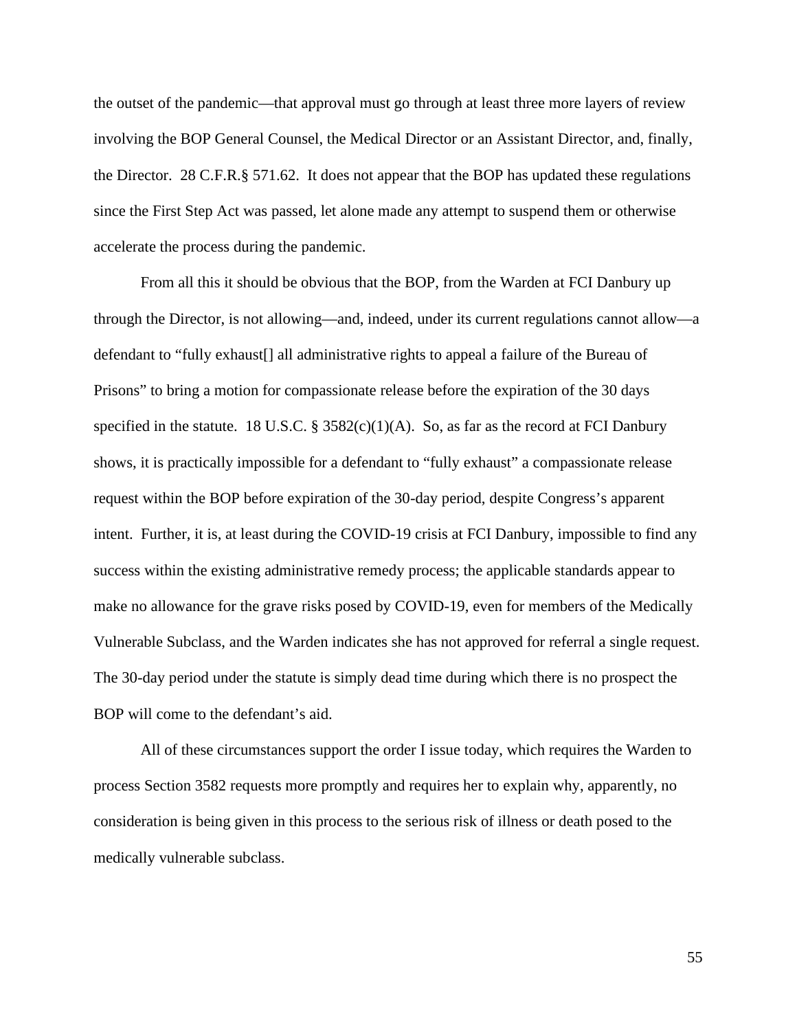the outset of the pandemic—that approval must go through at least three more layers of review involving the BOP General Counsel, the Medical Director or an Assistant Director, and, finally, the Director. 28 C.F.R.§ 571.62. It does not appear that the BOP has updated these regulations since the First Step Act was passed, let alone made any attempt to suspend them or otherwise accelerate the process during the pandemic.

From all this it should be obvious that the BOP, from the Warden at FCI Danbury up through the Director, is not allowing—and, indeed, under its current regulations cannot allow—a defendant to "fully exhaust[] all administrative rights to appeal a failure of the Bureau of Prisons" to bring a motion for compassionate release before the expiration of the 30 days specified in the statute. 18 U.S.C. § 3582(c)(1)(A). So, as far as the record at FCI Danbury shows, it is practically impossible for a defendant to "fully exhaust" a compassionate release request within the BOP before expiration of the 30-day period, despite Congress's apparent intent. Further, it is, at least during the COVID-19 crisis at FCI Danbury, impossible to find any success within the existing administrative remedy process; the applicable standards appear to make no allowance for the grave risks posed by COVID-19, even for members of the Medically Vulnerable Subclass, and the Warden indicates she has not approved for referral a single request. The 30-day period under the statute is simply dead time during which there is no prospect the BOP will come to the defendant's aid.

All of these circumstances support the order I issue today, which requires the Warden to process Section 3582 requests more promptly and requires her to explain why, apparently, no consideration is being given in this process to the serious risk of illness or death posed to the medically vulnerable subclass.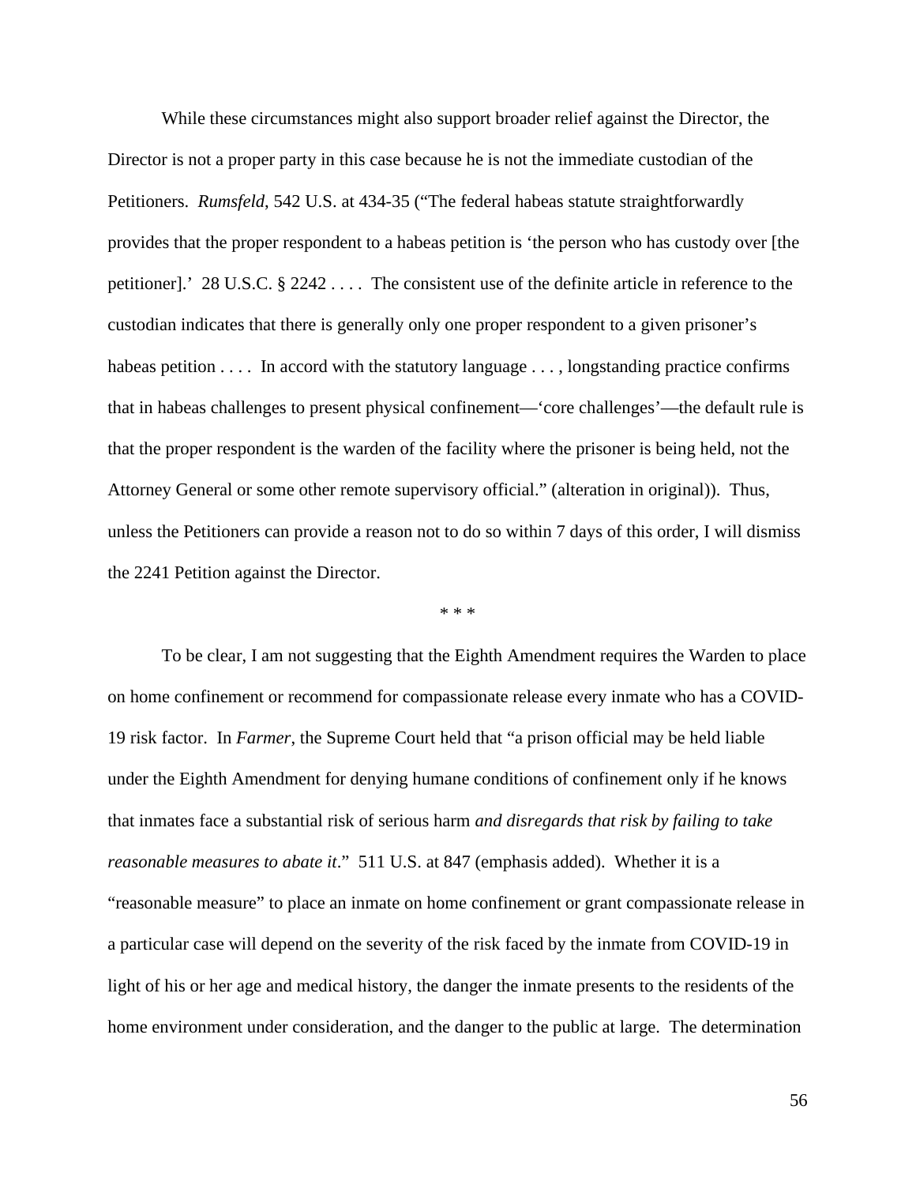While these circumstances might also support broader relief against the Director, the Director is not a proper party in this case because he is not the immediate custodian of the Petitioners. *Rumsfeld*, 542 U.S. at 434-35 ("The federal habeas statute straightforwardly provides that the proper respondent to a habeas petition is 'the person who has custody over [the petitioner].' 28 U.S.C. § 2242 . . . . The consistent use of the definite article in reference to the custodian indicates that there is generally only one proper respondent to a given prisoner's habeas petition . . . . In accord with the statutory language . . . , longstanding practice confirms that in habeas challenges to present physical confinement—'core challenges'—the default rule is that the proper respondent is the warden of the facility where the prisoner is being held, not the Attorney General or some other remote supervisory official." (alteration in original)). Thus, unless the Petitioners can provide a reason not to do so within 7 days of this order, I will dismiss the 2241 Petition against the Director.

\* \* \*

To be clear, I am not suggesting that the Eighth Amendment requires the Warden to place on home confinement or recommend for compassionate release every inmate who has a COVID-19 risk factor. In *Farmer*, the Supreme Court held that "a prison official may be held liable under the Eighth Amendment for denying humane conditions of confinement only if he knows that inmates face a substantial risk of serious harm *and disregards that risk by failing to take reasonable measures to abate it*." 511 U.S. at 847 (emphasis added). Whether it is a "reasonable measure" to place an inmate on home confinement or grant compassionate release in a particular case will depend on the severity of the risk faced by the inmate from COVID-19 in light of his or her age and medical history, the danger the inmate presents to the residents of the home environment under consideration, and the danger to the public at large. The determination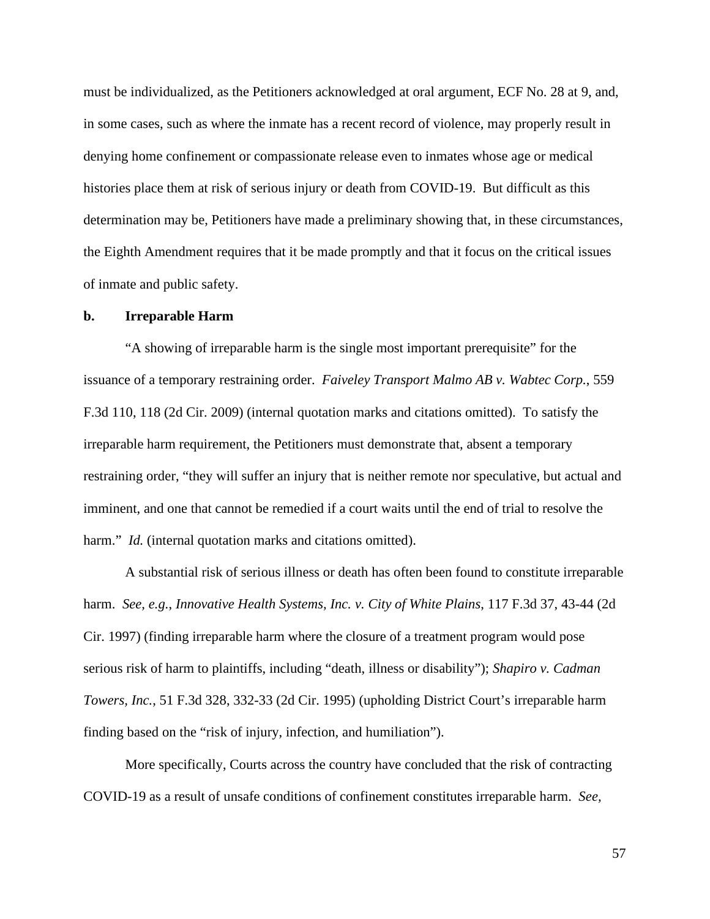must be individualized, as the Petitioners acknowledged at oral argument, ECF No. 28 at 9, and, in some cases, such as where the inmate has a recent record of violence, may properly result in denying home confinement or compassionate release even to inmates whose age or medical histories place them at risk of serious injury or death from COVID-19. But difficult as this determination may be, Petitioners have made a preliminary showing that, in these circumstances, the Eighth Amendment requires that it be made promptly and that it focus on the critical issues of inmate and public safety.

**b. Irreparable Harm**

"A showing of irreparable harm is the single most important prerequisite" for the issuance of a temporary restraining order. *Faiveley Transport Malmo AB v. Wabtec Corp.*, 559 F.3d 110, 118 (2d Cir. 2009) (internal quotation marks and citations omitted). To satisfy the irreparable harm requirement, the Petitioners must demonstrate that, absent a temporary restraining order, "they will suffer an injury that is neither remote nor speculative, but actual and imminent, and one that cannot be remedied if a court waits until the end of trial to resolve the harm." *Id.* (internal quotation marks and citations omitted).

A substantial risk of serious illness or death has often been found to constitute irreparable harm. *See, e.g.*, *Innovative Health Systems, Inc. v. City of White Plains*, 117 F.3d 37, 43-44 (2d Cir. 1997) (finding irreparable harm where the closure of a treatment program would pose serious risk of harm to plaintiffs, including "death, illness or disability"); *Shapiro v. Cadman Towers, Inc.*, 51 F.3d 328, 332-33 (2d Cir. 1995) (upholding District Court's irreparable harm finding based on the "risk of injury, infection, and humiliation").

More specifically, Courts across the country have concluded that the risk of contracting COVID-19 as a result of unsafe conditions of confinement constitutes irreparable harm. *See,*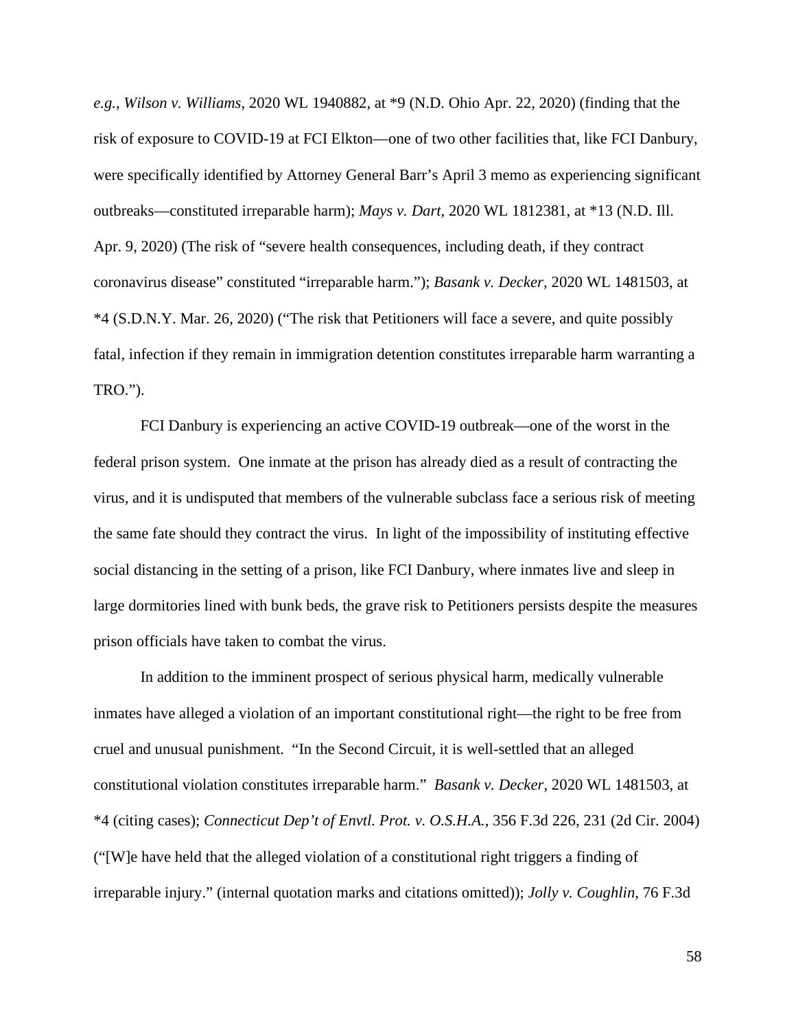*e.g.*, *Wilson v. Williams*, 2020 WL 1940882, at *9 (N.D. Ohio Apr. 22, 2020) (finding that the risk of exposure to COVID-19 at FCI Elkton—one of two other facilities that, like FCI Danbury, were specifically identified by Attorney General Barr's April 3 memo as experiencing significant outbreaks—constituted irreparable harm); *Mays v. Dart*, 2020 WL 1812381, at *13 (N.D. Ill. Apr. 9, 2020) (The risk of "severe health consequences, including death, if they contract coronavirus disease" constituted "irreparable harm."); *Basank v. Decker*, 2020 WL 1481503, at *4 (S.D.N.Y. Mar. 26, 2020) ("The risk that Petitioners will face a severe, and quite possibly fatal, infection if they remain in immigration detention constitutes irreparable harm warranting a TRO.").

FCI Danbury is experiencing an active COVID-19 outbreak—one of the worst in the federal prison system. One inmate at the prison has already died as a result of contracting the virus, and it is undisputed that members of the vulnerable subclass face a serious risk of meeting the same fate should they contract the virus. In light of the impossibility of instituting effective social distancing in the setting of a prison, like FCI Danbury, where inmates live and sleep in large dormitories lined with bunk beds, the grave risk to Petitioners persists despite the measures prison officials have taken to combat the virus.

In addition to the imminent prospect of serious physical harm, medically vulnerable inmates have alleged a violation of an important constitutional right—the right to be free from cruel and unusual punishment. "In the Second Circuit, it is well-settled that an alleged constitutional violation constitutes irreparable harm." *Basank v. Decker*, 2020 WL 1481503, at *4 (citing cases); *Connecticut Dep't of Envtl. Prot. v. O.S.H.A.*, 356 F.3d 226, 231 (2d Cir. 2004) ("[W]e have held that the alleged violation of a constitutional right triggers a finding of irreparable injury." (internal quotation marks and citations omitted)); *Jolly v. Coughlin*, 76 F.3d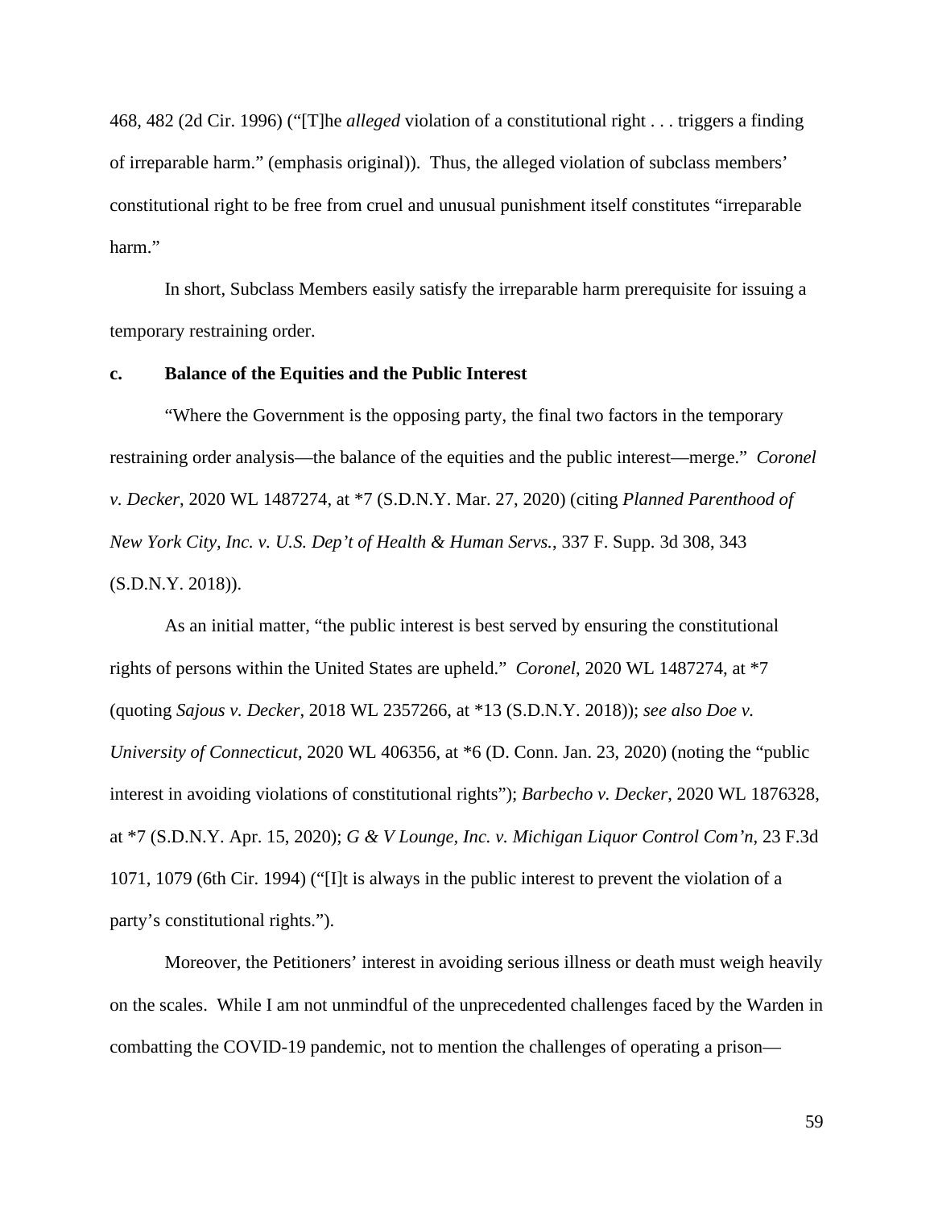468, 482 (2d Cir. 1996) ("[T]he *alleged* violation of a constitutional right . . . triggers a finding of irreparable harm." (emphasis original)). Thus, the alleged violation of subclass members' constitutional right to be free from cruel and unusual punishment itself constitutes "irreparable harm."

In short, Subclass Members easily satisfy the irreparable harm prerequisite for issuing a temporary restraining order.

**c. Balance of the Equities and the Public Interest**

"Where the Government is the opposing party, the final two factors in the temporary restraining order analysis—the balance of the equities and the public interest—merge." *Coronel v. Decker*, 2020 WL 1487274, at *7 (S.D.N.Y. Mar. 27, 2020) (citing *Planned Parenthood of New York City, Inc. v. U.S. Dep't of Health & Human Servs.*, 337 F. Supp. 3d 308, 343 (S.D.N.Y. 2018)).

As an initial matter, "the public interest is best served by ensuring the constitutional rights of persons within the United States are upheld." *Coronel*, 2020 WL 1487274, at *7 (quoting *Sajous v. Decker*, 2018 WL 2357266, at *13 (S.D.N.Y. 2018)); *see also Doe v. University of Connecticut*, 2020 WL 406356, at *6 (D. Conn. Jan. 23, 2020) (noting the "public interest in avoiding violations of constitutional rights"); *Barbecho v. Decker*, 2020 WL 1876328, at *7 (S.D.N.Y. Apr. 15, 2020); *G & V Lounge, Inc. v. Michigan Liquor Control Com'n*, 23 F.3d 1071, 1079 (6th Cir. 1994) ("[I]t is always in the public interest to prevent the violation of a party's constitutional rights.").

Moreover, the Petitioners' interest in avoiding serious illness or death must weigh heavily on the scales. While I am not unmindful of the unprecedented challenges faced by the Warden in combatting the COVID-19 pandemic, not to mention the challenges of operating a prison—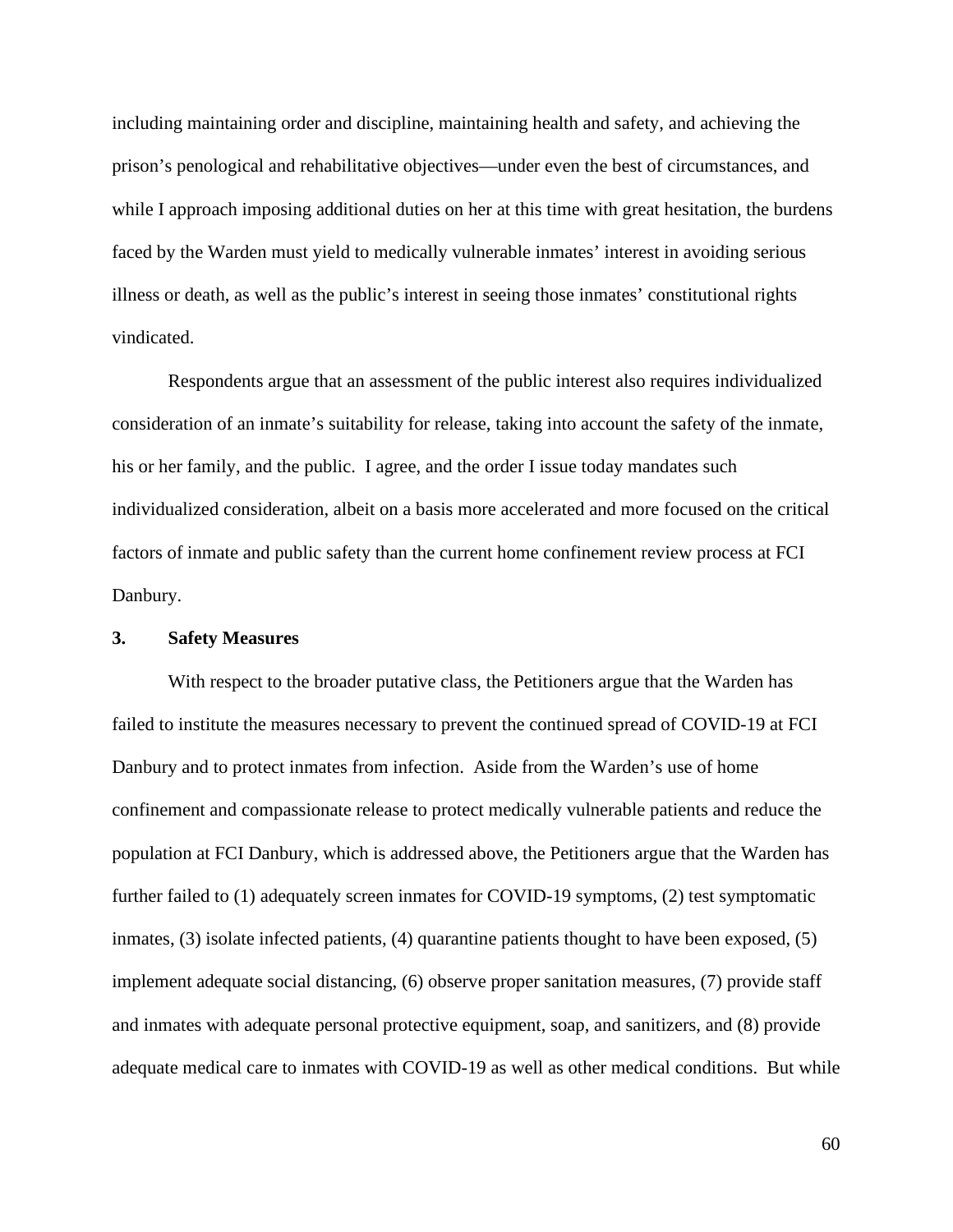including maintaining order and discipline, maintaining health and safety, and achieving the prison's penological and rehabilitative objectives—under even the best of circumstances, and while I approach imposing additional duties on her at this time with great hesitation, the burdens faced by the Warden must yield to medically vulnerable inmates' interest in avoiding serious illness or death, as well as the public's interest in seeing those inmates' constitutional rights vindicated.

Respondents argue that an assessment of the public interest also requires individualized consideration of an inmate's suitability for release, taking into account the safety of the inmate, his or her family, and the public. I agree, and the order I issue today mandates such individualized consideration, albeit on a basis more accelerated and more focused on the critical factors of inmate and public safety than the current home confinement review process at FCI Danbury.

**3. Safety Measures**

With respect to the broader putative class, the Petitioners argue that the Warden has failed to institute the measures necessary to prevent the continued spread of COVID-19 at FCI Danbury and to protect inmates from infection. Aside from the Warden's use of home confinement and compassionate release to protect medically vulnerable patients and reduce the population at FCI Danbury, which is addressed above, the Petitioners argue that the Warden has further failed to (1) adequately screen inmates for COVID-19 symptoms, (2) test symptomatic inmates, (3) isolate infected patients, (4) quarantine patients thought to have been exposed, (5) implement adequate social distancing, (6) observe proper sanitation measures, (7) provide staff and inmates with adequate personal protective equipment, soap, and sanitizers, and (8) provide adequate medical care to inmates with COVID-19 as well as other medical conditions. But while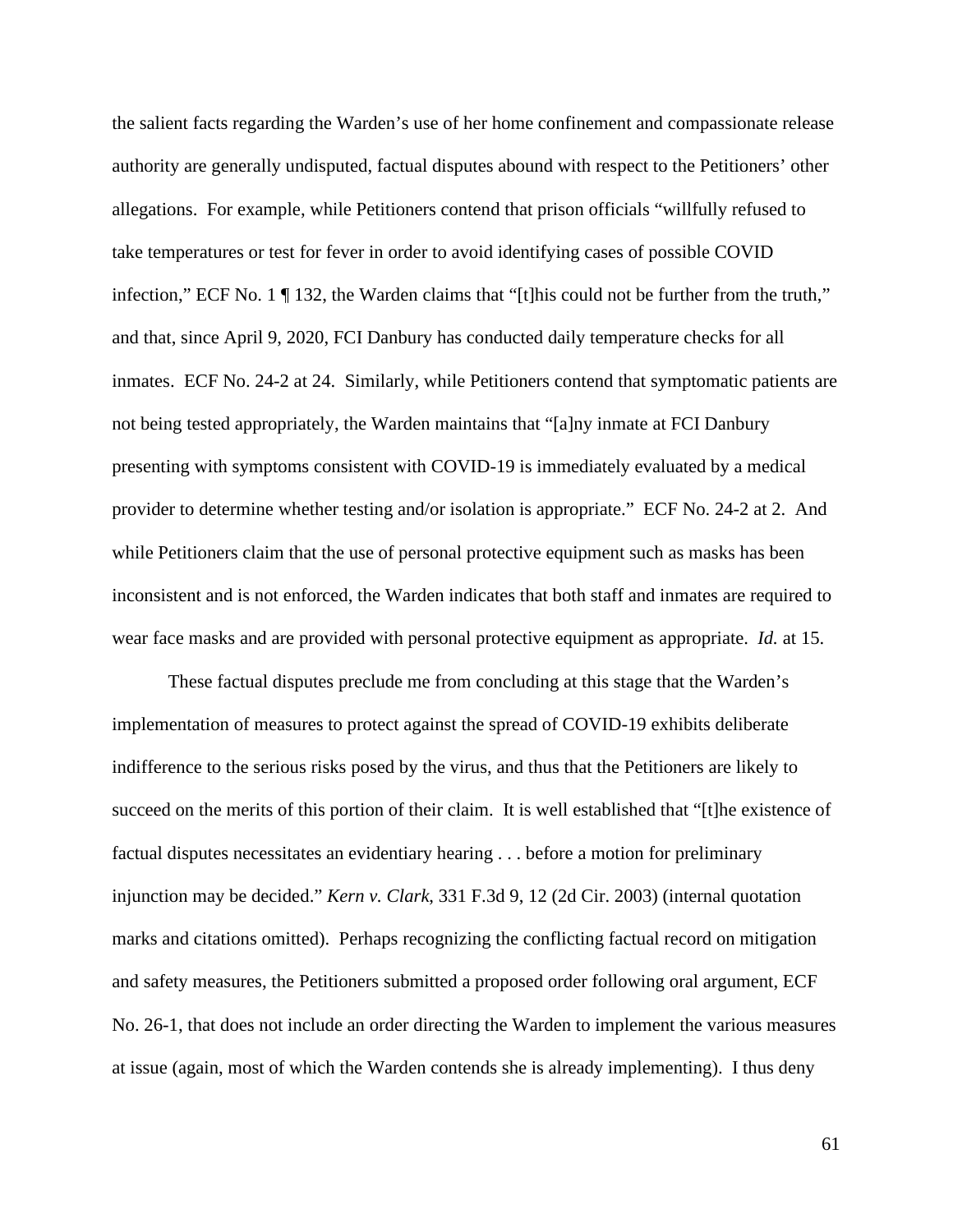the salient facts regarding the Warden's use of her home confinement and compassionate release authority are generally undisputed, factual disputes abound with respect to the Petitioners' other allegations. For example, while Petitioners contend that prison officials "willfully refused to take temperatures or test for fever in order to avoid identifying cases of possible COVID infection," ECF No. 1 ¶ 132, the Warden claims that "[t]his could not be further from the truth," and that, since April 9, 2020, FCI Danbury has conducted daily temperature checks for all inmates. ECF No. 24-2 at 24. Similarly, while Petitioners contend that symptomatic patients are not being tested appropriately, the Warden maintains that "[a]ny inmate at FCI Danbury presenting with symptoms consistent with COVID-19 is immediately evaluated by a medical provider to determine whether testing and/or isolation is appropriate." ECF No. 24-2 at 2. And while Petitioners claim that the use of personal protective equipment such as masks has been inconsistent and is not enforced, the Warden indicates that both staff and inmates are required to wear face masks and are provided with personal protective equipment as appropriate. *Id.* at 15.

These factual disputes preclude me from concluding at this stage that the Warden's implementation of measures to protect against the spread of COVID-19 exhibits deliberate indifference to the serious risks posed by the virus, and thus that the Petitioners are likely to succeed on the merits of this portion of their claim. It is well established that "[t]he existence of factual disputes necessitates an evidentiary hearing . . . before a motion for preliminary injunction may be decided." *Kern v. Clark*, 331 F.3d 9, 12 (2d Cir. 2003) (internal quotation marks and citations omitted). Perhaps recognizing the conflicting factual record on mitigation and safety measures, the Petitioners submitted a proposed order following oral argument, ECF No. 26-1, that does not include an order directing the Warden to implement the various measures at issue (again, most of which the Warden contends she is already implementing). I thus deny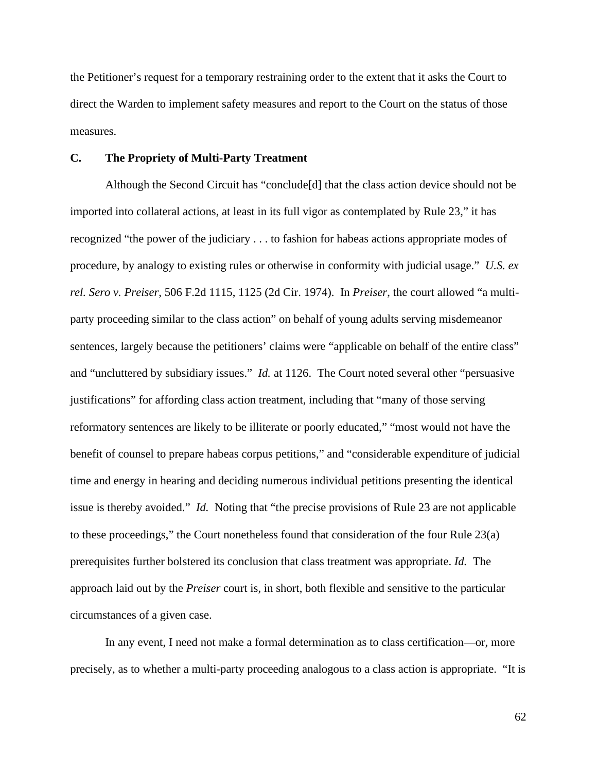the Petitioner's request for a temporary restraining order to the extent that it asks the Court to direct the Warden to implement safety measures and report to the Court on the status of those measures.

### C. The Propriety of Multi-Party Treatment

Although the Second Circuit has "conclude[d] that the class action device should not be imported into collateral actions, at least in its full vigor as contemplated by Rule 23," it has recognized "the power of the judiciary . . . to fashion for habeas actions appropriate modes of procedure, by analogy to existing rules or otherwise in conformity with judicial usage." *U.S. ex rel. Sero v. Preiser*, 506 F.2d 1115, 1125 (2d Cir. 1974). In *Preiser*, the court allowed "a multi-party proceeding similar to the class action" on behalf of young adults serving misdemeanor sentences, largely because the petitioners' claims were "applicable on behalf of the entire class" and "uncluttered by subsidiary issues." *Id.* at 1126. The Court noted several other "persuasive justifications" for affording class action treatment, including that "many of those serving reformatory sentences are likely to be illiterate or poorly educated," "most would not have the benefit of counsel to prepare habeas corpus petitions," and "considerable expenditure of judicial time and energy in hearing and deciding numerous individual petitions presenting the identical issue is thereby avoided." *Id.* Noting that "the precise provisions of Rule 23 are not applicable to these proceedings," the Court nonetheless found that consideration of the four Rule 23(a) prerequisites further bolstered its conclusion that class treatment was appropriate. *Id.* The approach laid out by the *Preiser* court is, in short, both flexible and sensitive to the particular circumstances of a given case.

In any event, I need not make a formal determination as to class certification—or, more precisely, as to whether a multi-party proceeding analogous to a class action is appropriate. "It is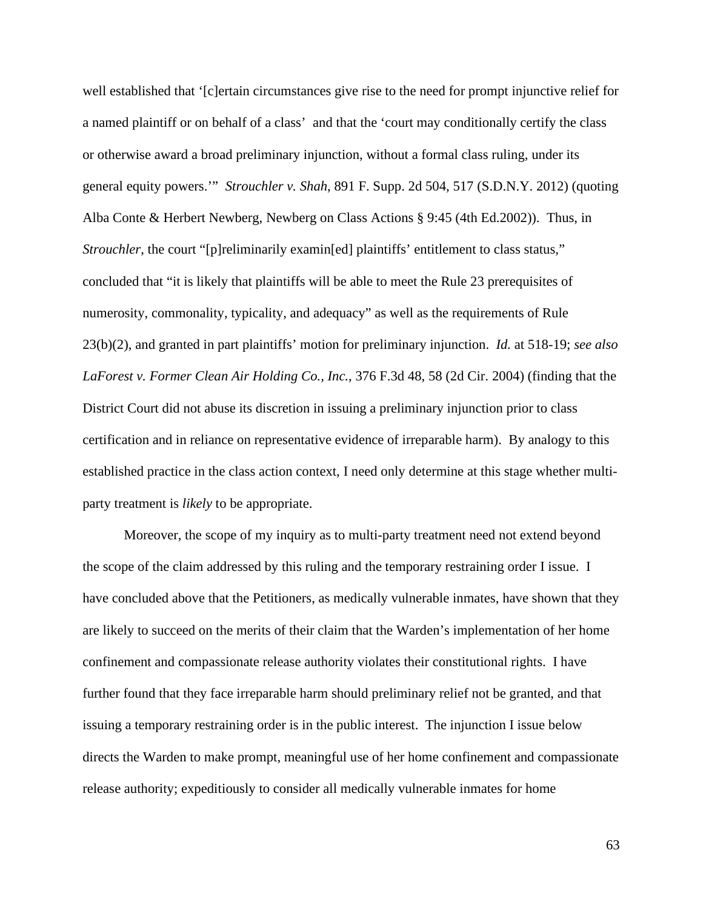well established that '[c]ertain circumstances give rise to the need for prompt injunctive relief for a named plaintiff or on behalf of a class' and that the 'court may conditionally certify the class or otherwise award a broad preliminary injunction, without a formal class ruling, under its general equity powers.'" *Strouchler v. Shah*, 891 F. Supp. 2d 504, 517 (S.D.N.Y. 2012) (quoting Alba Conte & Herbert Newberg, Newberg on Class Actions § 9:45 (4th Ed.2002)). Thus, in *Strouchler*, the court "[p]reliminarily examin[ed] plaintiffs' entitlement to class status," concluded that "it is likely that plaintiffs will be able to meet the Rule 23 prerequisites of numerosity, commonality, typicality, and adequacy" as well as the requirements of Rule 23(b)(2), and granted in part plaintiffs' motion for preliminary injunction. *Id.* at 518-19; *see also LaForest v. Former Clean Air Holding Co., Inc.*, 376 F.3d 48, 58 (2d Cir. 2004) (finding that the District Court did not abuse its discretion in issuing a preliminary injunction prior to class certification and in reliance on representative evidence of irreparable harm). By analogy to this established practice in the class action context, I need only determine at this stage whether multi-party treatment is *likely* to be appropriate.

Moreover, the scope of my inquiry as to multi-party treatment need not extend beyond the scope of the claim addressed by this ruling and the temporary restraining order I issue. I have concluded above that the Petitioners, as medically vulnerable inmates, have shown that they are likely to succeed on the merits of their claim that the Warden's implementation of her home confinement and compassionate release authority violates their constitutional rights. I have further found that they face irreparable harm should preliminary relief not be granted, and that issuing a temporary restraining order is in the public interest. The injunction I issue below directs the Warden to make prompt, meaningful use of her home confinement and compassionate release authority; expeditiously to consider all medically vulnerable inmates for home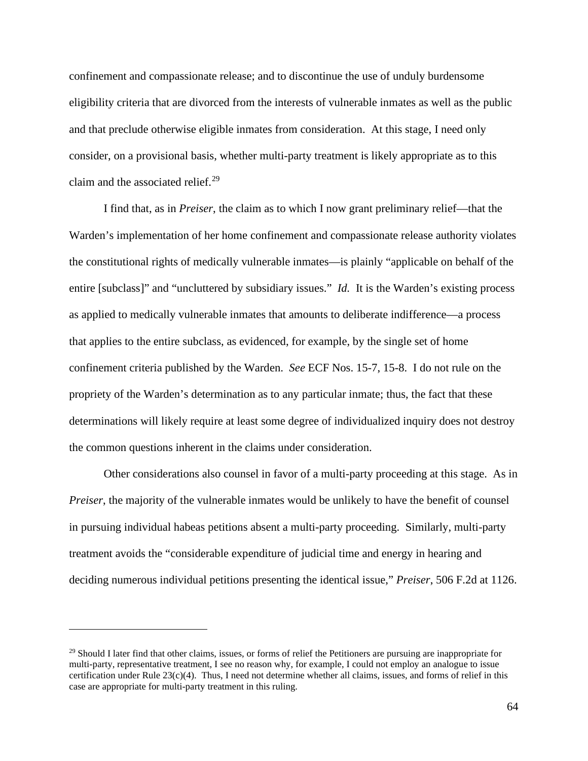confinement and compassionate release; and to discontinue the use of unduly burdensome eligibility criteria that are divorced from the interests of vulnerable inmates as well as the public and that preclude otherwise eligible inmates from consideration. At this stage, I need only consider, on a provisional basis, whether multi-party treatment is likely appropriate as to this claim and the associated relief.[29]

I find that, as in *Preiser*, the claim as to which I now grant preliminary relief—that the Warden's implementation of her home confinement and compassionate release authority violates the constitutional rights of medically vulnerable inmates—is plainly "applicable on behalf of the entire [subclass]" and "uncluttered by subsidiary issues." *Id.* It is the Warden's existing process as applied to medically vulnerable inmates that amounts to deliberate indifference—a process that applies to the entire subclass, as evidenced, for example, by the single set of home confinement criteria published by the Warden. *See* ECF Nos. 15-7, 15-8. I do not rule on the propriety of the Warden's determination as to any particular inmate; thus, the fact that these determinations will likely require at least some degree of individualized inquiry does not destroy the common questions inherent in the claims under consideration.

Other considerations also counsel in favor of a multi-party proceeding at this stage. As in *Preiser*, the majority of the vulnerable inmates would be unlikely to have the benefit of counsel in pursuing individual habeas petitions absent a multi-party proceeding. Similarly, multi-party treatment avoids the "considerable expenditure of judicial time and energy in hearing and deciding numerous individual petitions presenting the identical issue," *Preiser*, 506 F.2d at 1126.

---

[29] Should I later find that other claims, issues, or forms of relief the Petitioners are pursuing are inappropriate for multi-party, representative treatment, I see no reason why, for example, I could not employ an analogue to issue certification under Rule 23(c)(4). Thus, I need not determine whether all claims, issues, and forms of relief in this case are appropriate for multi-party treatment in this ruling.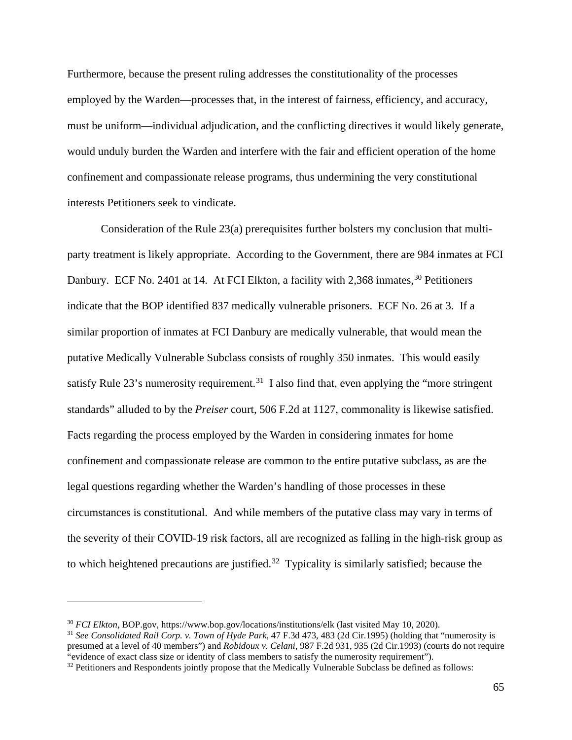Furthermore, because the present ruling addresses the constitutionality of the processes employed by the Warden—processes that, in the interest of fairness, efficiency, and accuracy, must be uniform—individual adjudication, and the conflicting directives it would likely generate, would unduly burden the Warden and interfere with the fair and efficient operation of the home confinement and compassionate release programs, thus undermining the very constitutional interests Petitioners seek to vindicate.

Consideration of the Rule 23(a) prerequisites further bolsters my conclusion that multi-party treatment is likely appropriate. According to the Government, there are 984 inmates at FCI Danbury. ECF No. 2401 at 14. At FCI Elkton, a facility with 2,368 inmates,[30] Petitioners indicate that the BOP identified 837 medically vulnerable prisoners. ECF No. 26 at 3. If a similar proportion of inmates at FCI Danbury are medically vulnerable, that would mean the putative Medically Vulnerable Subclass consists of roughly 350 inmates. This would easily satisfy Rule 23's numerosity requirement.[31] I also find that, even applying the "more stringent standards" alluded to by the *Preiser* court, 506 F.2d at 1127, commonality is likewise satisfied. Facts regarding the process employed by the Warden in considering inmates for home confinement and compassionate release are common to the entire putative subclass, as are the legal questions regarding whether the Warden's handling of those processes in these circumstances is constitutional. And while members of the putative class may vary in terms of the severity of their COVID-19 risk factors, all are recognized as falling in the high-risk group as to which heightened precautions are justified.[32] Typicality is similarly satisfied; because the

---

[30] *FCI Elkton*, BOP.gov, https://www.bop.gov/locations/institutions/elk (last visited May 10, 2020).

[31] *See Consolidated Rail Corp. v. Town of Hyde Park*, 47 F.3d 473, 483 (2d Cir.1995) (holding that "numerosity is presumed at a level of 40 members") and *Robidoux v. Celani*, 987 F.2d 931, 935 (2d Cir.1993) (courts do not require "evidence of exact class size or identity of class members to satisfy the numerosity requirement").

[32] Petitioners and Respondents jointly propose that the Medically Vulnerable Subclass be defined as follows: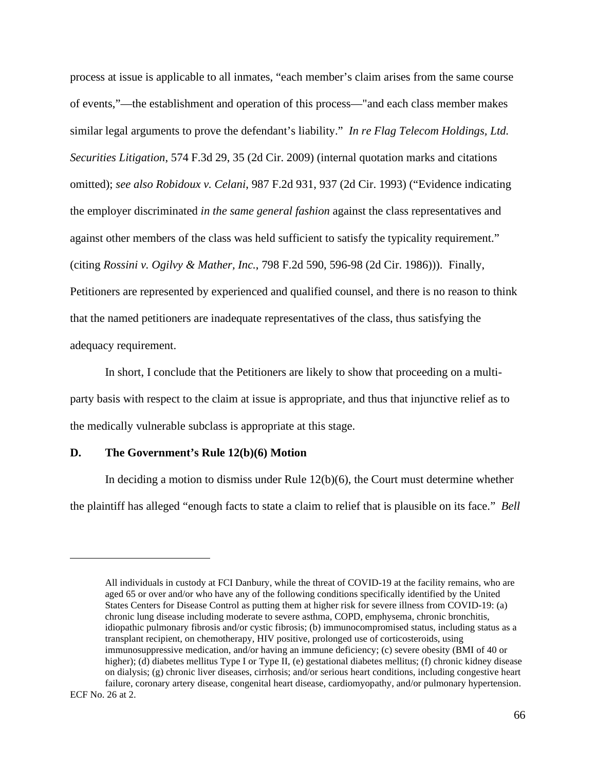process at issue is applicable to all inmates, "each member's claim arises from the same course of events,"—the establishment and operation of this process—"and each class member makes similar legal arguments to prove the defendant's liability." *In re Flag Telecom Holdings, Ltd. Securities Litigation*, 574 F.3d 29, 35 (2d Cir. 2009) (internal quotation marks and citations omitted); *see also Robidoux v. Celani*, 987 F.2d 931, 937 (2d Cir. 1993) ("Evidence indicating the employer discriminated *in the same general fashion* against the class representatives and against other members of the class was held sufficient to satisfy the typicality requirement." (citing *Rossini v. Ogilvy & Mather, Inc.*, 798 F.2d 590, 596-98 (2d Cir. 1986))). Finally, Petitioners are represented by experienced and qualified counsel, and there is no reason to think that the named petitioners are inadequate representatives of the class, thus satisfying the adequacy requirement.

In short, I conclude that the Petitioners are likely to show that proceeding on a multi-party basis with respect to the claim at issue is appropriate, and thus that injunctive relief as to the medically vulnerable subclass is appropriate at this stage.

## D. The Government's Rule 12(b)(6) Motion

In deciding a motion to dismiss under Rule 12(b)(6), the Court must determine whether the plaintiff has alleged "enough facts to state a claim to relief that is plausible on its face." *Bell*

---

> All individuals in custody at FCI Danbury, while the threat of COVID-19 at the facility remains, who are aged 65 or over and/or who have any of the following conditions specifically identified by the United States Centers for Disease Control as putting them at higher risk for severe illness from COVID-19: (a) chronic lung disease including moderate to severe asthma, COPD, emphysema, chronic bronchitis, idiopathic pulmonary fibrosis and/or cystic fibrosis; (b) immunocompromised status, including status as a transplant recipient, on chemotherapy, HIV positive, prolonged use of corticosteroids, using immunosuppressive medication, and/or having an immune deficiency; (c) severe obesity (BMI of 40 or higher); (d) diabetes mellitus Type I or Type II, (e) gestational diabetes mellitus; (f) chronic kidney disease on dialysis; (g) chronic liver diseases, cirrhosis; and/or serious heart conditions, including congestive heart failure, coronary artery disease, congenital heart disease, cardiomyopathy, and/or pulmonary hypertension.

ECF No. 26 at 2.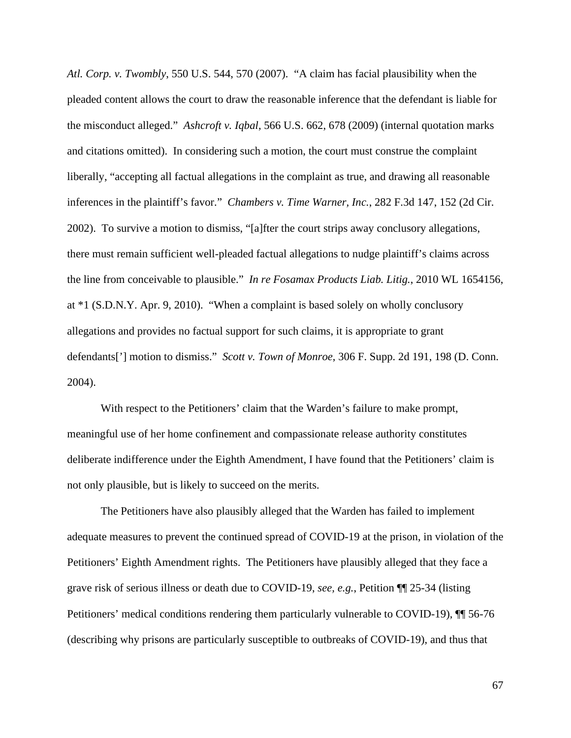*Atl. Corp. v. Twombly*, 550 U.S. 544, 570 (2007). "A claim has facial plausibility when the pleaded content allows the court to draw the reasonable inference that the defendant is liable for the misconduct alleged." *Ashcroft v. Iqbal*, 566 U.S. 662, 678 (2009) (internal quotation marks and citations omitted). In considering such a motion, the court must construe the complaint liberally, "accepting all factual allegations in the complaint as true, and drawing all reasonable inferences in the plaintiff's favor." *Chambers v. Time Warner, Inc.*, 282 F.3d 147, 152 (2d Cir. 2002). To survive a motion to dismiss, "[a]fter the court strips away conclusory allegations, there must remain sufficient well-pleaded factual allegations to nudge plaintiff's claims across the line from conceivable to plausible." *In re Fosamax Products Liab. Litig.*, 2010 WL 1654156, at *1 (S.D.N.Y. Apr. 9, 2010). "When a complaint is based solely on wholly conclusory allegations and provides no factual support for such claims, it is appropriate to grant defendants['] motion to dismiss." *Scott v. Town of Monroe*, 306 F. Supp. 2d 191, 198 (D. Conn. 2004).

With respect to the Petitioners' claim that the Warden's failure to make prompt, meaningful use of her home confinement and compassionate release authority constitutes deliberate indifference under the Eighth Amendment, I have found that the Petitioners' claim is not only plausible, but is likely to succeed on the merits.

The Petitioners have also plausibly alleged that the Warden has failed to implement adequate measures to prevent the continued spread of COVID-19 at the prison, in violation of the Petitioners' Eighth Amendment rights. The Petitioners have plausibly alleged that they face a grave risk of serious illness or death due to COVID-19, *see, e.g.*, Petition ¶¶ 25-34 (listing Petitioners' medical conditions rendering them particularly vulnerable to COVID-19), ¶¶ 56-76 (describing why prisons are particularly susceptible to outbreaks of COVID-19), and thus that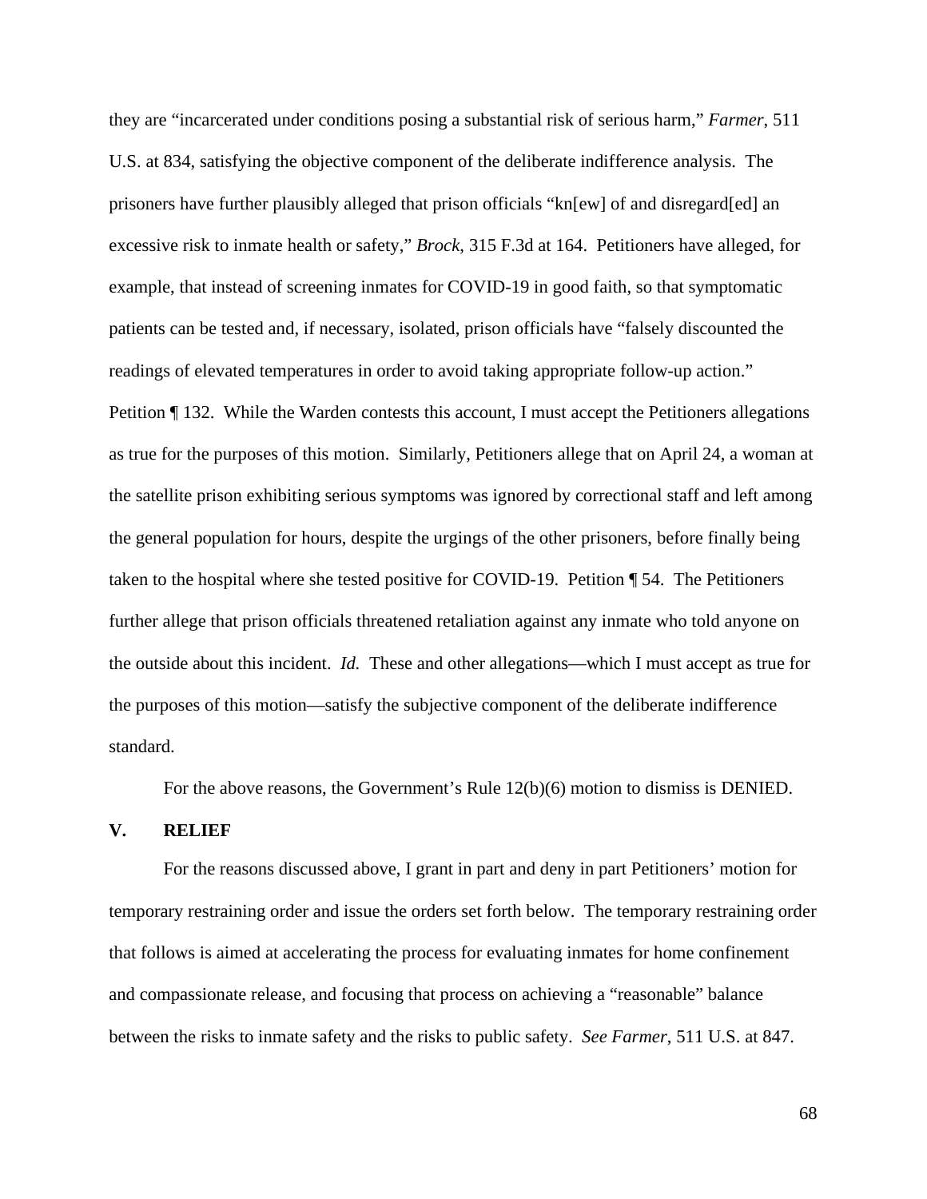they are "incarcerated under conditions posing a substantial risk of serious harm," *Farmer*, 511 U.S. at 834, satisfying the objective component of the deliberate indifference analysis. The prisoners have further plausibly alleged that prison officials "kn[ew] of and disregard[ed] an excessive risk to inmate health or safety," *Brock*, 315 F.3d at 164. Petitioners have alleged, for example, that instead of screening inmates for COVID-19 in good faith, so that symptomatic patients can be tested and, if necessary, isolated, prison officials have "falsely discounted the readings of elevated temperatures in order to avoid taking appropriate follow-up action." Petition ¶ 132. While the Warden contests this account, I must accept the Petitioners allegations as true for the purposes of this motion. Similarly, Petitioners allege that on April 24, a woman at the satellite prison exhibiting serious symptoms was ignored by correctional staff and left among the general population for hours, despite the urgings of the other prisoners, before finally being taken to the hospital where she tested positive for COVID-19. Petition ¶ 54. The Petitioners further allege that prison officials threatened retaliation against any inmate who told anyone on the outside about this incident. *Id.* These and other allegations—which I must accept as true for the purposes of this motion—satisfy the subjective component of the deliberate indifference standard.

For the above reasons, the Government's Rule 12(b)(6) motion to dismiss is DENIED.

## V. RELIEF

For the reasons discussed above, I grant in part and deny in part Petitioners' motion for temporary restraining order and issue the orders set forth below. The temporary restraining order that follows is aimed at accelerating the process for evaluating inmates for home confinement and compassionate release, and focusing that process on achieving a "reasonable" balance between the risks to inmate safety and the risks to public safety. *See Farmer*, 511 U.S. at 847.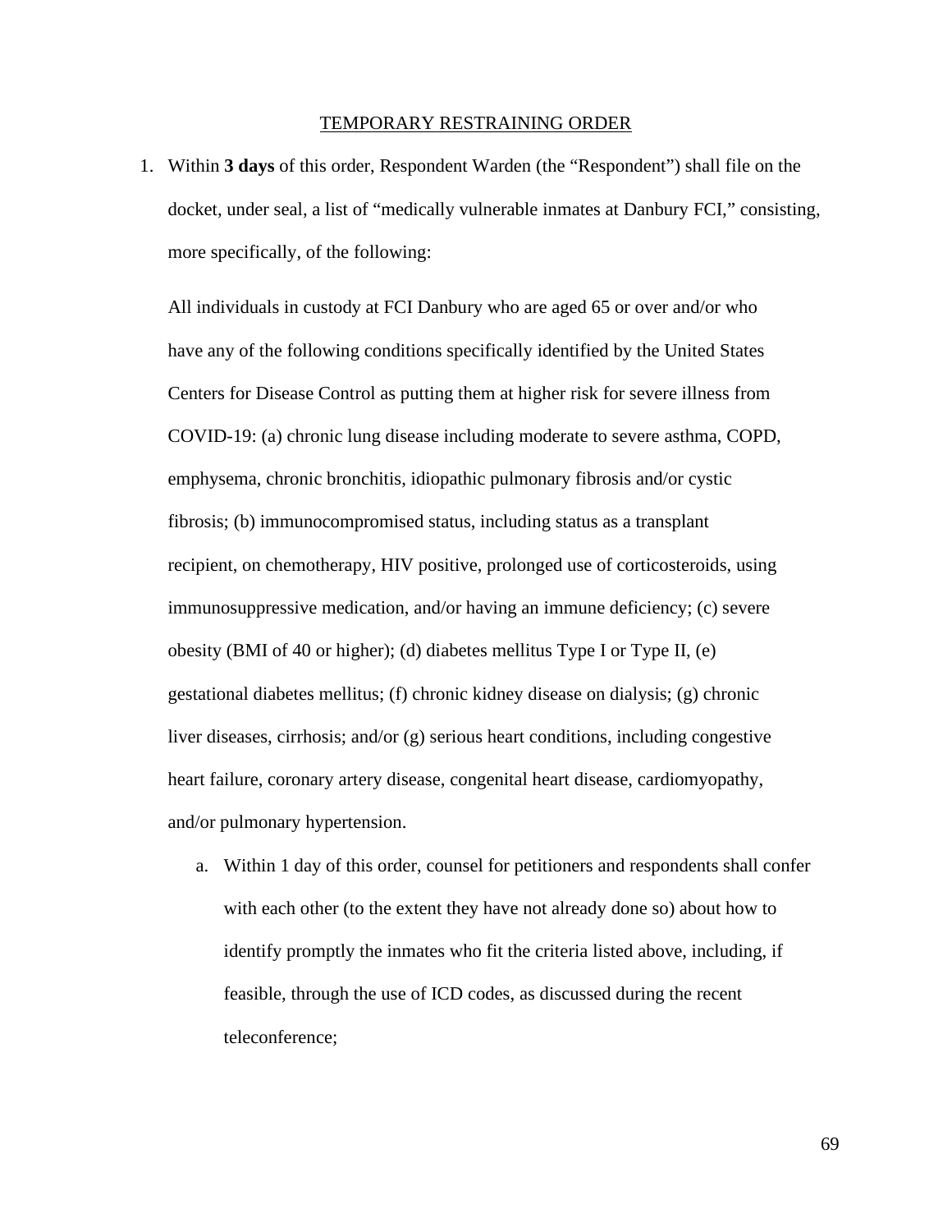TEMPORARY RESTRAINING ORDER

1. Within **3 days** of this order, Respondent Warden (the "Respondent") shall file on the docket, under seal, a list of "medically vulnerable inmates at Danbury FCI," consisting, more specifically, of the following:

   All individuals in custody at FCI Danbury who are aged 65 or over and/or who have any of the following conditions specifically identified by the United States Centers for Disease Control as putting them at higher risk for severe illness from COVID-19: (a) chronic lung disease including moderate to severe asthma, COPD, emphysema, chronic bronchitis, idiopathic pulmonary fibrosis and/or cystic fibrosis; (b) immunocompromised status, including status as a transplant recipient, on chemotherapy, HIV positive, prolonged use of corticosteroids, using immunosuppressive medication, and/or having an immune deficiency; (c) severe obesity (BMI of 40 or higher); (d) diabetes mellitus Type I or Type II, (e) gestational diabetes mellitus; (f) chronic kidney disease on dialysis; (g) chronic liver diseases, cirrhosis; and/or (g) serious heart conditions, including congestive heart failure, coronary artery disease, congenital heart disease, cardiomyopathy, and/or pulmonary hypertension.

   a. Within 1 day of this order, counsel for petitioners and respondents shall confer with each other (to the extent they have not already done so) about how to identify promptly the inmates who fit the criteria listed above, including, if feasible, through the use of ICD codes, as discussed during the recent teleconference;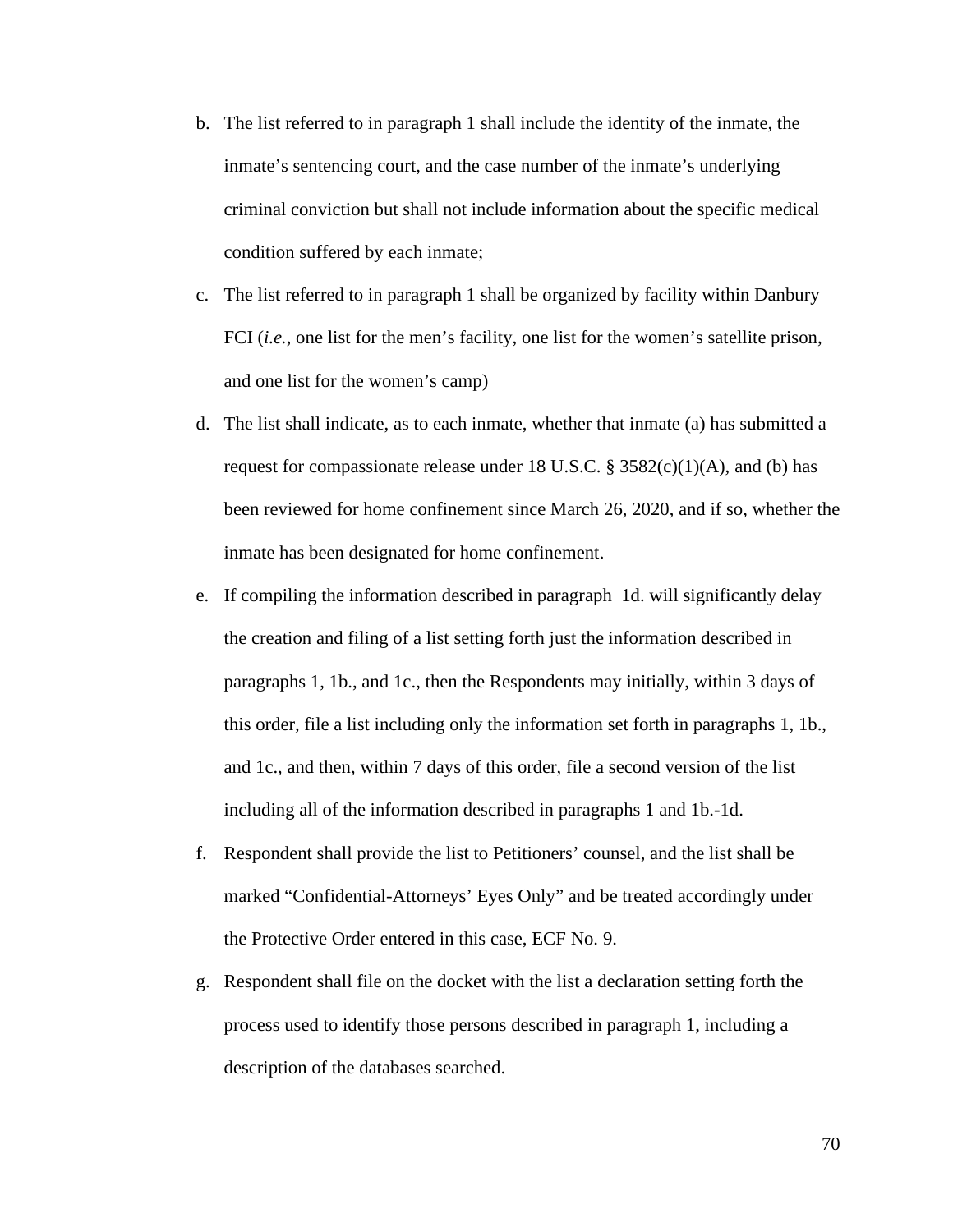b. The list referred to in paragraph 1 shall include the identity of the inmate, the inmate's sentencing court, and the case number of the inmate's underlying criminal conviction but shall not include information about the specific medical condition suffered by each inmate;

c. The list referred to in paragraph 1 shall be organized by facility within Danbury FCI (*i.e.*, one list for the men's facility, one list for the women's satellite prison, and one list for the women's camp)

d. The list shall indicate, as to each inmate, whether that inmate (a) has submitted a request for compassionate release under 18 U.S.C. § 3582(c)(1)(A), and (b) has been reviewed for home confinement since March 26, 2020, and if so, whether the inmate has been designated for home confinement.

e. If compiling the information described in paragraph 1d. will significantly delay the creation and filing of a list setting forth just the information described in paragraphs 1, 1b., and 1c., then the Respondents may initially, within 3 days of this order, file a list including only the information set forth in paragraphs 1, 1b., and 1c., and then, within 7 days of this order, file a second version of the list including all of the information described in paragraphs 1 and 1b.-1d.

f. Respondent shall provide the list to Petitioners' counsel, and the list shall be marked "Confidential-Attorneys' Eyes Only" and be treated accordingly under the Protective Order entered in this case, ECF No. 9.

g. Respondent shall file on the docket with the list a declaration setting forth the process used to identify those persons described in paragraph 1, including a description of the databases searched.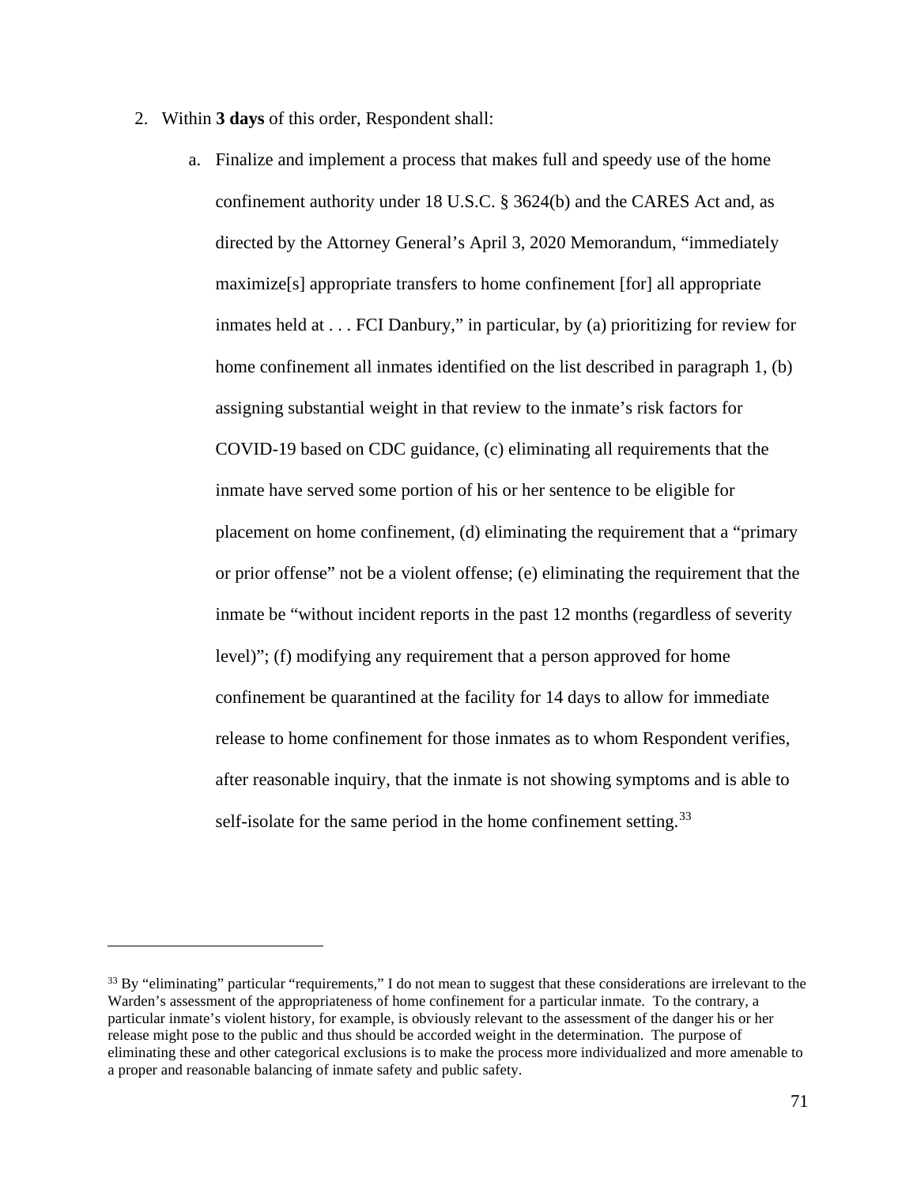2. Within **3 days** of this order, Respondent shall:

   a. Finalize and implement a process that makes full and speedy use of the home confinement authority under 18 U.S.C. § 3624(b) and the CARES Act and, as directed by the Attorney General's April 3, 2020 Memorandum, "immediately maximize[s] appropriate transfers to home confinement [for] all appropriate inmates held at . . . FCI Danbury," in particular, by (a) prioritizing for review for home confinement all inmates identified on the list described in paragraph 1, (b) assigning substantial weight in that review to the inmate's risk factors for COVID-19 based on CDC guidance, (c) eliminating all requirements that the inmate have served some portion of his or her sentence to be eligible for placement on home confinement, (d) eliminating the requirement that a "primary or prior offense" not be a violent offense; (e) eliminating the requirement that the inmate be "without incident reports in the past 12 months (regardless of severity level)"; (f) modifying any requirement that a person approved for home confinement be quarantined at the facility for 14 days to allow for immediate release to home confinement for those inmates as to whom Respondent verifies, after reasonable inquiry, that the inmate is not showing symptoms and is able to self-isolate for the same period in the home confinement setting.[33]

---

[33] By "eliminating" particular "requirements," I do not mean to suggest that these considerations are irrelevant to the Warden's assessment of the appropriateness of home confinement for a particular inmate. To the contrary, a particular inmate's violent history, for example, is obviously relevant to the assessment of the danger his or her release might pose to the public and thus should be accorded weight in the determination. The purpose of eliminating these and other categorical exclusions is to make the process more individualized and more amenable to a proper and reasonable balancing of inmate safety and public safety.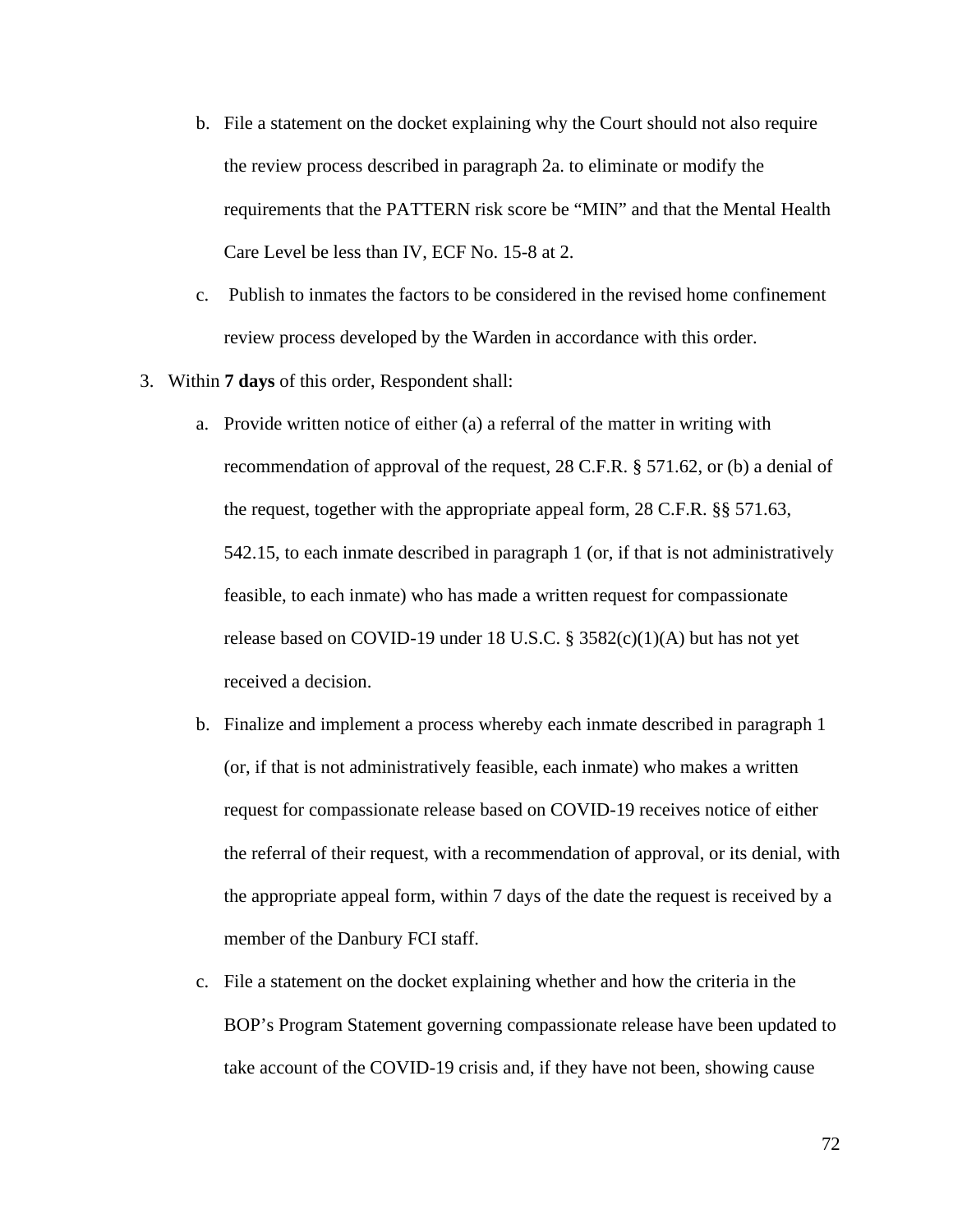b. File a statement on the docket explaining why the Court should not also require the review process described in paragraph 2a. to eliminate or modify the requirements that the PATTERN risk score be "MIN" and that the Mental Health Care Level be less than IV, ECF No. 15-8 at 2.

c. Publish to inmates the factors to be considered in the revised home confinement review process developed by the Warden in accordance with this order.

3. Within **7 days** of this order, Respondent shall:

   a. Provide written notice of either (a) a referral of the matter in writing with recommendation of approval of the request, 28 C.F.R. § 571.62, or (b) a denial of the request, together with the appropriate appeal form, 28 C.F.R. §§ 571.63, 542.15, to each inmate described in paragraph 1 (or, if that is not administratively feasible, to each inmate) who has made a written request for compassionate release based on COVID-19 under 18 U.S.C. § 3582(c)(1)(A) but has not yet received a decision.

   b. Finalize and implement a process whereby each inmate described in paragraph 1 (or, if that is not administratively feasible, each inmate) who makes a written request for compassionate release based on COVID-19 receives notice of either the referral of their request, with a recommendation of approval, or its denial, with the appropriate appeal form, within 7 days of the date the request is received by a member of the Danbury FCI staff.

   c. File a statement on the docket explaining whether and how the criteria in the BOP's Program Statement governing compassionate release have been updated to take account of the COVID-19 crisis and, if they have not been, showing cause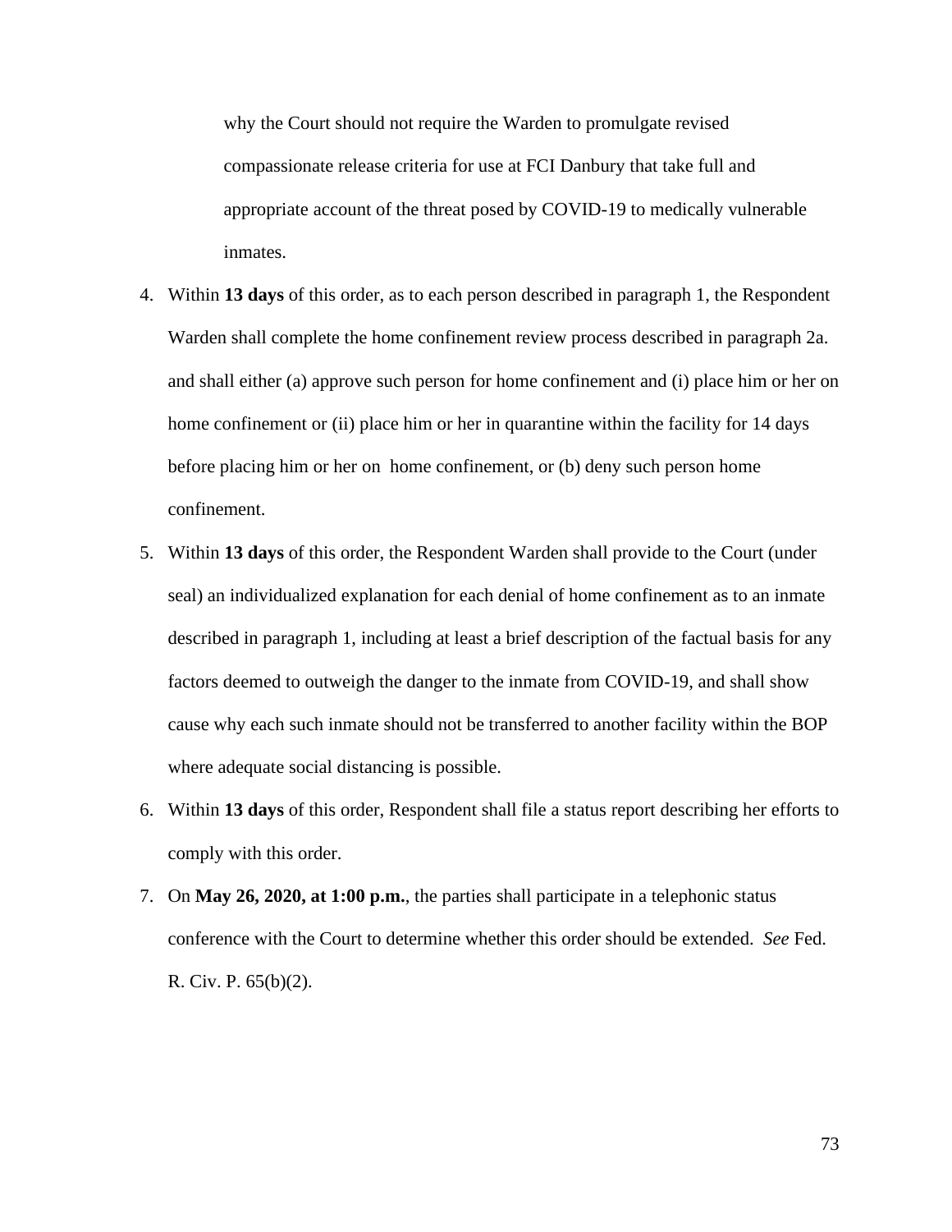why the Court should not require the Warden to promulgate revised compassionate release criteria for use at FCI Danbury that take full and appropriate account of the threat posed by COVID-19 to medically vulnerable inmates.

4. Within **13 days** of this order, as to each person described in paragraph 1, the Respondent Warden shall complete the home confinement review process described in paragraph 2a. and shall either (a) approve such person for home confinement and (i) place him or her on home confinement or (ii) place him or her in quarantine within the facility for 14 days before placing him or her on home confinement, or (b) deny such person home confinement.
5. Within **13 days** of this order, the Respondent Warden shall provide to the Court (under seal) an individualized explanation for each denial of home confinement as to an inmate described in paragraph 1, including at least a brief description of the factual basis for any factors deemed to outweigh the danger to the inmate from COVID-19, and shall show cause why each such inmate should not be transferred to another facility within the BOP where adequate social distancing is possible.
6. Within **13 days** of this order, Respondent shall file a status report describing her efforts to comply with this order.
7. On **May 26, 2020, at 1:00 p.m.**, the parties shall participate in a telephonic status conference with the Court to determine whether this order should be extended. *See* Fed. R. Civ. P. 65(b)(2).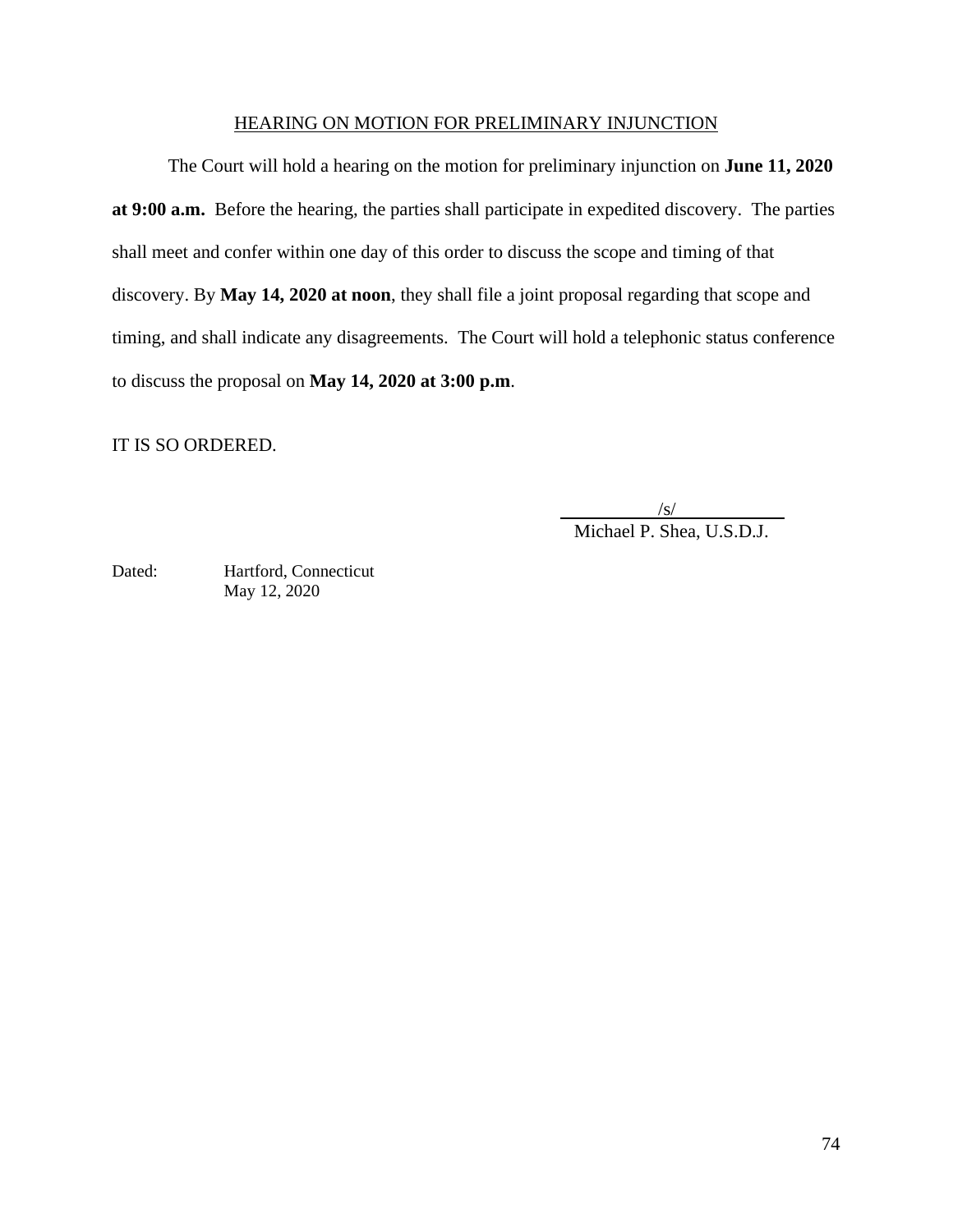## HEARING ON MOTION FOR PRELIMINARY INJUNCTION

The Court will hold a hearing on the motion for preliminary injunction on **June 11, 2020 at 9:00 a.m.** Before the hearing, the parties shall participate in expedited discovery. The parties shall meet and confer within one day of this order to discuss the scope and timing of that discovery. By **May 14, 2020 at noon**, they shall file a joint proposal regarding that scope and timing, and shall indicate any disagreements. The Court will hold a telephonic status conference to discuss the proposal on **May 14, 2020 at 3:00 p.m**.

IT IS SO ORDERED.

/s/
Michael P. Shea, U.S.D.J.

Dated: Hartford, Connecticut
May 12, 2020